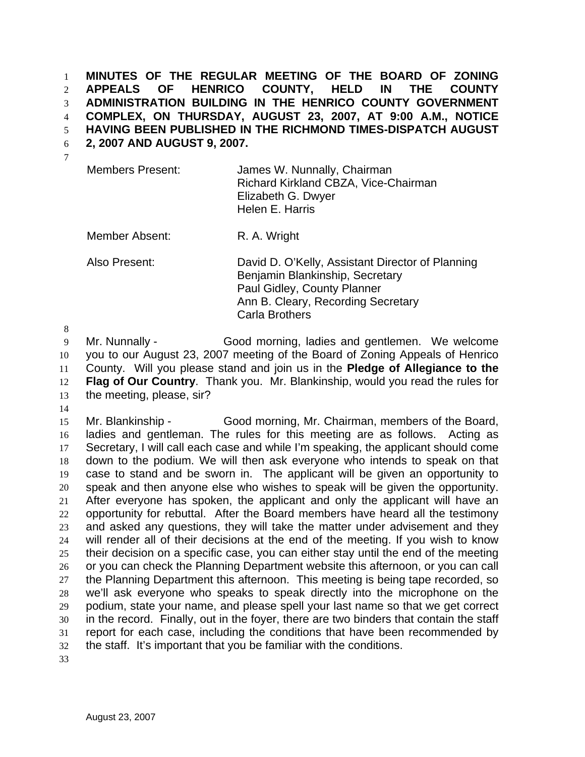**MINUTES OF THE REGULAR MEETING OF THE BOARD OF ZONING APPEALS OF HENRICO COUNTY, HELD IN THE COUNTY ADMINISTRATION BUILDING IN THE HENRICO COUNTY GOVERNMENT COMPLEX, ON THURSDAY, AUGUST 23, 2007, AT 9:00 A.M., NOTICE HAVING BEEN PUBLISHED IN THE RICHMOND TIMES-DISPATCH AUGUST 2, 2007 AND AUGUST 9, 2007.**

| | |
|---|---|
| Members Present: | James W. Nunnally, Chairman<br>Richard Kirkland CBZA, Vice-Chairman<br>Elizabeth G. Dwyer<br>Helen E. Harris |
| Member Absent: | R. A. Wright |
| Also Present: | David D. O'Kelly, Assistant Director of Planning<br>Benjamin Blankinship, Secretary<br>Paul Gidley, County Planner<br>Ann B. Cleary, Recording Secretary<br>Carla Brothers |

Mr. Nunnally - Good morning, ladies and gentlemen. We welcome you to our August 23, 2007 meeting of the Board of Zoning Appeals of Henrico County. Will you please stand and join us in the **Pledge of Allegiance to the Flag of Our Country**. Thank you. Mr. Blankinship, would you read the rules for the meeting, please, sir?

Mr. Blankinship - Good morning, Mr. Chairman, members of the Board, ladies and gentleman. The rules for this meeting are as follows. Acting as Secretary, I will call each case and while I'm speaking, the applicant should come down to the podium. We will then ask everyone who intends to speak on that case to stand and be sworn in. The applicant will be given an opportunity to speak and then anyone else who wishes to speak will be given the opportunity. After everyone has spoken, the applicant and only the applicant will have an opportunity for rebuttal. After the Board members have heard all the testimony and asked any questions, they will take the matter under advisement and they will render all of their decisions at the end of the meeting. If you wish to know their decision on a specific case, you can either stay until the end of the meeting or you can check the Planning Department website this afternoon, or you can call the Planning Department this afternoon. This meeting is being tape recorded, so we'll ask everyone who speaks to speak directly into the microphone on the podium, state your name, and please spell your last name so that we get correct in the record. Finally, out in the foyer, there are two binders that contain the staff report for each case, including the conditions that have been recommended by the staff. It's important that you be familiar with the conditions.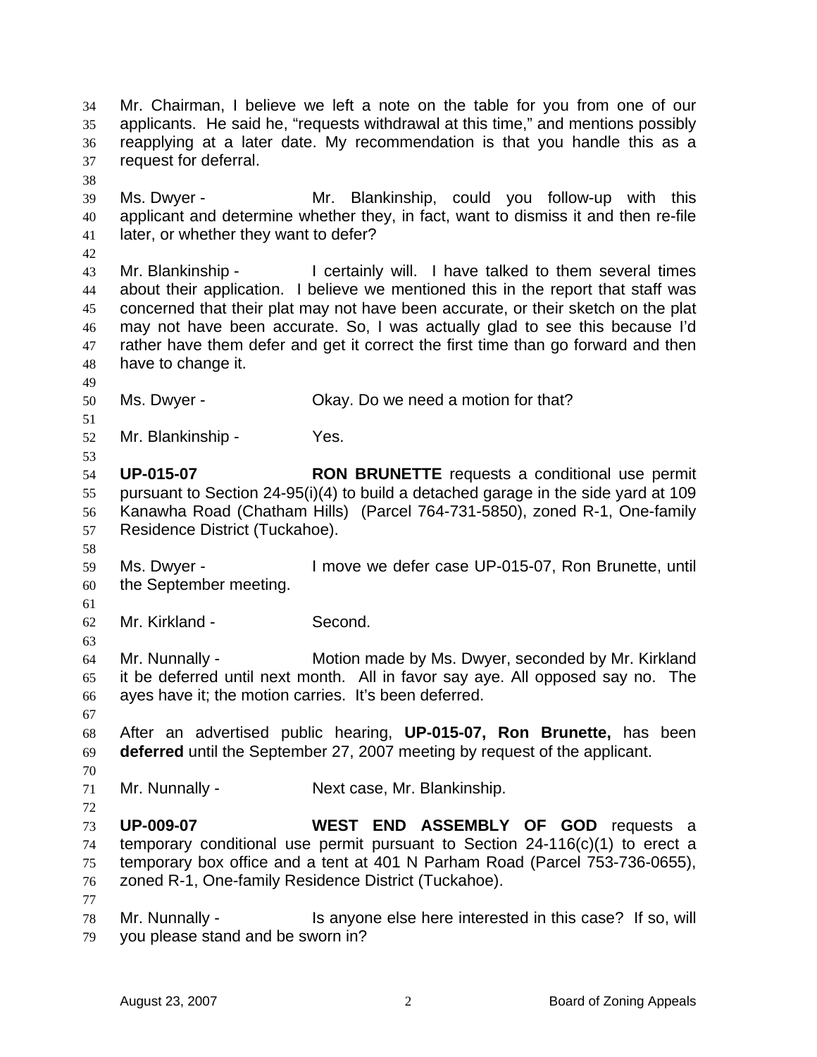Mr. Chairman, I believe we left a note on the table for you from one of our applicants. He said he, "requests withdrawal at this time," and mentions possibly reapplying at a later date. My recommendation is that you handle this as a request for deferral.

Ms. Dwyer - Mr. Blankinship, could you follow-up with this applicant and determine whether they, in fact, want to dismiss it and then re-file later, or whether they want to defer?

Mr. Blankinship - I certainly will. I have talked to them several times about their application. I believe we mentioned this in the report that staff was concerned that their plat may not have been accurate, or their sketch on the plat may not have been accurate. So, I was actually glad to see this because I'd rather have them defer and get it correct the first time than go forward and then have to change it.

Ms. Dwyer - Okay. Do we need a motion for that?

Mr. Blankinship - Yes.

**UP-015-07** **RON BRUNETTE** requests a conditional use permit pursuant to Section 24-95(i)(4) to build a detached garage in the side yard at 109 Kanawha Road (Chatham Hills) (Parcel 764-731-5850), zoned R-1, One-family Residence District (Tuckahoe).

Ms. Dwyer - I move we defer case UP-015-07, Ron Brunette, until the September meeting.

Mr. Kirkland - Second.

Mr. Nunnally - Motion made by Ms. Dwyer, seconded by Mr. Kirkland it be deferred until next month. All in favor say aye. All opposed say no. The ayes have it; the motion carries. It's been deferred.

After an advertised public hearing, **UP-015-07, Ron Brunette,** has been **deferred** until the September 27, 2007 meeting by request of the applicant.

Mr. Nunnally - Next case, Mr. Blankinship.

**UP-009-07** **WEST END ASSEMBLY OF GOD** requests a temporary conditional use permit pursuant to Section 24-116(c)(1) to erect a temporary box office and a tent at 401 N Parham Road (Parcel 753-736-0655), zoned R-1, One-family Residence District (Tuckahoe).

Mr. Nunnally - Is anyone else here interested in this case? If so, will you please stand and be sworn in?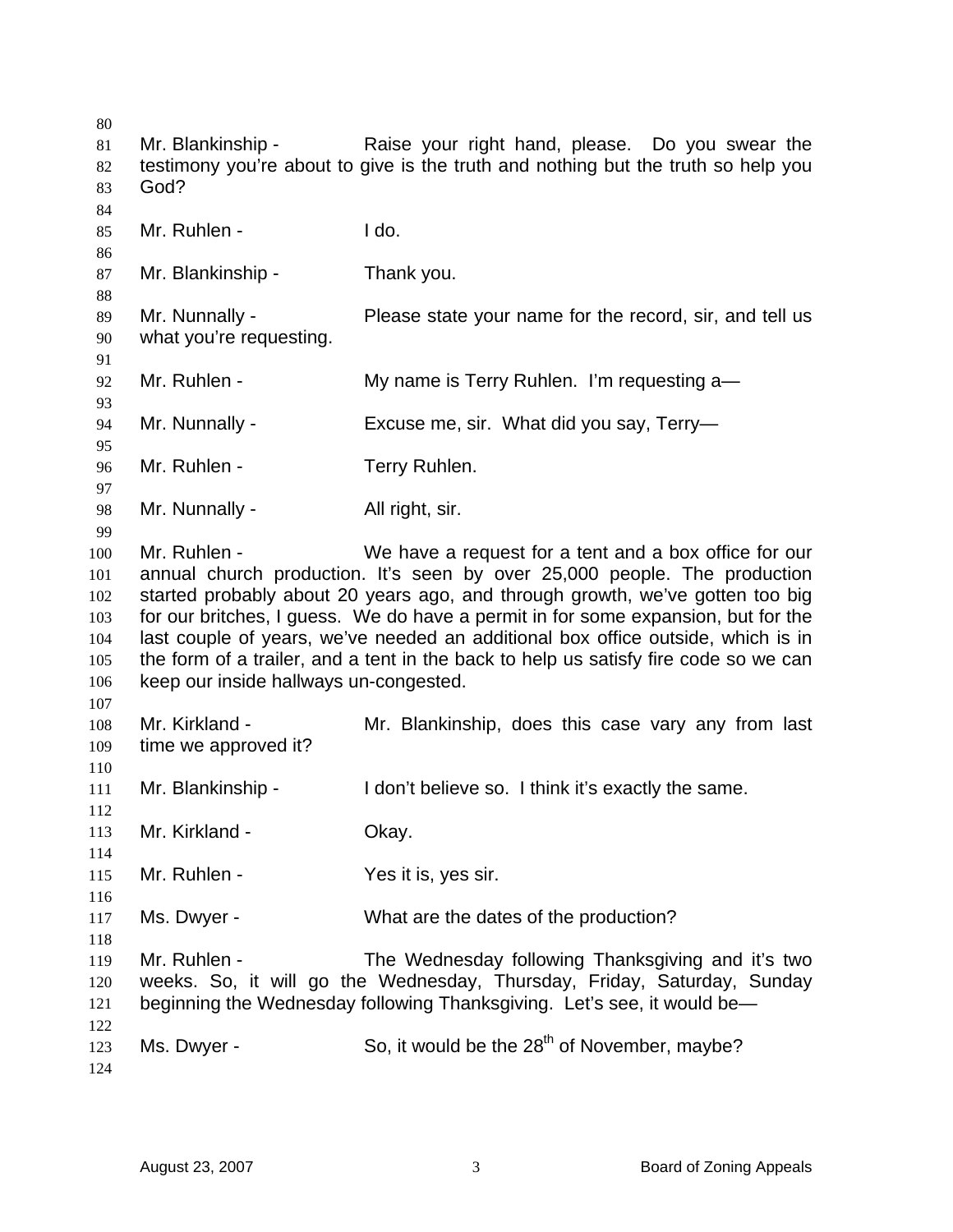Mr. Blankinship - Raise your right hand, please. Do you swear the testimony you're about to give is the truth and nothing but the truth so help you God?

Mr. Ruhlen - I do.

Mr. Blankinship - Thank you.

Mr. Nunnally - Please state your name for the record, sir, and tell us what you're requesting.

Mr. Ruhlen - My name is Terry Ruhlen. I'm requesting a—

Mr. Nunnally - Excuse me, sir. What did you say, Terry—

Mr. Ruhlen - Terry Ruhlen.

Mr. Nunnally - All right, sir.

Mr. Ruhlen - We have a request for a tent and a box office for our annual church production. It's seen by over 25,000 people. The production started probably about 20 years ago, and through growth, we've gotten too big for our britches, I guess. We do have a permit in for some expansion, but for the last couple of years, we've needed an additional box office outside, which is in the form of a trailer, and a tent in the back to help us satisfy fire code so we can keep our inside hallways un-congested.

Mr. Kirkland - Mr. Blankinship, does this case vary any from last time we approved it?

Mr. Blankinship - I don't believe so. I think it's exactly the same.

Mr. Kirkland - Okay.

Mr. Ruhlen - Yes it is, yes sir.

Ms. Dwyer - What are the dates of the production?

Mr. Ruhlen - The Wednesday following Thanksgiving and it's two weeks. So, it will go the Wednesday, Thursday, Friday, Saturday, Sunday beginning the Wednesday following Thanksgiving. Let's see, it would be—

Ms. Dwyer - So, it would be the 28th of November, maybe?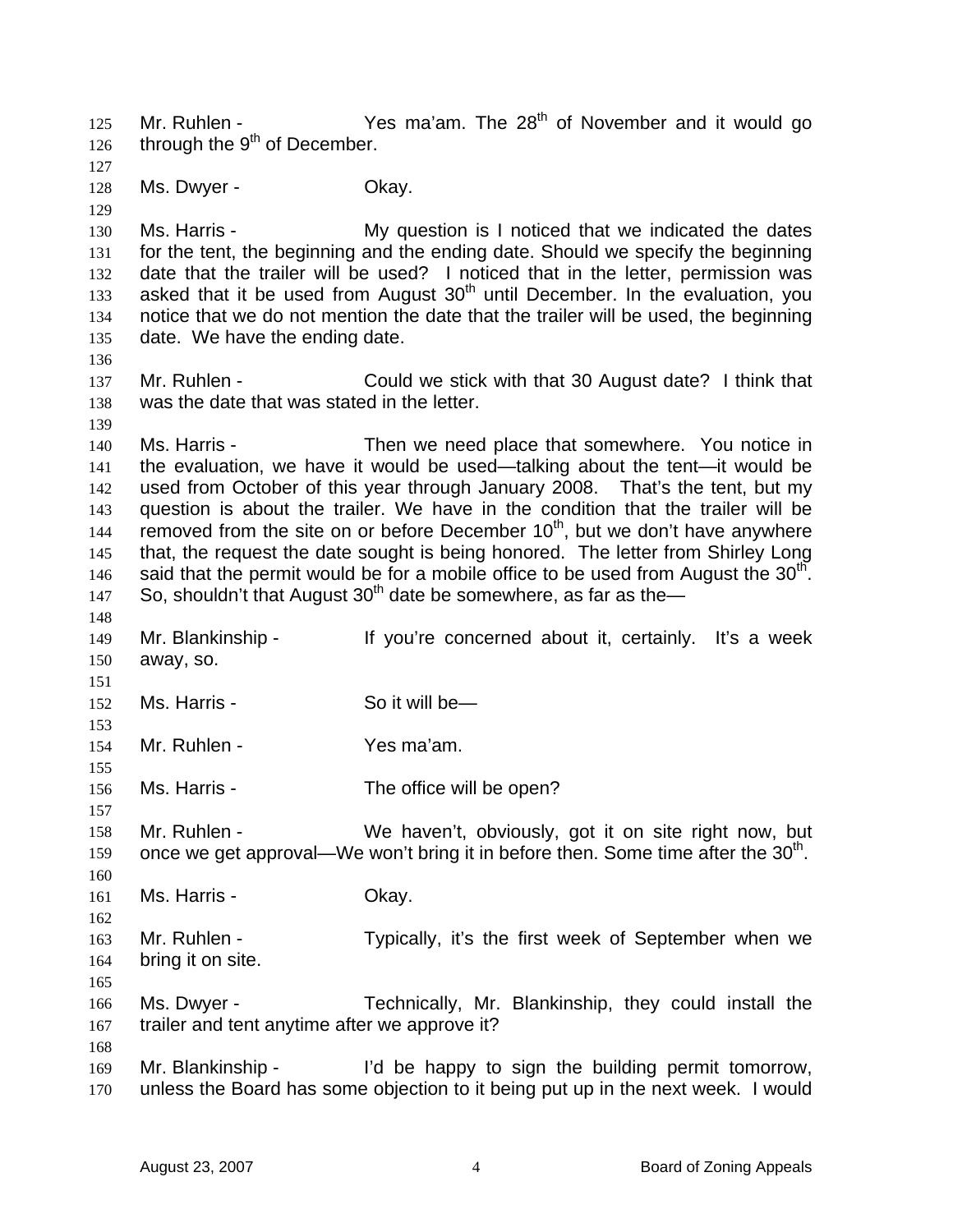Mr. Ruhlen - Yes ma'am. The 28th of November and it would go through the 9th of December.

Ms. Dwyer - Okay.

Ms. Harris - My question is I noticed that we indicated the dates for the tent, the beginning and the ending date. Should we specify the beginning date that the trailer will be used? I noticed that in the letter, permission was asked that it be used from August 30th until December. In the evaluation, you notice that we do not mention the date that the trailer will be used, the beginning date. We have the ending date.

Mr. Ruhlen - Could we stick with that 30 August date? I think that was the date that was stated in the letter.

Ms. Harris - Then we need place that somewhere. You notice in the evaluation, we have it would be used—talking about the tent—it would be used from October of this year through January 2008. That's the tent, but my question is about the trailer. We have in the condition that the trailer will be removed from the site on or before December 10th, but we don't have anywhere that, the request the date sought is being honored. The letter from Shirley Long said that the permit would be for a mobile office to be used from August the 30th. So, shouldn't that August 30th date be somewhere, as far as the—

Mr. Blankinship - If you're concerned about it, certainly. It's a week away, so.

Ms. Harris - So it will be—

Mr. Ruhlen - Yes ma'am.

Ms. Harris - The office will be open?

Mr. Ruhlen - We haven't, obviously, got it on site right now, but once we get approval—We won't bring it in before then. Some time after the 30th.

Ms. Harris - Okay.

Mr. Ruhlen - Typically, it's the first week of September when we bring it on site.

Ms. Dwyer - Technically, Mr. Blankinship, they could install the trailer and tent anytime after we approve it?

Mr. Blankinship - I'd be happy to sign the building permit tomorrow, unless the Board has some objection to it being put up in the next week. I would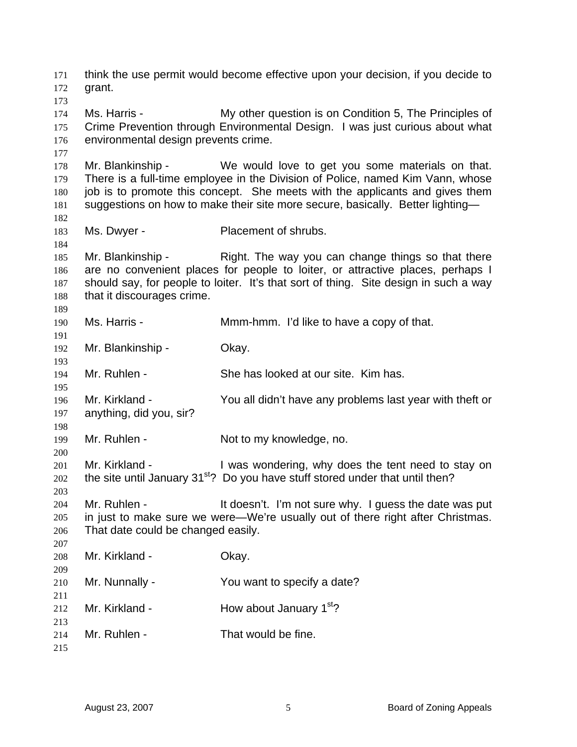think the use permit would become effective upon your decision, if you decide to grant.

Ms. Harris - My other question is on Condition 5, The Principles of Crime Prevention through Environmental Design. I was just curious about what environmental design prevents crime.

Mr. Blankinship - We would love to get you some materials on that. There is a full-time employee in the Division of Police, named Kim Vann, whose job is to promote this concept. She meets with the applicants and gives them suggestions on how to make their site more secure, basically. Better lighting—

Ms. Dwyer - Placement of shrubs.

Mr. Blankinship - Right. The way you can change things so that there are no convenient places for people to loiter, or attractive places, perhaps I should say, for people to loiter. It's that sort of thing. Site design in such a way that it discourages crime.

Ms. Harris - Mmm-hmm. I'd like to have a copy of that.

Mr. Blankinship - Okay.

Mr. Ruhlen - She has looked at our site. Kim has.

Mr. Kirkland - You all didn't have any problems last year with theft or anything, did you, sir?

Mr. Ruhlen - Not to my knowledge, no.

Mr. Kirkland - I was wondering, why does the tent need to stay on the site until January 31st? Do you have stuff stored under that until then?

Mr. Ruhlen - It doesn't. I'm not sure why. I guess the date was put in just to make sure we were—We're usually out of there right after Christmas. That date could be changed easily.

Mr. Kirkland - Okay.

Mr. Nunnally - You want to specify a date?

Mr. Kirkland - How about January 1st?

Mr. Ruhlen - That would be fine.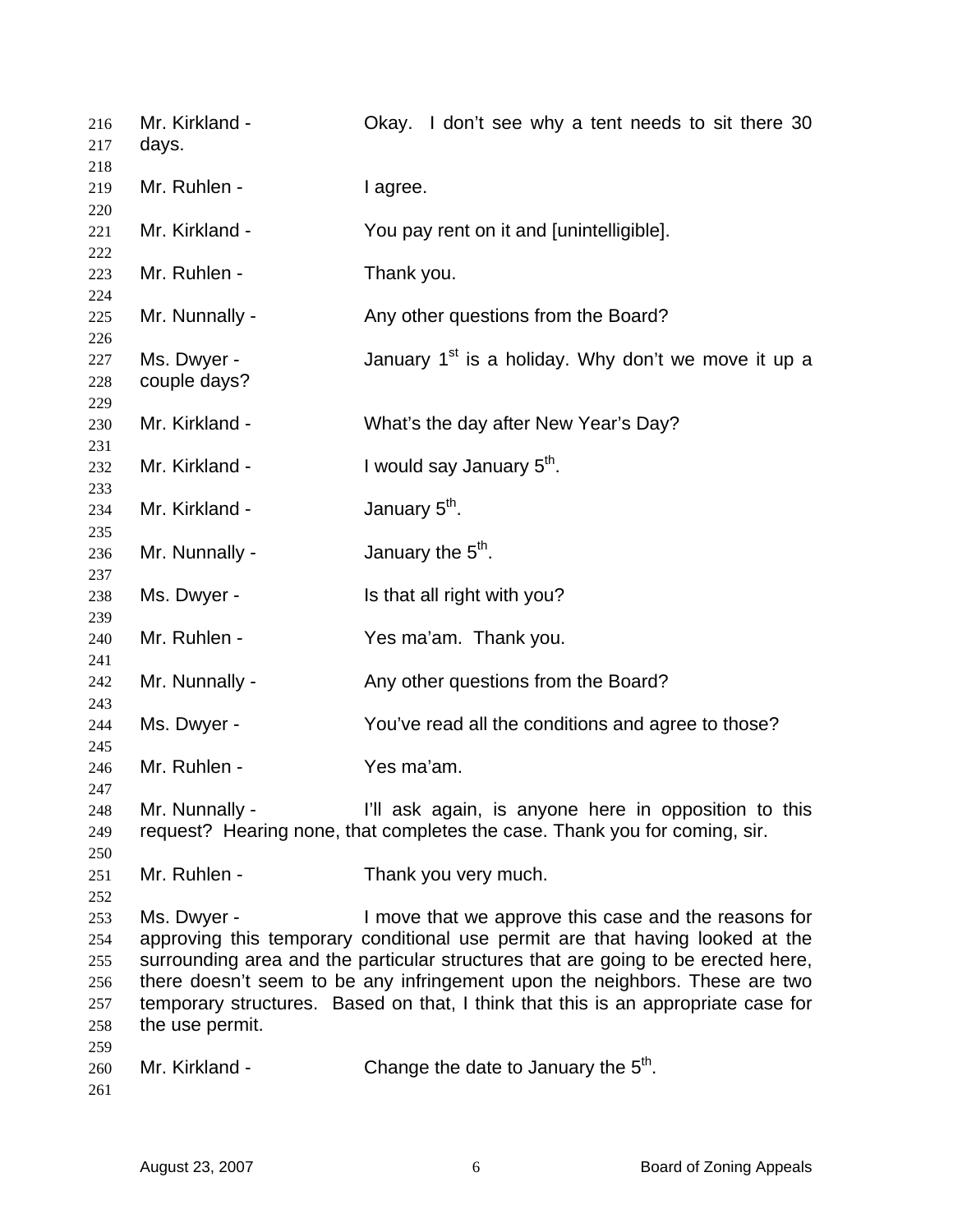216 Mr. Kirkland - Okay. I don't see why a tent needs to sit there 30
217 days.
218
219 Mr. Ruhlen - I agree.
220
221 Mr. Kirkland - You pay rent on it and [unintelligible].
222
223 Mr. Ruhlen - Thank you.
224
225 Mr. Nunnally - Any other questions from the Board?
226
227 Ms. Dwyer - January 1st is a holiday. Why don't we move it up a
228 couple days?
229
230 Mr. Kirkland - What's the day after New Year's Day?
231
232 Mr. Kirkland - I would say January 5th.
233
234 Mr. Kirkland - January 5th.
235
236 Mr. Nunnally - January the 5th.
237
238 Ms. Dwyer - Is that all right with you?
239
240 Mr. Ruhlen - Yes ma'am. Thank you.
241
242 Mr. Nunnally - Any other questions from the Board?
243
244 Ms. Dwyer - You've read all the conditions and agree to those?
245
246 Mr. Ruhlen - Yes ma'am.
247
248 Mr. Nunnally - I'll ask again, is anyone here in opposition to this
249 request? Hearing none, that completes the case. Thank you for coming, sir.
250
251 Mr. Ruhlen - Thank you very much.
252
253 Ms. Dwyer - I move that we approve this case and the reasons for
254 approving this temporary conditional use permit are that having looked at the
255 surrounding area and the particular structures that are going to be erected here,
256 there doesn't seem to be any infringement upon the neighbors. These are two
257 temporary structures. Based on that, I think that this is an appropriate case for
258 the use permit.
259
260 Mr. Kirkland - Change the date to January the 5th.
261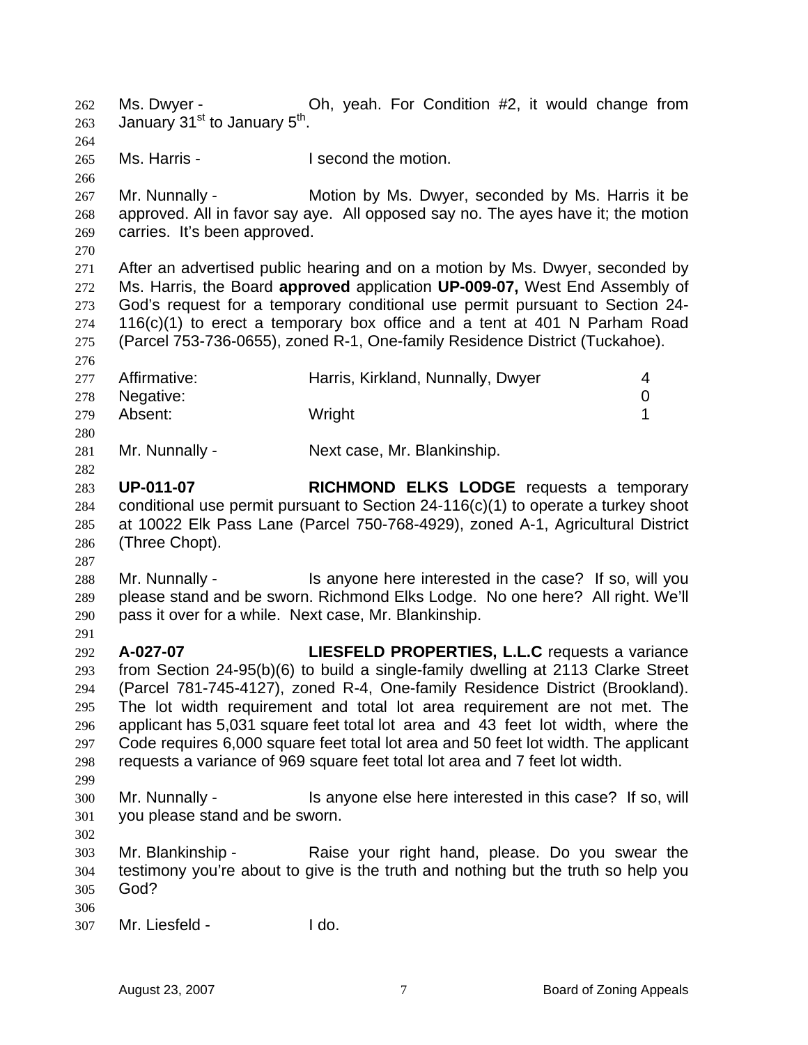Ms. Dwyer - Oh, yeah. For Condition #2, it would change from January 31st to January 5th.

Ms. Harris - I second the motion.

Mr. Nunnally - Motion by Ms. Dwyer, seconded by Ms. Harris it be approved. All in favor say aye. All opposed say no. The ayes have it; the motion carries. It's been approved.

After an advertised public hearing and on a motion by Ms. Dwyer, seconded by Ms. Harris, the Board **approved** application **UP-009-07,** West End Assembly of God's request for a temporary conditional use permit pursuant to Section 24-116(c)(1) to erect a temporary box office and a tent at 401 N Parham Road (Parcel 753-736-0655), zoned R-1, One-family Residence District (Tuckahoe).

| | | |
|---|---|---|
| Affirmative: | Harris, Kirkland, Nunnally, Dwyer | 4 |
| Negative: | | 0 |
| Absent: | Wright | 1 |

Mr. Nunnally - Next case, Mr. Blankinship.

**UP-011-07** **RICHMOND ELKS LODGE** requests a temporary conditional use permit pursuant to Section 24-116(c)(1) to operate a turkey shoot at 10022 Elk Pass Lane (Parcel 750-768-4929), zoned A-1, Agricultural District (Three Chopt).

Mr. Nunnally - Is anyone here interested in the case? If so, will you please stand and be sworn. Richmond Elks Lodge. No one here? All right. We'll pass it over for a while. Next case, Mr. Blankinship.

**A-027-07** **LIESFELD PROPERTIES, L.L.C** requests a variance from Section 24-95(b)(6) to build a single-family dwelling at 2113 Clarke Street (Parcel 781-745-4127), zoned R-4, One-family Residence District (Brookland). The lot width requirement and total lot area requirement are not met. The applicant has 5,031 square feet total lot area and 43 feet lot width, where the Code requires 6,000 square feet total lot area and 50 feet lot width. The applicant requests a variance of 969 square feet total lot area and 7 feet lot width.

Mr. Nunnally - Is anyone else here interested in this case? If so, will you please stand and be sworn.

Mr. Blankinship - Raise your right hand, please. Do you swear the testimony you're about to give is the truth and nothing but the truth so help you God?

Mr. Liesfeld - I do.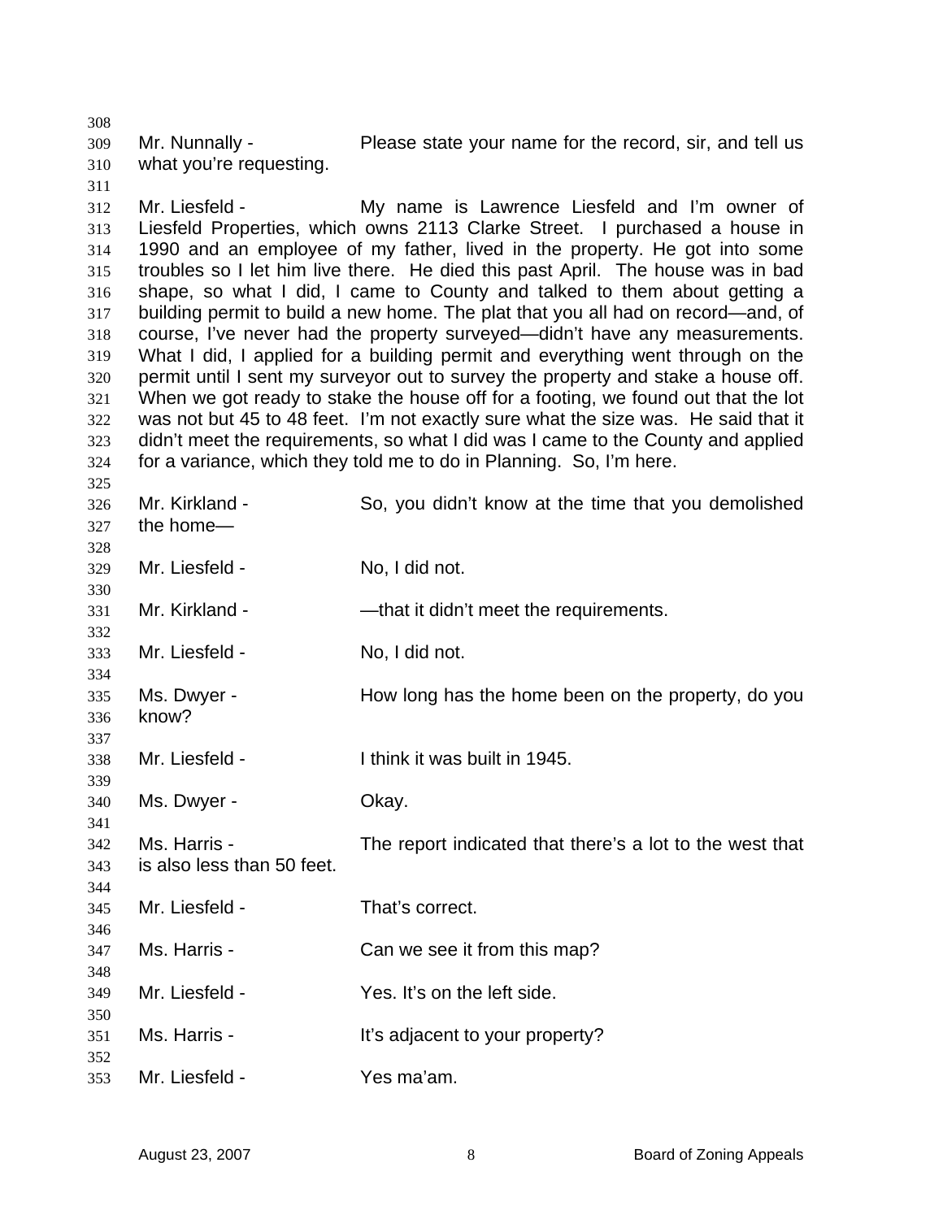Mr. Nunnally - Please state your name for the record, sir, and tell us what you're requesting.

Mr. Liesfeld - My name is Lawrence Liesfeld and I'm owner of Liesfeld Properties, which owns 2113 Clarke Street. I purchased a house in 1990 and an employee of my father, lived in the property. He got into some troubles so I let him live there. He died this past April. The house was in bad shape, so what I did, I came to County and talked to them about getting a building permit to build a new home. The plat that you all had on record—and, of course, I've never had the property surveyed—didn't have any measurements. What I did, I applied for a building permit and everything went through on the permit until I sent my surveyor out to survey the property and stake a house off. When we got ready to stake the house off for a footing, we found out that the lot was not but 45 to 48 feet. I'm not exactly sure what the size was. He said that it didn't meet the requirements, so what I did was I came to the County and applied for a variance, which they told me to do in Planning. So, I'm here.

Mr. Kirkland - So, you didn't know at the time that you demolished the home—

Mr. Liesfeld - No, I did not.

Mr. Kirkland - —that it didn't meet the requirements.

Mr. Liesfeld - No, I did not.

Ms. Dwyer - How long has the home been on the property, do you know?

Mr. Liesfeld - I think it was built in 1945.

Ms. Dwyer - Okay.

Ms. Harris - The report indicated that there's a lot to the west that is also less than 50 feet.

Mr. Liesfeld - That's correct.

Ms. Harris - Can we see it from this map?

Mr. Liesfeld - Yes. It's on the left side.

Ms. Harris - It's adjacent to your property?

Mr. Liesfeld - Yes ma'am.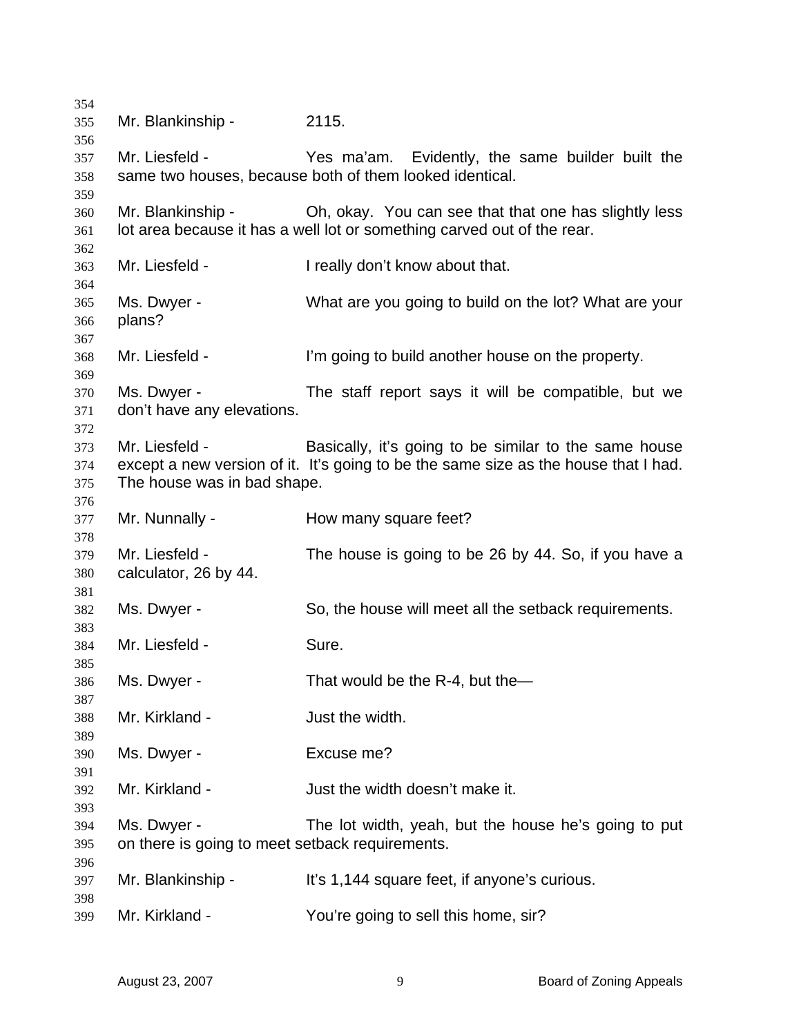354

355 Mr. Blankinship - 2115.

356

357 Mr. Liesfeld - Yes ma'am. Evidently, the same builder built the
358 same two houses, because both of them looked identical.

359

360 Mr. Blankinship - Oh, okay. You can see that that one has slightly less
361 lot area because it has a well lot or something carved out of the rear.

362

363 Mr. Liesfeld - I really don't know about that.

364

365 Ms. Dwyer - What are you going to build on the lot? What are your
366 plans?

367

368 Mr. Liesfeld - I'm going to build another house on the property.

369

370 Ms. Dwyer - The staff report says it will be compatible, but we
371 don't have any elevations.

372

373 Mr. Liesfeld - Basically, it's going to be similar to the same house
374 except a new version of it. It's going to be the same size as the house that I had.
375 The house was in bad shape.

376

377 Mr. Nunnally - How many square feet?

378

379 Mr. Liesfeld - The house is going to be 26 by 44. So, if you have a
380 calculator, 26 by 44.

381

382 Ms. Dwyer - So, the house will meet all the setback requirements.

383

384 Mr. Liesfeld - Sure.

385

386 Ms. Dwyer - That would be the R-4, but the—

387

388 Mr. Kirkland - Just the width.

389

390 Ms. Dwyer - Excuse me?

391

392 Mr. Kirkland - Just the width doesn't make it.

393

394 Ms. Dwyer - The lot width, yeah, but the house he's going to put
395 on there is going to meet setback requirements.

396

397 Mr. Blankinship - It's 1,144 square feet, if anyone's curious.

398

399 Mr. Kirkland - You're going to sell this home, sir?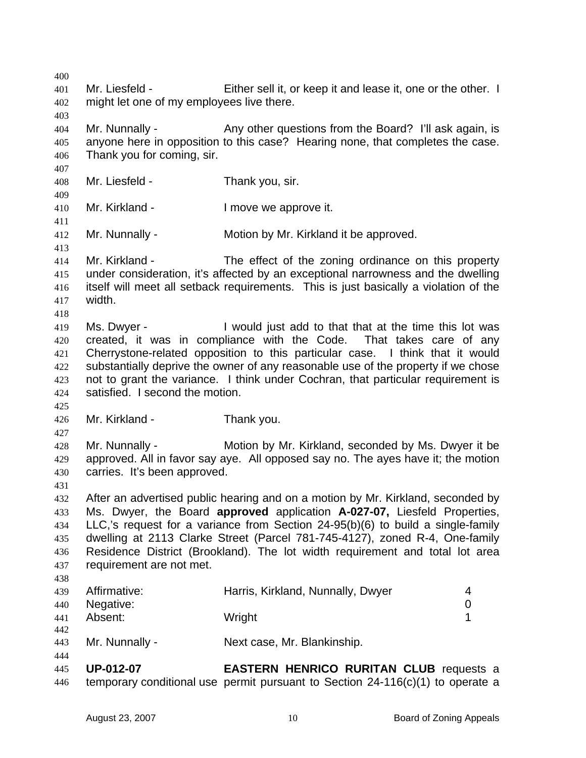Mr. Liesfeld - Either sell it, or keep it and lease it, one or the other. I might let one of my employees live there.

Mr. Nunnally - Any other questions from the Board? I'll ask again, is anyone here in opposition to this case? Hearing none, that completes the case. Thank you for coming, sir.

Mr. Liesfeld - Thank you, sir.

Mr. Kirkland - I move we approve it.

Mr. Nunnally - Motion by Mr. Kirkland it be approved.

Mr. Kirkland - The effect of the zoning ordinance on this property under consideration, it's affected by an exceptional narrowness and the dwelling itself will meet all setback requirements. This is just basically a violation of the width.

Ms. Dwyer - I would just add to that that at the time this lot was created, it was in compliance with the Code. That takes care of any Cherrystone-related opposition to this particular case. I think that it would substantially deprive the owner of any reasonable use of the property if we chose not to grant the variance. I think under Cochran, that particular requirement is satisfied. I second the motion.

Mr. Kirkland - Thank you.

Mr. Nunnally - Motion by Mr. Kirkland, seconded by Ms. Dwyer it be approved. All in favor say aye. All opposed say no. The ayes have it; the motion carries. It's been approved.

After an advertised public hearing and on a motion by Mr. Kirkland, seconded by Ms. Dwyer, the Board **approved** application **A-027-07,** Liesfeld Properties, LLC,'s request for a variance from Section 24-95(b)(6) to build a single-family dwelling at 2113 Clarke Street (Parcel 781-745-4127), zoned R-4, One-family Residence District (Brookland). The lot width requirement and total lot area requirement are not met.

| | | |
|---|---|---|
| Affirmative: | Harris, Kirkland, Nunnally, Dwyer | 4 |
| Negative: | | 0 |
| Absent: | Wright | 1 |

Mr. Nunnally - Next case, Mr. Blankinship.

**UP-012-07** **EASTERN HENRICO RURITAN CLUB** requests a temporary conditional use permit pursuant to Section 24-116(c)(1) to operate a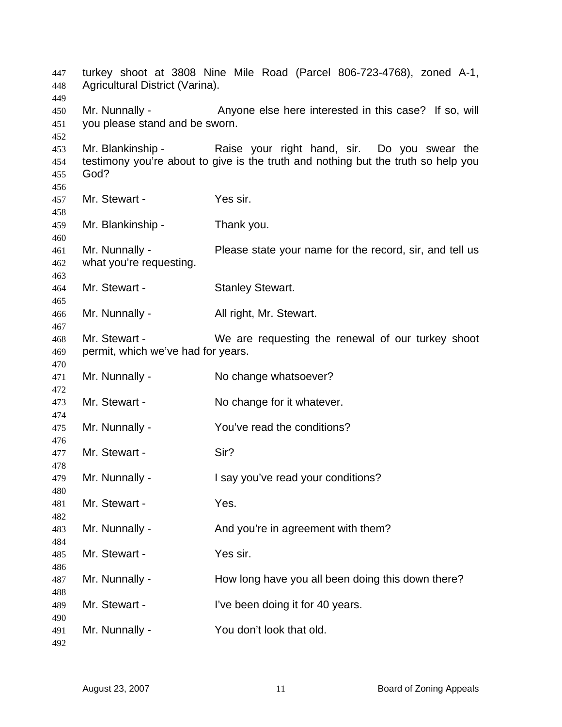turkey shoot at 3808 Nine Mile Road (Parcel 806-723-4768), zoned A-1, Agricultural District (Varina).

Mr. Nunnally - Anyone else here interested in this case? If so, will you please stand and be sworn.

Mr. Blankinship - Raise your right hand, sir. Do you swear the testimony you're about to give is the truth and nothing but the truth so help you God?

Mr. Stewart - Yes sir.

Mr. Blankinship - Thank you.

Mr. Nunnally - Please state your name for the record, sir, and tell us what you're requesting.

Mr. Stewart - Stanley Stewart.

Mr. Nunnally - All right, Mr. Stewart.

Mr. Stewart - We are requesting the renewal of our turkey shoot permit, which we've had for years.

Mr. Nunnally - No change whatsoever?

Mr. Stewart - No change for it whatever.

Mr. Nunnally - You've read the conditions?

Mr. Stewart - Sir?

Mr. Nunnally - I say you've read your conditions?

Mr. Stewart - Yes.

Mr. Nunnally - And you're in agreement with them?

Mr. Stewart - Yes sir.

Mr. Nunnally - How long have you all been doing this down there?

Mr. Stewart - I've been doing it for 40 years.

Mr. Nunnally - You don't look that old.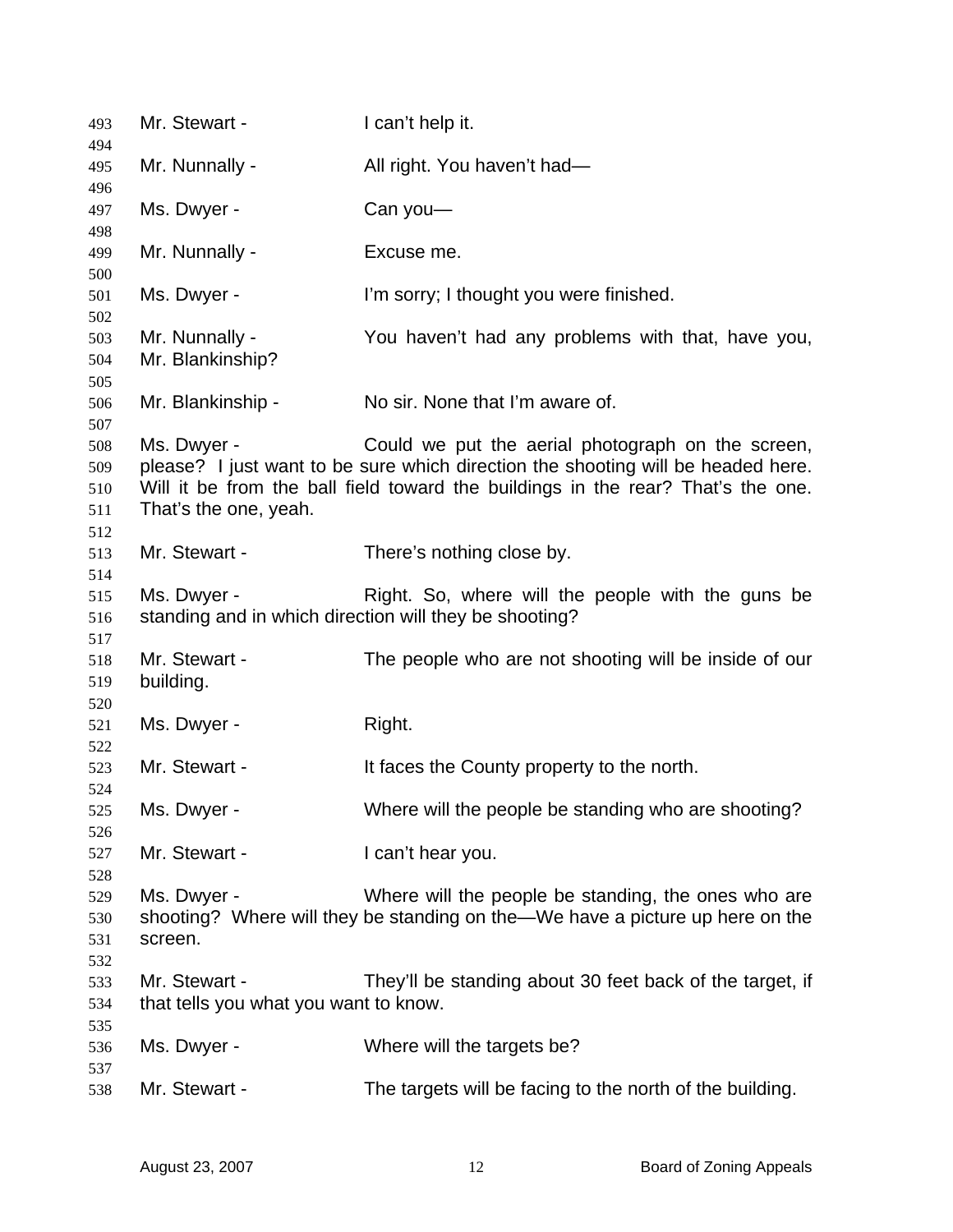Mr. Stewart - I can't help it.

Mr. Nunnally - All right. You haven't had—

Ms. Dwyer - Can you—

Mr. Nunnally - Excuse me.

Ms. Dwyer - I'm sorry; I thought you were finished.

Mr. Nunnally - You haven't had any problems with that, have you, Mr. Blankinship?

Mr. Blankinship - No sir. None that I'm aware of.

Ms. Dwyer - Could we put the aerial photograph on the screen, please? I just want to be sure which direction the shooting will be headed here. Will it be from the ball field toward the buildings in the rear? That's the one. That's the one, yeah.

Mr. Stewart - There's nothing close by.

Ms. Dwyer - Right. So, where will the people with the guns be standing and in which direction will they be shooting?

Mr. Stewart - The people who are not shooting will be inside of our building.

Ms. Dwyer - Right.

Mr. Stewart - It faces the County property to the north.

Ms. Dwyer - Where will the people be standing who are shooting?

Mr. Stewart - I can't hear you.

Ms. Dwyer - Where will the people be standing, the ones who are shooting? Where will they be standing on the—We have a picture up here on the screen.

Mr. Stewart - They'll be standing about 30 feet back of the target, if that tells you what you want to know.

Ms. Dwyer - Where will the targets be?

Mr. Stewart - The targets will be facing to the north of the building.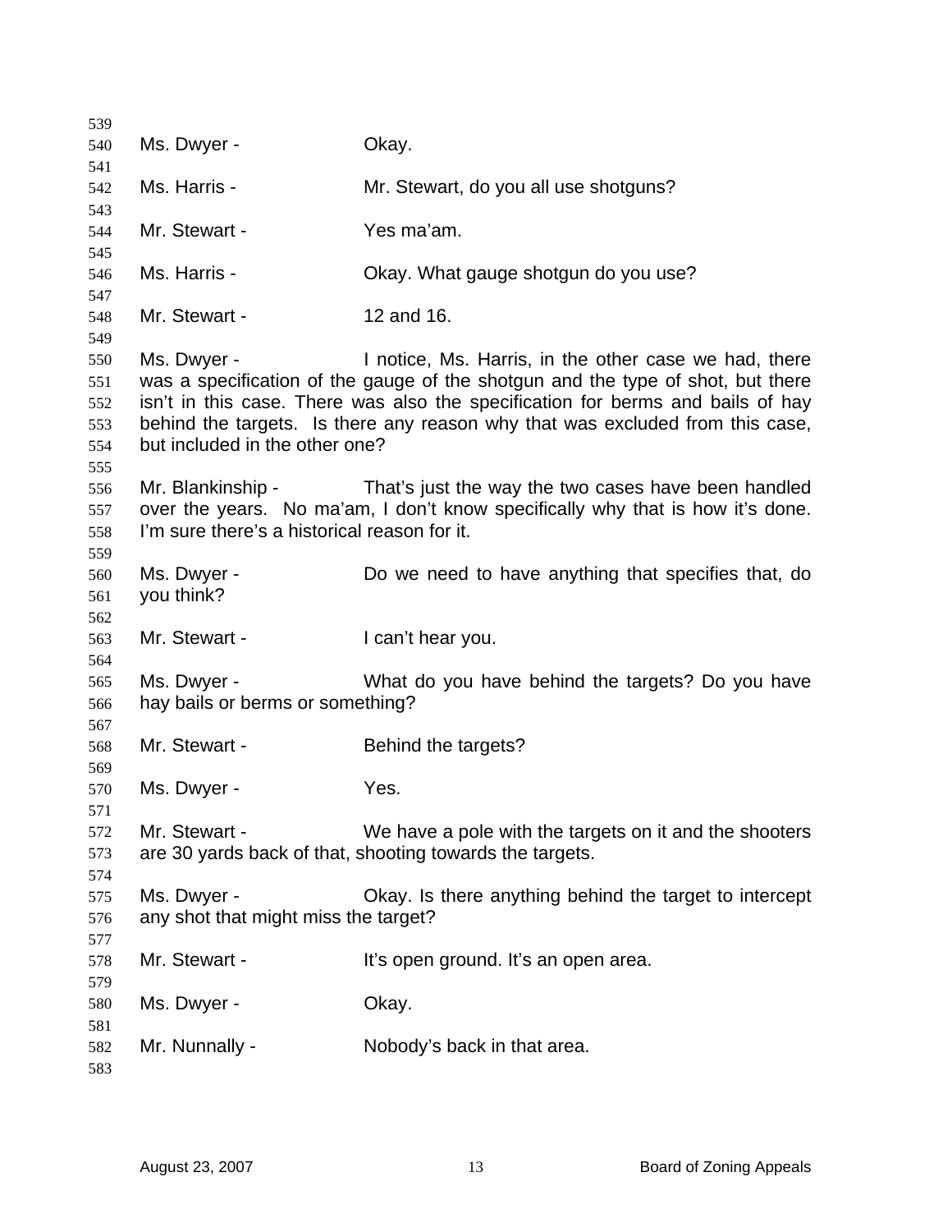Ms. Dwyer - Okay.

Ms. Harris - Mr. Stewart, do you all use shotguns?

Mr. Stewart - Yes ma'am.

Ms. Harris - Okay. What gauge shotgun do you use?

Mr. Stewart - 12 and 16.

Ms. Dwyer - I notice, Ms. Harris, in the other case we had, there was a specification of the gauge of the shotgun and the type of shot, but there isn't in this case. There was also the specification for berms and bails of hay behind the targets. Is there any reason why that was excluded from this case, but included in the other one?

Mr. Blankinship - That's just the way the two cases have been handled over the years. No ma'am, I don't know specifically why that is how it's done. I'm sure there's a historical reason for it.

Ms. Dwyer - Do we need to have anything that specifies that, do you think?

Mr. Stewart - I can't hear you.

Ms. Dwyer - What do you have behind the targets? Do you have hay bails or berms or something?

Mr. Stewart - Behind the targets?

Ms. Dwyer - Yes.

Mr. Stewart - We have a pole with the targets on it and the shooters are 30 yards back of that, shooting towards the targets.

Ms. Dwyer - Okay. Is there anything behind the target to intercept any shot that might miss the target?

Mr. Stewart - It's open ground. It's an open area.

Ms. Dwyer - Okay.

Mr. Nunnally - Nobody's back in that area.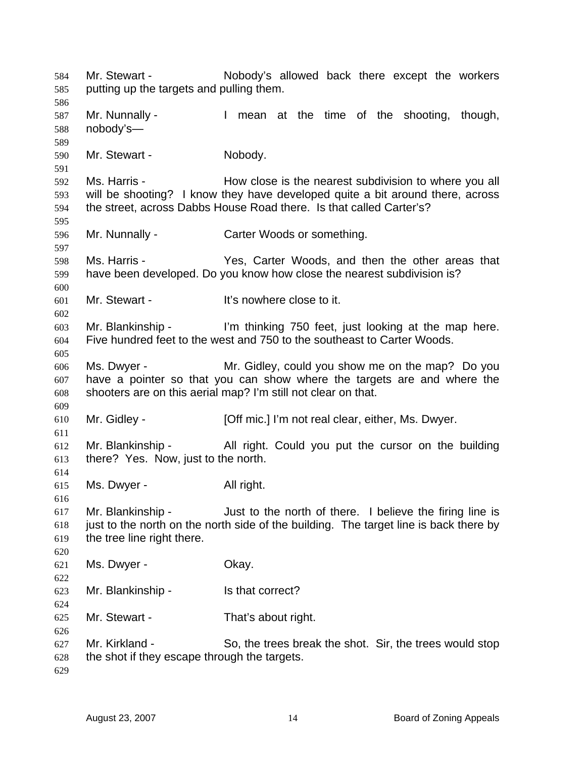Mr. Stewart - Nobody's allowed back there except the workers putting up the targets and pulling them.

Mr. Nunnally - I mean at the time of the shooting, though, nobody's—

Mr. Stewart - Nobody.

Ms. Harris - How close is the nearest subdivision to where you all will be shooting? I know they have developed quite a bit around there, across the street, across Dabbs House Road there. Is that called Carter's?

Mr. Nunnally - Carter Woods or something.

Ms. Harris - Yes, Carter Woods, and then the other areas that have been developed. Do you know how close the nearest subdivision is?

Mr. Stewart - It's nowhere close to it.

Mr. Blankinship - I'm thinking 750 feet, just looking at the map here. Five hundred feet to the west and 750 to the southeast to Carter Woods.

Ms. Dwyer - Mr. Gidley, could you show me on the map? Do you have a pointer so that you can show where the targets are and where the shooters are on this aerial map? I'm still not clear on that.

Mr. Gidley - [Off mic.] I'm not real clear, either, Ms. Dwyer.

Mr. Blankinship - All right. Could you put the cursor on the building there? Yes. Now, just to the north.

Ms. Dwyer - All right.

Mr. Blankinship - Just to the north of there. I believe the firing line is just to the north on the north side of the building. The target line is back there by the tree line right there.

Ms. Dwyer - Okay.

Mr. Blankinship - Is that correct?

Mr. Stewart - That's about right.

Mr. Kirkland - So, the trees break the shot. Sir, the trees would stop the shot if they escape through the targets.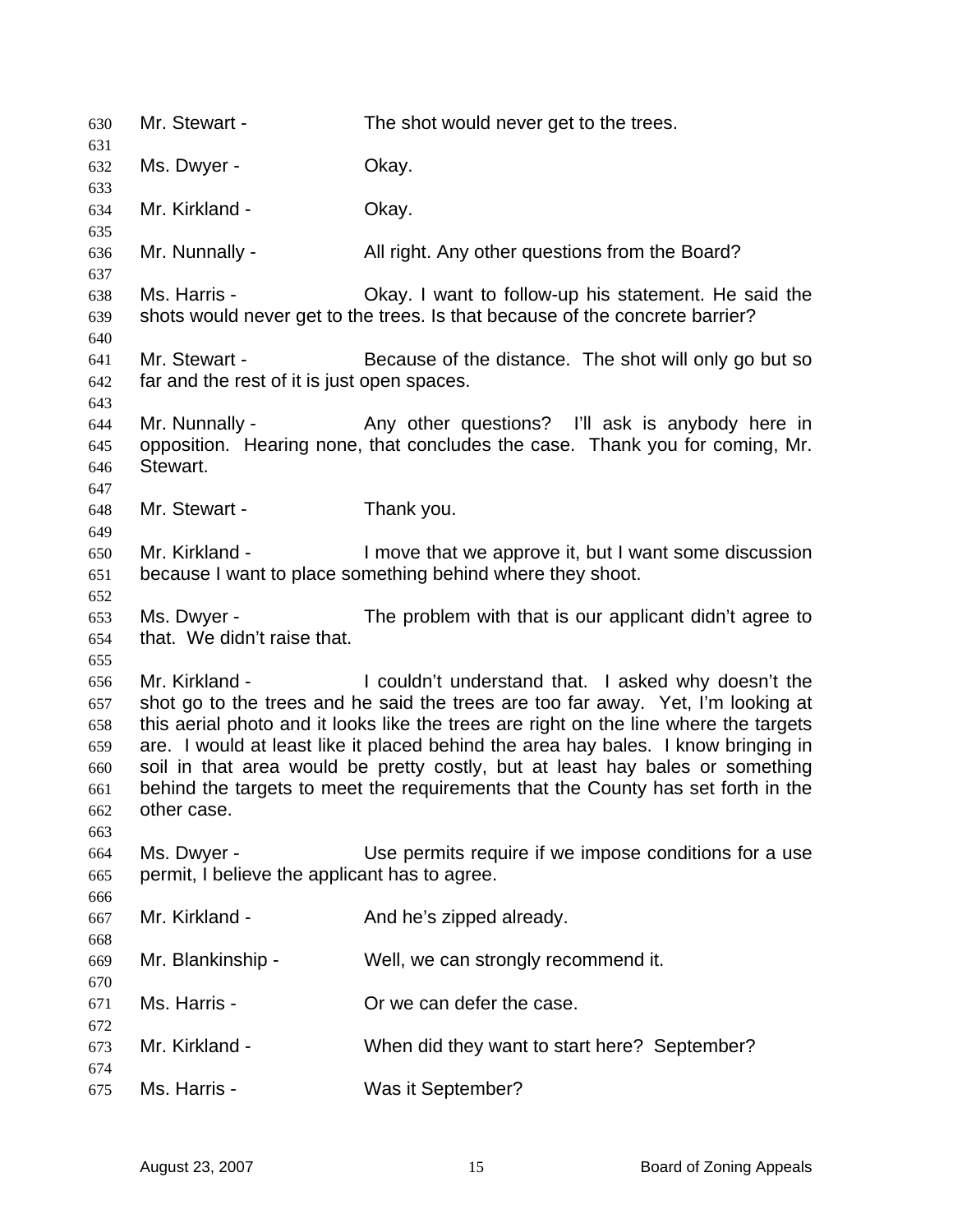Mr. Stewart - The shot would never get to the trees.

Ms. Dwyer - Okay.

Mr. Kirkland - Okay.

Mr. Nunnally - All right. Any other questions from the Board?

Ms. Harris - Okay. I want to follow-up his statement. He said the shots would never get to the trees. Is that because of the concrete barrier?

Mr. Stewart - Because of the distance. The shot will only go but so far and the rest of it is just open spaces.

Mr. Nunnally - Any other questions? I'll ask is anybody here in opposition. Hearing none, that concludes the case. Thank you for coming, Mr. Stewart.

Mr. Stewart - Thank you.

Mr. Kirkland - I move that we approve it, but I want some discussion because I want to place something behind where they shoot.

Ms. Dwyer - The problem with that is our applicant didn't agree to that. We didn't raise that.

Mr. Kirkland - I couldn't understand that. I asked why doesn't the shot go to the trees and he said the trees are too far away. Yet, I'm looking at this aerial photo and it looks like the trees are right on the line where the targets are. I would at least like it placed behind the area hay bales. I know bringing in soil in that area would be pretty costly, but at least hay bales or something behind the targets to meet the requirements that the County has set forth in the other case.

Ms. Dwyer - Use permits require if we impose conditions for a use permit, I believe the applicant has to agree.

Mr. Kirkland - And he's zipped already.

Mr. Blankinship - Well, we can strongly recommend it.

Ms. Harris - Or we can defer the case.

Mr. Kirkland - When did they want to start here? September?

Ms. Harris - Was it September?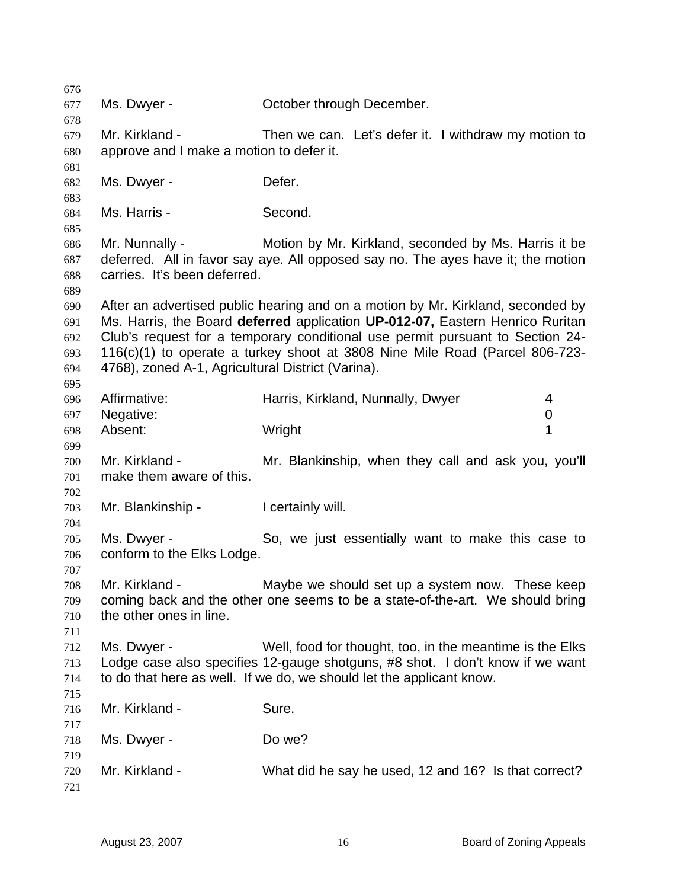Ms. Dwyer - October through December.

Mr. Kirkland - Then we can. Let's defer it. I withdraw my motion to approve and I make a motion to defer it.

Ms. Dwyer - Defer.

Ms. Harris - Second.

Mr. Nunnally - Motion by Mr. Kirkland, seconded by Ms. Harris it be deferred. All in favor say aye. All opposed say no. The ayes have it; the motion carries. It's been deferred.

After an advertised public hearing and on a motion by Mr. Kirkland, seconded by Ms. Harris, the Board **deferred** application **UP-012-07,** Eastern Henrico Ruritan Club's request for a temporary conditional use permit pursuant to Section 24-116(c)(1) to operate a turkey shoot at 3808 Nine Mile Road (Parcel 806-723-4768), zoned A-1, Agricultural District (Varina).

| | | |
|---|---|---|
| Affirmative: | Harris, Kirkland, Nunnally, Dwyer | 4 |
| Negative: | | 0 |
| Absent: | Wright | 1 |

Mr. Kirkland - Mr. Blankinship, when they call and ask you, you'll make them aware of this.

Mr. Blankinship - I certainly will.

Ms. Dwyer - So, we just essentially want to make this case to conform to the Elks Lodge.

Mr. Kirkland - Maybe we should set up a system now. These keep coming back and the other one seems to be a state-of-the-art. We should bring the other ones in line.

Ms. Dwyer - Well, food for thought, too, in the meantime is the Elks Lodge case also specifies 12-gauge shotguns, #8 shot. I don't know if we want to do that here as well. If we do, we should let the applicant know.

Mr. Kirkland - Sure.

Ms. Dwyer - Do we?

Mr. Kirkland - What did he say he used, 12 and 16? Is that correct?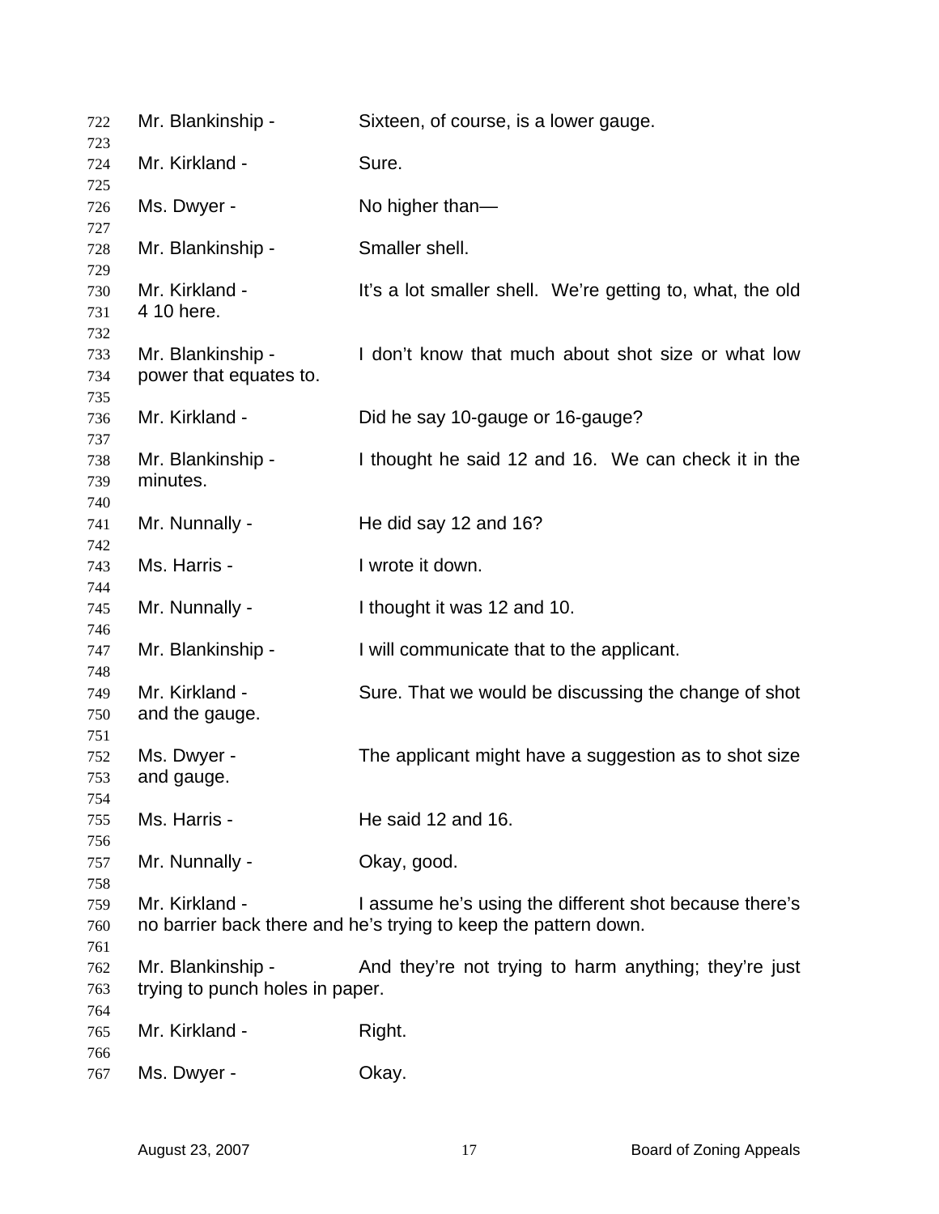722 Mr. Blankinship - Sixteen, of course, is a lower gauge.

724 Mr. Kirkland - Sure.

726 Ms. Dwyer - No higher than—

728 Mr. Blankinship - Smaller shell.

730 Mr. Kirkland - It's a lot smaller shell. We're getting to, what, the old
731 4 10 here.

733 Mr. Blankinship - I don't know that much about shot size or what low
734 power that equates to.

736 Mr. Kirkland - Did he say 10-gauge or 16-gauge?

738 Mr. Blankinship - I thought he said 12 and 16. We can check it in the
739 minutes.

741 Mr. Nunnally - He did say 12 and 16?

743 Ms. Harris - I wrote it down.

745 Mr. Nunnally - I thought it was 12 and 10.

747 Mr. Blankinship - I will communicate that to the applicant.

749 Mr. Kirkland - Sure. That we would be discussing the change of shot
750 and the gauge.

752 Ms. Dwyer - The applicant might have a suggestion as to shot size
753 and gauge.

755 Ms. Harris - He said 12 and 16.

757 Mr. Nunnally - Okay, good.

759 Mr. Kirkland - I assume he's using the different shot because there's
760 no barrier back there and he's trying to keep the pattern down.

762 Mr. Blankinship - And they're not trying to harm anything; they're just
763 trying to punch holes in paper.

765 Mr. Kirkland - Right.

767 Ms. Dwyer - Okay.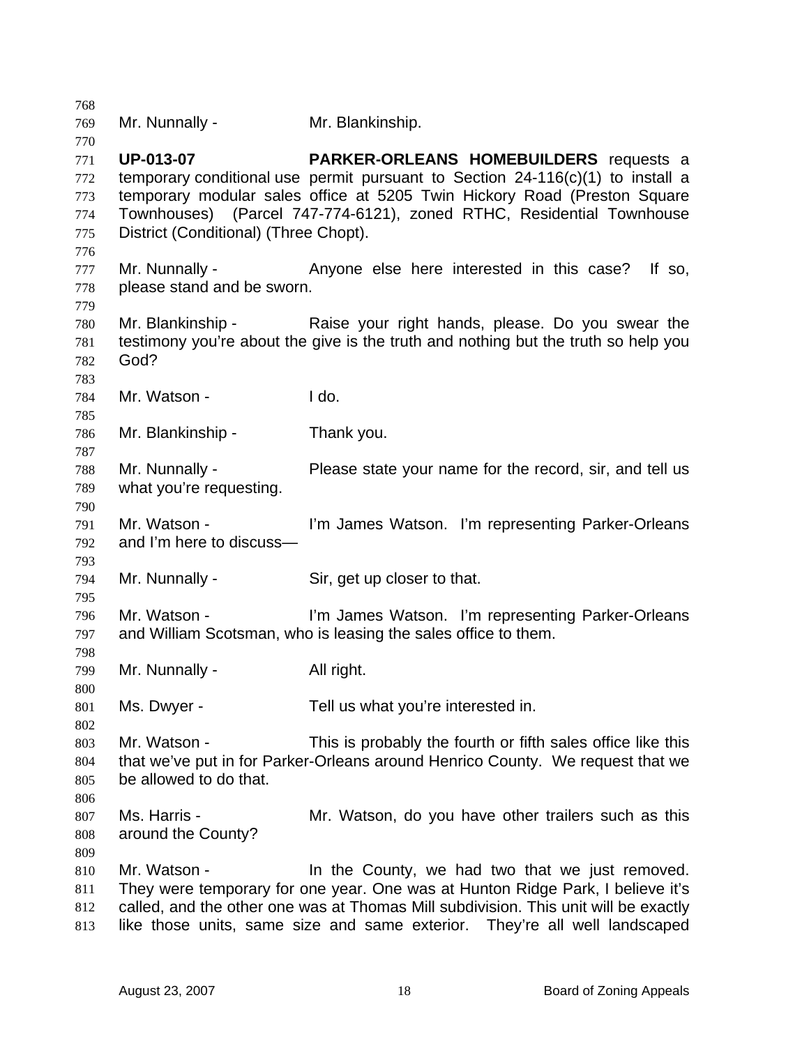Mr. Nunnally - Mr. Blankinship.

**UP-013-07** **PARKER-ORLEANS HOMEBUILDERS** requests a temporary conditional use permit pursuant to Section 24-116(c)(1) to install a temporary modular sales office at 5205 Twin Hickory Road (Preston Square Townhouses) (Parcel 747-774-6121), zoned RTHC, Residential Townhouse District (Conditional) (Three Chopt).

Mr. Nunnally - Anyone else here interested in this case? If so, please stand and be sworn.

Mr. Blankinship - Raise your right hands, please. Do you swear the testimony you're about the give is the truth and nothing but the truth so help you God?

Mr. Watson - I do.

Mr. Blankinship - Thank you.

Mr. Nunnally - Please state your name for the record, sir, and tell us what you're requesting.

Mr. Watson - I'm James Watson. I'm representing Parker-Orleans and I'm here to discuss—

Mr. Nunnally - Sir, get up closer to that.

Mr. Watson - I'm James Watson. I'm representing Parker-Orleans and William Scotsman, who is leasing the sales office to them.

Mr. Nunnally - All right.

Ms. Dwyer - Tell us what you're interested in.

Mr. Watson - This is probably the fourth or fifth sales office like this that we've put in for Parker-Orleans around Henrico County. We request that we be allowed to do that.

Ms. Harris - Mr. Watson, do you have other trailers such as this around the County?

Mr. Watson - In the County, we had two that we just removed. They were temporary for one year. One was at Hunton Ridge Park, I believe it's called, and the other one was at Thomas Mill subdivision. This unit will be exactly like those units, same size and same exterior. They're all well landscaped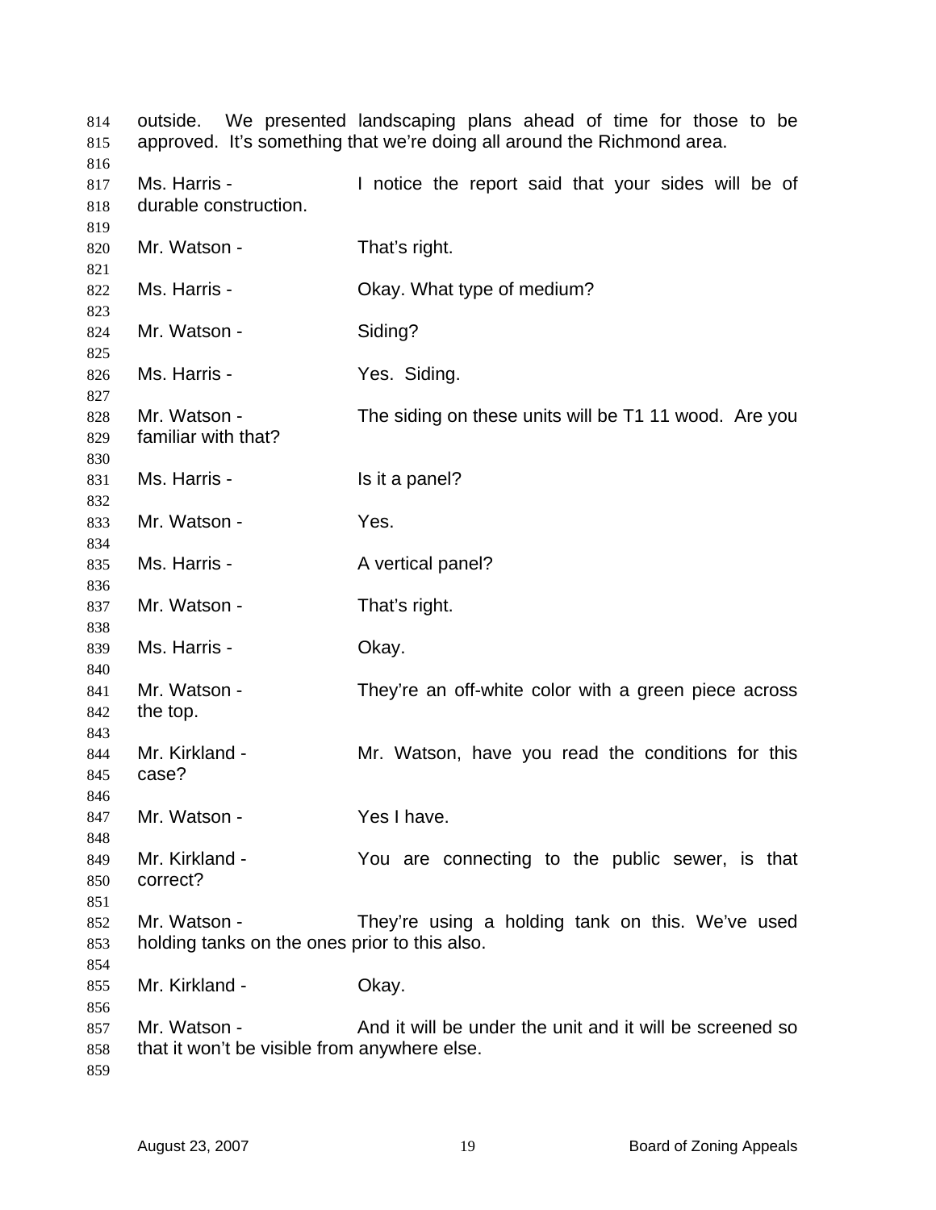outside. We presented landscaping plans ahead of time for those to be approved. It's something that we're doing all around the Richmond area.

Ms. Harris - I notice the report said that your sides will be of durable construction.

Mr. Watson - That's right.

Ms. Harris - Okay. What type of medium?

Mr. Watson - Siding?

Ms. Harris - Yes. Siding.

Mr. Watson - The siding on these units will be T1 11 wood. Are you familiar with that?

Ms. Harris - Is it a panel?

Mr. Watson - Yes.

Ms. Harris - A vertical panel?

Mr. Watson - That's right.

Ms. Harris - Okay.

Mr. Watson - They're an off-white color with a green piece across the top.

Mr. Kirkland - Mr. Watson, have you read the conditions for this case?

Mr. Watson - Yes I have.

Mr. Kirkland - You are connecting to the public sewer, is that correct?

Mr. Watson - They're using a holding tank on this. We've used holding tanks on the ones prior to this also.

Mr. Kirkland - Okay.

Mr. Watson - And it will be under the unit and it will be screened so that it won't be visible from anywhere else.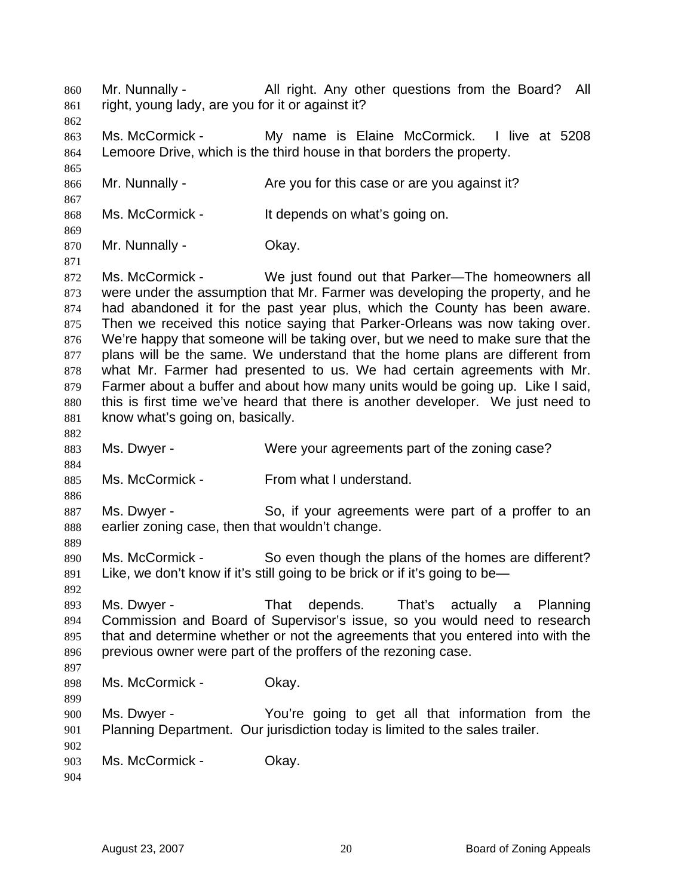Mr. Nunnally - All right. Any other questions from the Board? All right, young lady, are you for it or against it?

Ms. McCormick - My name is Elaine McCormick. I live at 5208 Lemoore Drive, which is the third house in that borders the property.

Mr. Nunnally - Are you for this case or are you against it?

Ms. McCormick - It depends on what's going on.

Mr. Nunnally - Okay.

Ms. McCormick - We just found out that Parker—The homeowners all were under the assumption that Mr. Farmer was developing the property, and he had abandoned it for the past year plus, which the County has been aware. Then we received this notice saying that Parker-Orleans was now taking over. We're happy that someone will be taking over, but we need to make sure that the plans will be the same. We understand that the home plans are different from what Mr. Farmer had presented to us. We had certain agreements with Mr. Farmer about a buffer and about how many units would be going up. Like I said, this is first time we've heard that there is another developer. We just need to know what's going on, basically.

Ms. Dwyer - Were your agreements part of the zoning case?

Ms. McCormick - From what I understand.

Ms. Dwyer - So, if your agreements were part of a proffer to an earlier zoning case, then that wouldn't change.

Ms. McCormick - So even though the plans of the homes are different? Like, we don't know if it's still going to be brick or if it's going to be—

Ms. Dwyer - That depends. That's actually a Planning Commission and Board of Supervisor's issue, so you would need to research that and determine whether or not the agreements that you entered into with the previous owner were part of the proffers of the rezoning case.

Ms. McCormick - Okay.

Ms. Dwyer - You're going to get all that information from the Planning Department. Our jurisdiction today is limited to the sales trailer.

Ms. McCormick - Okay.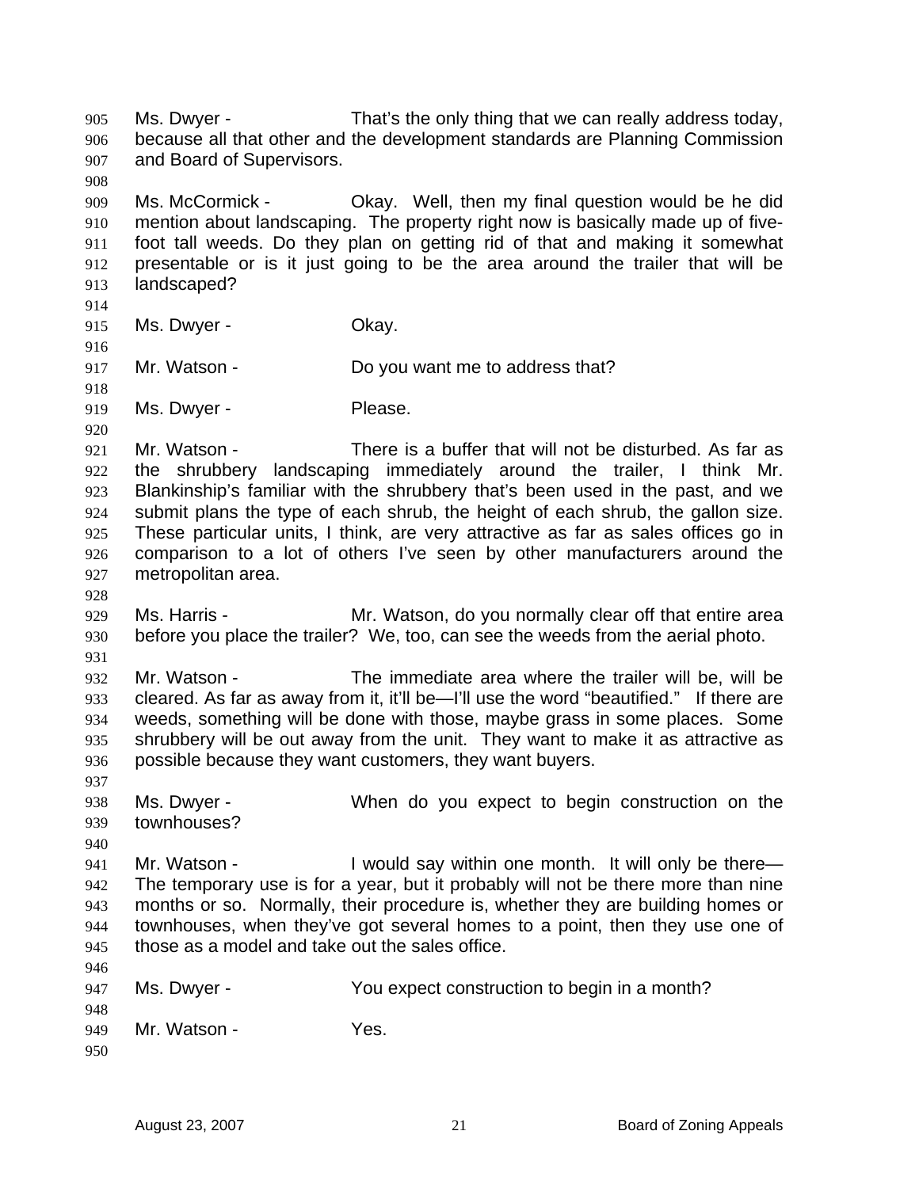905 Ms. Dwyer - That's the only thing that we can really address today,
906 because all that other and the development standards are Planning Commission
907 and Board of Supervisors.
908
909 Ms. McCormick - Okay. Well, then my final question would be he did
910 mention about landscaping. The property right now is basically made up of five-
911 foot tall weeds. Do they plan on getting rid of that and making it somewhat
912 presentable or is it just going to be the area around the trailer that will be
913 landscaped?
914
915 Ms. Dwyer - Okay.
916
917 Mr. Watson - Do you want me to address that?
918
919 Ms. Dwyer - Please.
920
921 Mr. Watson - There is a buffer that will not be disturbed. As far as
922 the shrubbery landscaping immediately around the trailer, I think Mr.
923 Blankinship's familiar with the shrubbery that's been used in the past, and we
924 submit plans the type of each shrub, the height of each shrub, the gallon size.
925 These particular units, I think, are very attractive as far as sales offices go in
926 comparison to a lot of others I've seen by other manufacturers around the
927 metropolitan area.
928
929 Ms. Harris - Mr. Watson, do you normally clear off that entire area
930 before you place the trailer? We, too, can see the weeds from the aerial photo.
931
932 Mr. Watson - The immediate area where the trailer will be, will be
933 cleared. As far as away from it, it'll be—I'll use the word "beautified." If there are
934 weeds, something will be done with those, maybe grass in some places. Some
935 shrubbery will be out away from the unit. They want to make it as attractive as
936 possible because they want customers, they want buyers.
937
938 Ms. Dwyer - When do you expect to begin construction on the
939 townhouses?
940
941 Mr. Watson - I would say within one month. It will only be there—
942 The temporary use is for a year, but it probably will not be there more than nine
943 months or so. Normally, their procedure is, whether they are building homes or
944 townhouses, when they've got several homes to a point, then they use one of
945 those as a model and take out the sales office.
946
947 Ms. Dwyer - You expect construction to begin in a month?
948
949 Mr. Watson - Yes.
950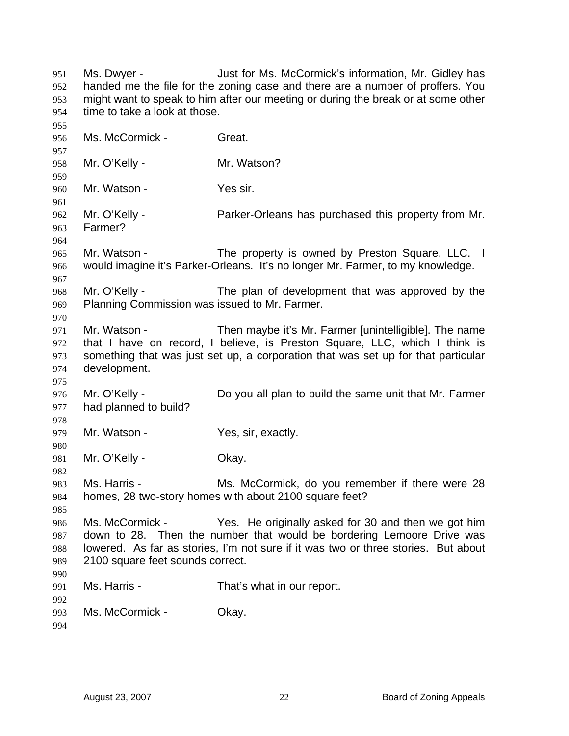Ms. Dwyer - Just for Ms. McCormick's information, Mr. Gidley has handed me the file for the zoning case and there are a number of proffers. You might want to speak to him after our meeting or during the break or at some other time to take a look at those.

Ms. McCormick - Great.

Mr. O'Kelly - Mr. Watson?

Mr. Watson - Yes sir.

Mr. O'Kelly - Parker-Orleans has purchased this property from Mr. Farmer?

Mr. Watson - The property is owned by Preston Square, LLC. I would imagine it's Parker-Orleans. It's no longer Mr. Farmer, to my knowledge.

Mr. O'Kelly - The plan of development that was approved by the Planning Commission was issued to Mr. Farmer.

Mr. Watson - Then maybe it's Mr. Farmer [unintelligible]. The name that I have on record, I believe, is Preston Square, LLC, which I think is something that was just set up, a corporation that was set up for that particular development.

Mr. O'Kelly - Do you all plan to build the same unit that Mr. Farmer had planned to build?

Mr. Watson - Yes, sir, exactly.

Mr. O'Kelly - Okay.

Ms. Harris - Ms. McCormick, do you remember if there were 28 homes, 28 two-story homes with about 2100 square feet?

Ms. McCormick - Yes. He originally asked for 30 and then we got him down to 28. Then the number that would be bordering Lemoore Drive was lowered. As far as stories, I'm not sure if it was two or three stories. But about 2100 square feet sounds correct.

Ms. Harris - That's what in our report.

Ms. McCormick - Okay.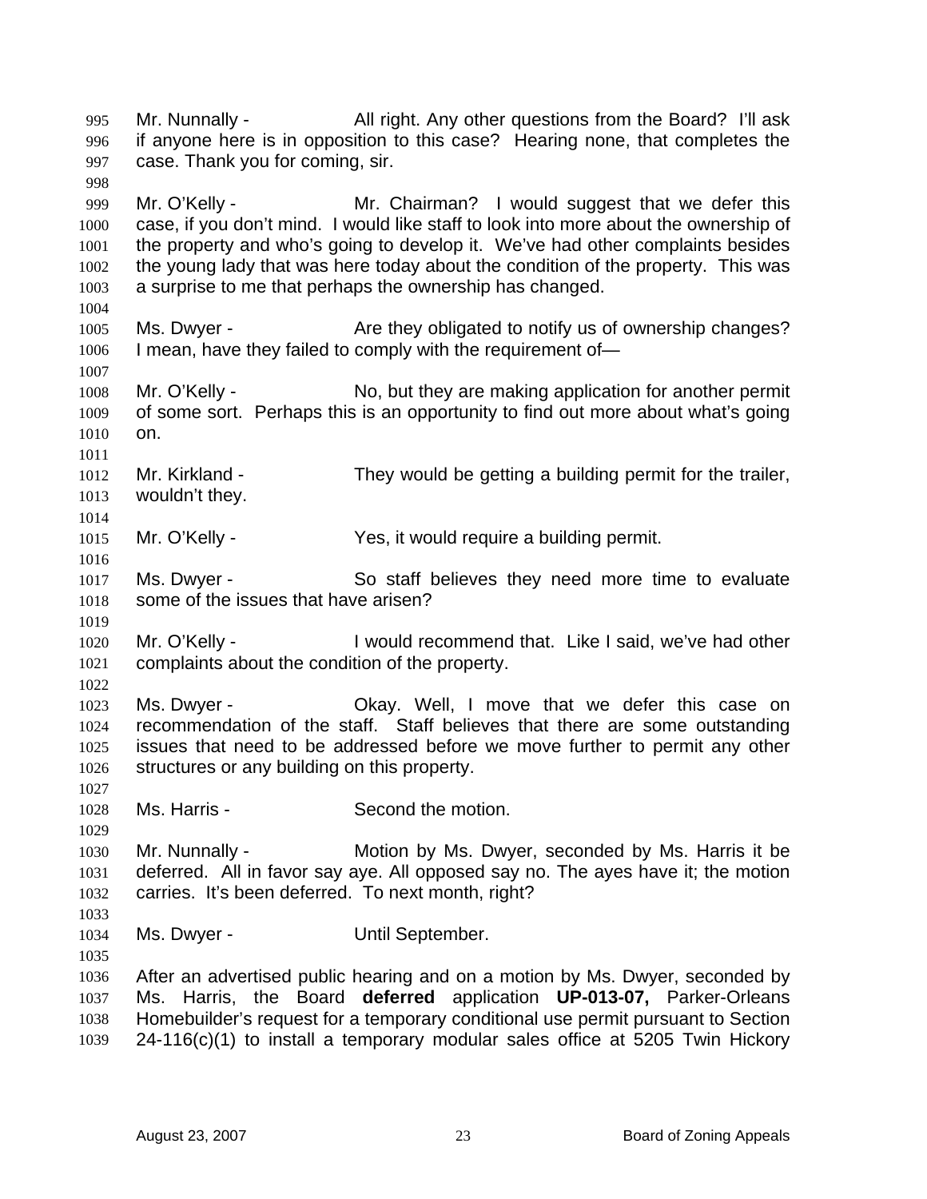Mr. Nunnally - All right. Any other questions from the Board? I'll ask if anyone here is in opposition to this case? Hearing none, that completes the case. Thank you for coming, sir.

Mr. O'Kelly - Mr. Chairman? I would suggest that we defer this case, if you don't mind. I would like staff to look into more about the ownership of the property and who's going to develop it. We've had other complaints besides the young lady that was here today about the condition of the property. This was a surprise to me that perhaps the ownership has changed.

Ms. Dwyer - Are they obligated to notify us of ownership changes? I mean, have they failed to comply with the requirement of—

Mr. O'Kelly - No, but they are making application for another permit of some sort. Perhaps this is an opportunity to find out more about what's going on.

Mr. Kirkland - They would be getting a building permit for the trailer, wouldn't they.

Mr. O'Kelly - Yes, it would require a building permit.

Ms. Dwyer - So staff believes they need more time to evaluate some of the issues that have arisen?

Mr. O'Kelly - I would recommend that. Like I said, we've had other complaints about the condition of the property.

Ms. Dwyer - Okay. Well, I move that we defer this case on recommendation of the staff. Staff believes that there are some outstanding issues that need to be addressed before we move further to permit any other structures or any building on this property.

Ms. Harris - Second the motion.

Mr. Nunnally - Motion by Ms. Dwyer, seconded by Ms. Harris it be deferred. All in favor say aye. All opposed say no. The ayes have it; the motion carries. It's been deferred. To next month, right?

Ms. Dwyer - Until September.

After an advertised public hearing and on a motion by Ms. Dwyer, seconded by Ms. Harris, the Board **deferred** application **UP-013-07,** Parker-Orleans Homebuilder's request for a temporary conditional use permit pursuant to Section 24-116(c)(1) to install a temporary modular sales office at 5205 Twin Hickory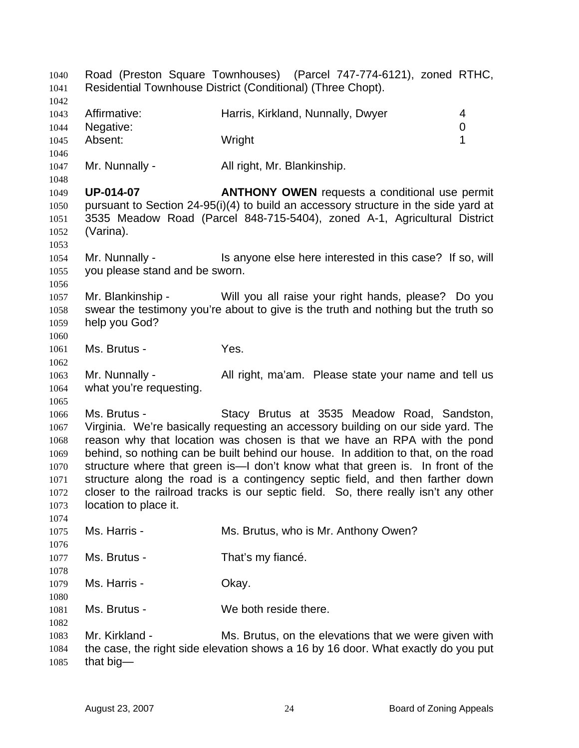Road (Preston Square Townhouses) (Parcel 747-774-6121), zoned RTHC, Residential Townhouse District (Conditional) (Three Chopt).

| | | |
|---|---|---|
| Affirmative: | Harris, Kirkland, Nunnally, Dwyer | 4 |
| Negative: | | 0 |
| Absent: | Wright | 1 |

Mr. Nunnally - All right, Mr. Blankinship.

**UP-014-07** **ANTHONY OWEN** requests a conditional use permit pursuant to Section 24-95(i)(4) to build an accessory structure in the side yard at 3535 Meadow Road (Parcel 848-715-5404), zoned A-1, Agricultural District (Varina).

Mr. Nunnally - Is anyone else here interested in this case? If so, will you please stand and be sworn.

Mr. Blankinship - Will you all raise your right hands, please? Do you swear the testimony you're about to give is the truth and nothing but the truth so help you God?

Ms. Brutus - Yes.

Mr. Nunnally - All right, ma'am. Please state your name and tell us what you're requesting.

Ms. Brutus - Stacy Brutus at 3535 Meadow Road, Sandston, Virginia. We're basically requesting an accessory building on our side yard. The reason why that location was chosen is that we have an RPA with the pond behind, so nothing can be built behind our house. In addition to that, on the road structure where that green is—I don't know what that green is. In front of the structure along the road is a contingency septic field, and then farther down closer to the railroad tracks is our septic field. So, there really isn't any other location to place it.

Ms. Harris - Ms. Brutus, who is Mr. Anthony Owen?

Ms. Brutus - That's my fiancé.

Ms. Harris - Okay.

Ms. Brutus - We both reside there.

Mr. Kirkland - Ms. Brutus, on the elevations that we were given with the case, the right side elevation shows a 16 by 16 door. What exactly do you put that big—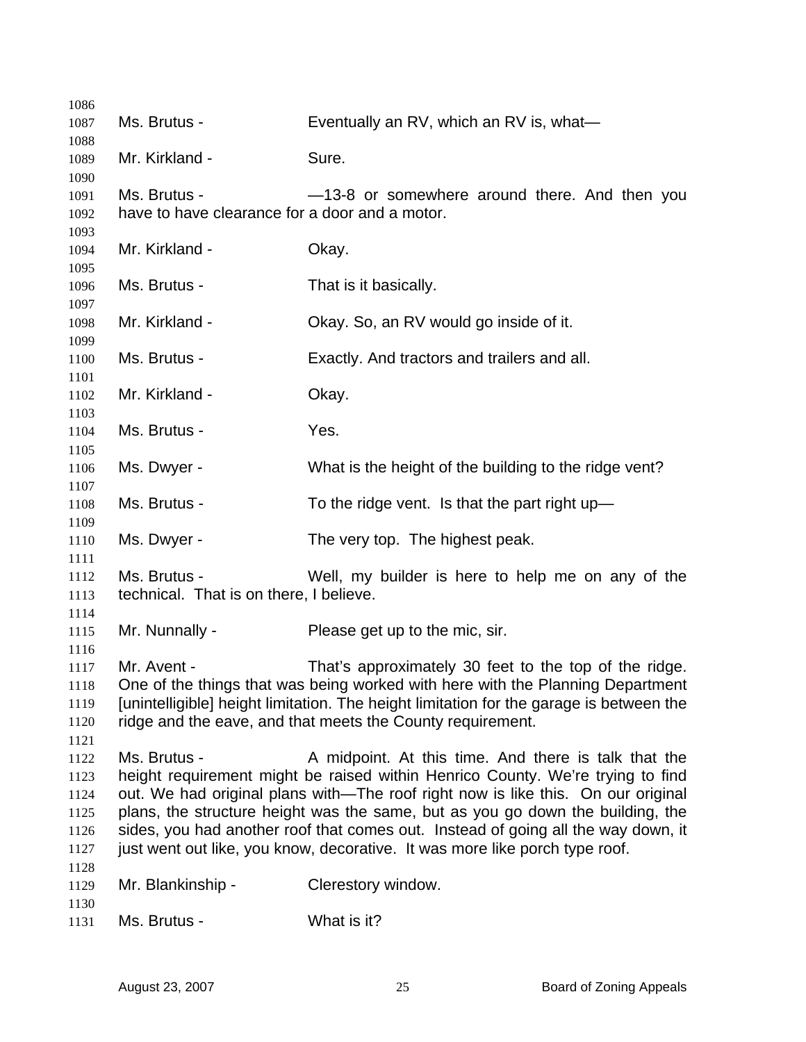Ms. Brutus - Eventually an RV, which an RV is, what—

Mr. Kirkland - Sure.

Ms. Brutus - —13-8 or somewhere around there. And then you have to have clearance for a door and a motor.

Mr. Kirkland - Okay.

Ms. Brutus - That is it basically.

Mr. Kirkland - Okay. So, an RV would go inside of it.

Ms. Brutus - Exactly. And tractors and trailers and all.

Mr. Kirkland - Okay.

Ms. Brutus - Yes.

Ms. Dwyer - What is the height of the building to the ridge vent?

Ms. Brutus - To the ridge vent. Is that the part right up—

Ms. Dwyer - The very top. The highest peak.

Ms. Brutus - Well, my builder is here to help me on any of the technical. That is on there, I believe.

Mr. Nunnally - Please get up to the mic, sir.

Mr. Avent - That's approximately 30 feet to the top of the ridge. One of the things that was being worked with here with the Planning Department [unintelligible] height limitation. The height limitation for the garage is between the ridge and the eave, and that meets the County requirement.

Ms. Brutus - A midpoint. At this time. And there is talk that the height requirement might be raised within Henrico County. We're trying to find out. We had original plans with—The roof right now is like this. On our original plans, the structure height was the same, but as you go down the building, the sides, you had another roof that comes out. Instead of going all the way down, it just went out like, you know, decorative. It was more like porch type roof.

Mr. Blankinship - Clerestory window.

Ms. Brutus - What is it?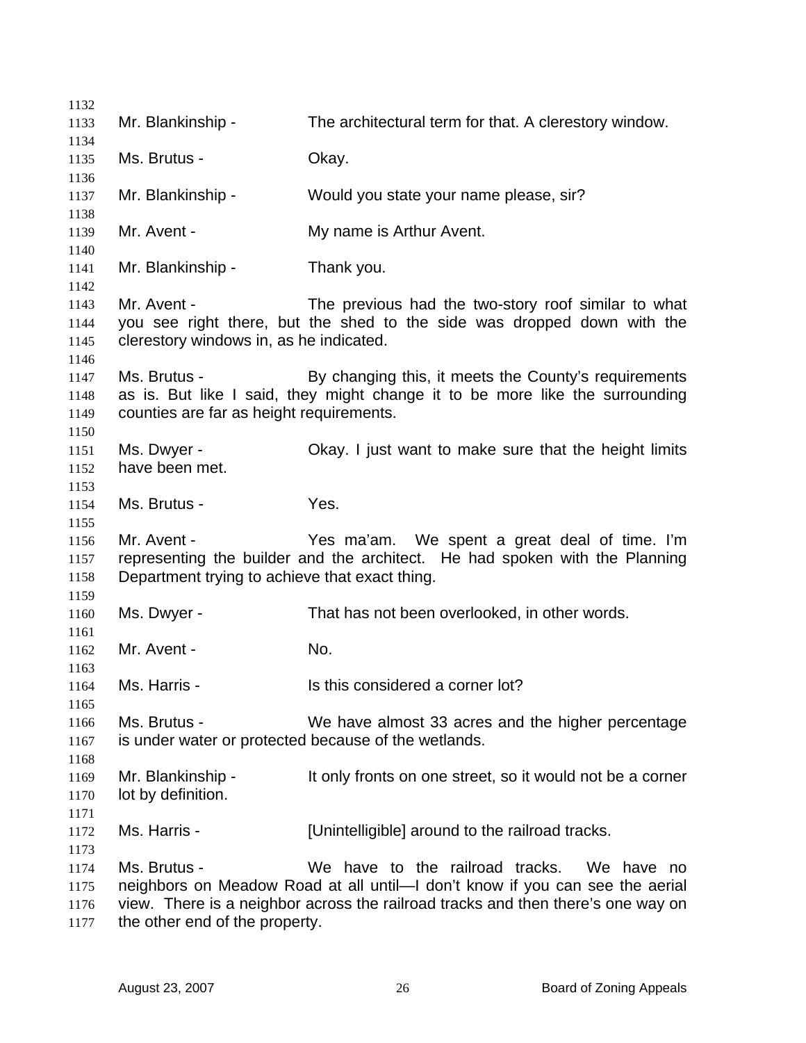Mr. Blankinship - The architectural term for that. A clerestory window.

Ms. Brutus - Okay.

Mr. Blankinship - Would you state your name please, sir?

Mr. Avent - My name is Arthur Avent.

Mr. Blankinship - Thank you.

Mr. Avent - The previous had the two-story roof similar to what you see right there, but the shed to the side was dropped down with the clerestory windows in, as he indicated.

Ms. Brutus - By changing this, it meets the County's requirements as is. But like I said, they might change it to be more like the surrounding counties are far as height requirements.

Ms. Dwyer - Okay. I just want to make sure that the height limits have been met.

Ms. Brutus - Yes.

Mr. Avent - Yes ma'am. We spent a great deal of time. I'm representing the builder and the architect. He had spoken with the Planning Department trying to achieve that exact thing.

Ms. Dwyer - That has not been overlooked, in other words.

Mr. Avent - No.

Ms. Harris - Is this considered a corner lot?

Ms. Brutus - We have almost 33 acres and the higher percentage is under water or protected because of the wetlands.

Mr. Blankinship - It only fronts on one street, so it would not be a corner lot by definition.

Ms. Harris - [Unintelligible] around to the railroad tracks.

Ms. Brutus - We have to the railroad tracks. We have no neighbors on Meadow Road at all until—I don't know if you can see the aerial view. There is a neighbor across the railroad tracks and then there's one way on the other end of the property.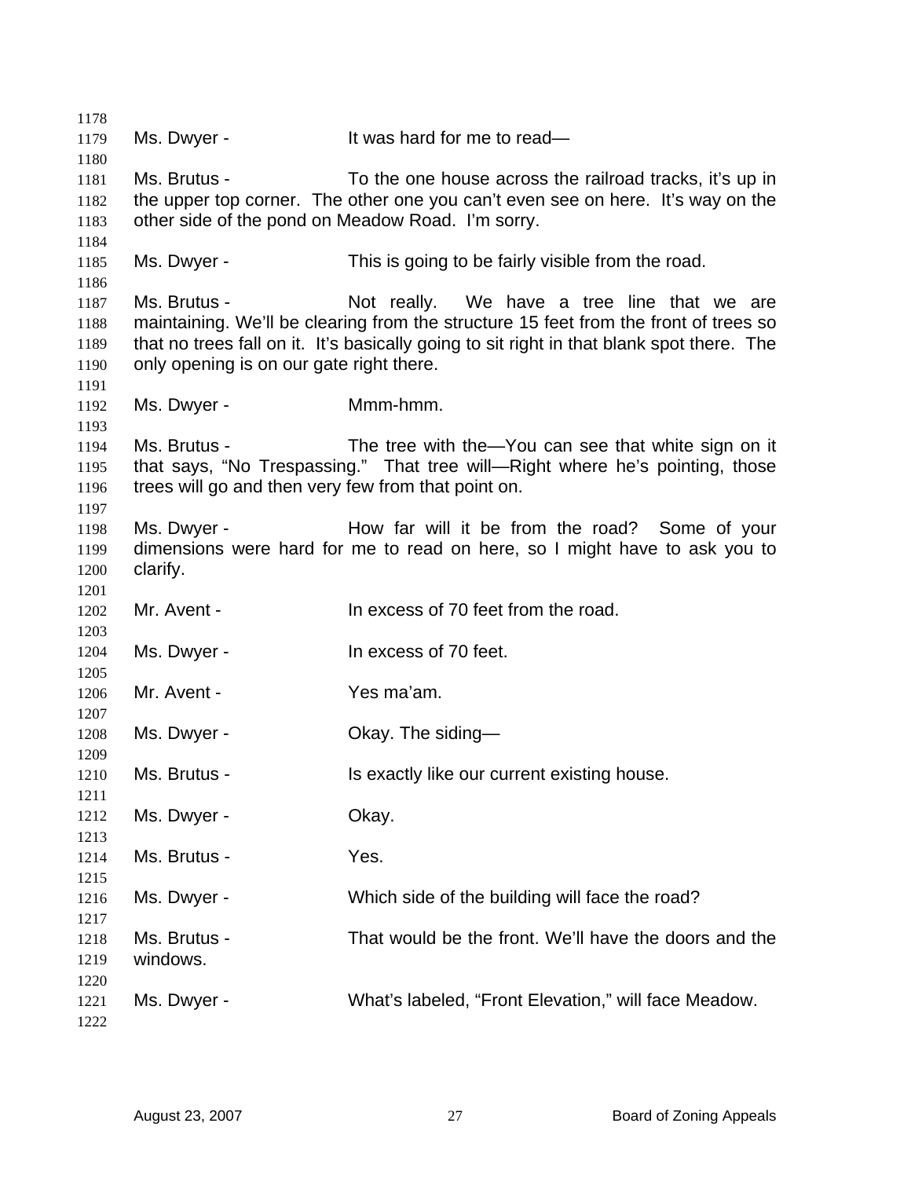Ms. Dwyer - It was hard for me to read—

Ms. Brutus - To the one house across the railroad tracks, it's up in the upper top corner. The other one you can't even see on here. It's way on the other side of the pond on Meadow Road. I'm sorry.

Ms. Dwyer - This is going to be fairly visible from the road.

Ms. Brutus - Not really. We have a tree line that we are maintaining. We'll be clearing from the structure 15 feet from the front of trees so that no trees fall on it. It's basically going to sit right in that blank spot there. The only opening is on our gate right there.

Ms. Dwyer - Mmm-hmm.

Ms. Brutus - The tree with the—You can see that white sign on it that says, "No Trespassing." That tree will—Right where he's pointing, those trees will go and then very few from that point on.

Ms. Dwyer - How far will it be from the road? Some of your dimensions were hard for me to read on here, so I might have to ask you to clarify.

Mr. Avent - In excess of 70 feet from the road.

Ms. Dwyer - In excess of 70 feet.

Mr. Avent - Yes ma'am.

Ms. Dwyer - Okay. The siding—

Ms. Brutus - Is exactly like our current existing house.

Ms. Dwyer - Okay.

Ms. Brutus - Yes.

Ms. Dwyer - Which side of the building will face the road?

Ms. Brutus - That would be the front. We'll have the doors and the windows.

Ms. Dwyer - What's labeled, "Front Elevation," will face Meadow.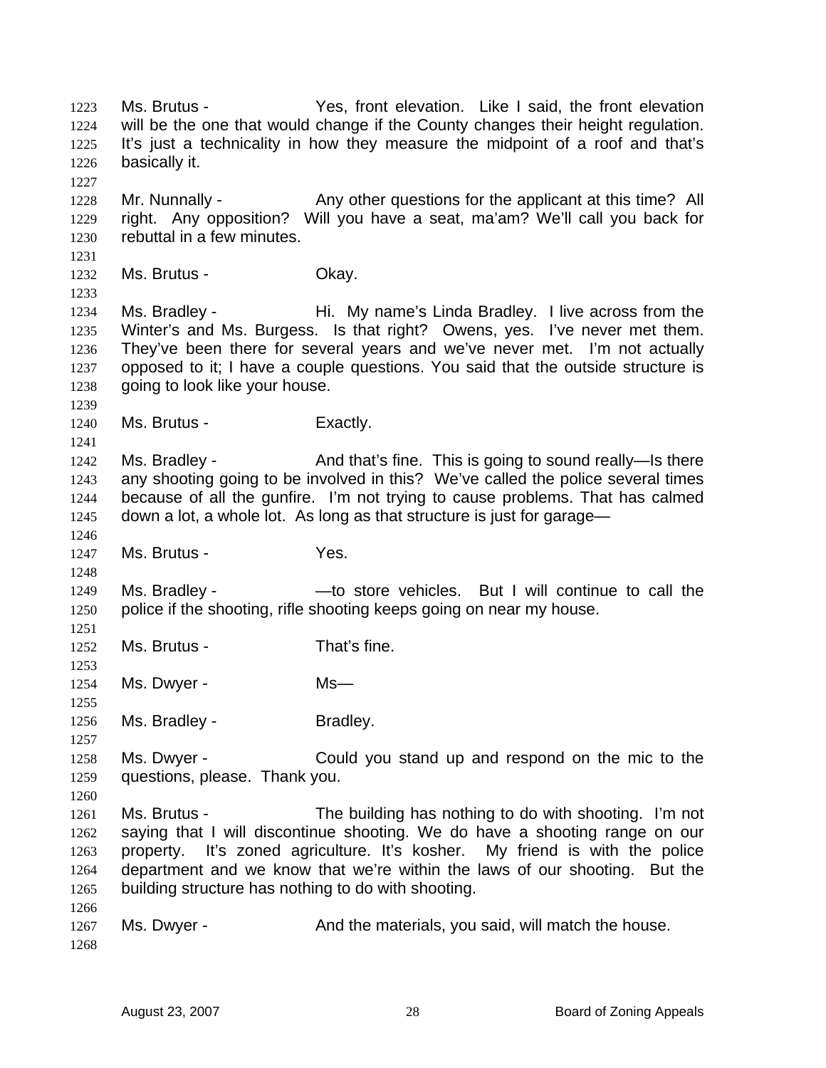Ms. Brutus - Yes, front elevation. Like I said, the front elevation will be the one that would change if the County changes their height regulation. It's just a technicality in how they measure the midpoint of a roof and that's basically it.

Mr. Nunnally - Any other questions for the applicant at this time? All right. Any opposition? Will you have a seat, ma'am? We'll call you back for rebuttal in a few minutes.

Ms. Brutus - Okay.

Ms. Bradley - Hi. My name's Linda Bradley. I live across from the Winter's and Ms. Burgess. Is that right? Owens, yes. I've never met them. They've been there for several years and we've never met. I'm not actually opposed to it; I have a couple questions. You said that the outside structure is going to look like your house.

Ms. Brutus - Exactly.

Ms. Bradley - And that's fine. This is going to sound really—Is there any shooting going to be involved in this? We've called the police several times because of all the gunfire. I'm not trying to cause problems. That has calmed down a lot, a whole lot. As long as that structure is just for garage—

Ms. Brutus - Yes.

Ms. Bradley - —to store vehicles. But I will continue to call the police if the shooting, rifle shooting keeps going on near my house.

Ms. Brutus - That's fine.

Ms. Dwyer - Ms—

Ms. Bradley - Bradley.

Ms. Dwyer - Could you stand up and respond on the mic to the questions, please. Thank you.

Ms. Brutus - The building has nothing to do with shooting. I'm not saying that I will discontinue shooting. We do have a shooting range on our property. It's zoned agriculture. It's kosher. My friend is with the police department and we know that we're within the laws of our shooting. But the building structure has nothing to do with shooting.

Ms. Dwyer - And the materials, you said, will match the house.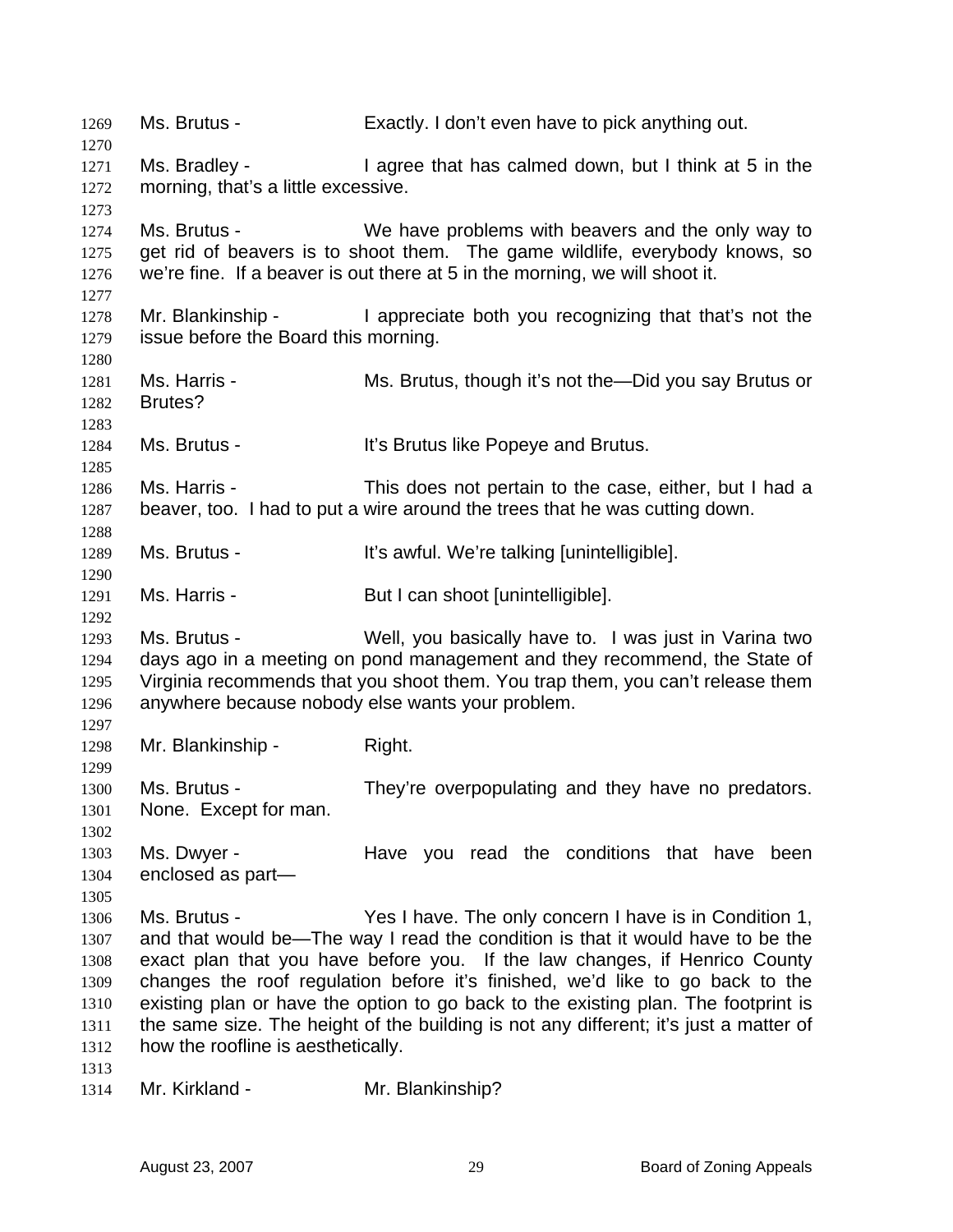1269 Ms. Brutus - Exactly. I don't even have to pick anything out.

1271 Ms. Bradley - I agree that has calmed down, but I think at 5 in the
1272 morning, that's a little excessive.

1274 Ms. Brutus - We have problems with beavers and the only way to
1275 get rid of beavers is to shoot them. The game wildlife, everybody knows, so
1276 we're fine. If a beaver is out there at 5 in the morning, we will shoot it.

1278 Mr. Blankinship - I appreciate both you recognizing that that's not the
1279 issue before the Board this morning.

1281 Ms. Harris - Ms. Brutus, though it's not the—Did you say Brutus or
1282 Brutes?

1284 Ms. Brutus - It's Brutus like Popeye and Brutus.

1286 Ms. Harris - This does not pertain to the case, either, but I had a
1287 beaver, too. I had to put a wire around the trees that he was cutting down.

1289 Ms. Brutus - It's awful. We're talking [unintelligible].

1291 Ms. Harris - But I can shoot [unintelligible].

1293 Ms. Brutus - Well, you basically have to. I was just in Varina two
1294 days ago in a meeting on pond management and they recommend, the State of
1295 Virginia recommends that you shoot them. You trap them, you can't release them
1296 anywhere because nobody else wants your problem.

1298 Mr. Blankinship - Right.

1300 Ms. Brutus - They're overpopulating and they have no predators.
1301 None. Except for man.

1303 Ms. Dwyer - Have you read the conditions that have been
1304 enclosed as part—

1306 Ms. Brutus - Yes I have. The only concern I have is in Condition 1,
1307 and that would be—The way I read the condition is that it would have to be the
1308 exact plan that you have before you. If the law changes, if Henrico County
1309 changes the roof regulation before it's finished, we'd like to go back to the
1310 existing plan or have the option to go back to the existing plan. The footprint is
1311 the same size. The height of the building is not any different; it's just a matter of
1312 how the roofline is aesthetically.

1314 Mr. Kirkland - Mr. Blankinship?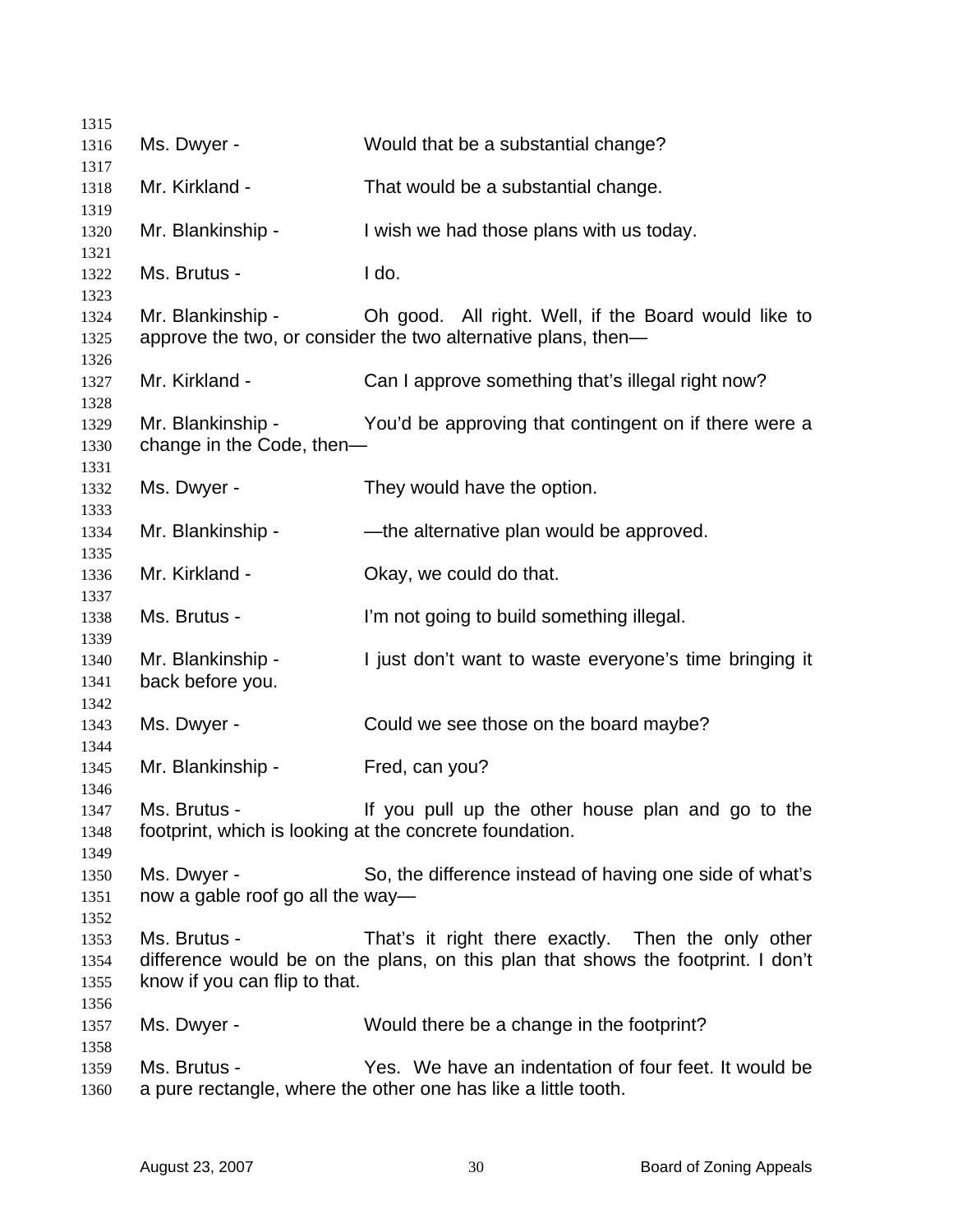Ms. Dwyer - Would that be a substantial change?

Mr. Kirkland - That would be a substantial change.

Mr. Blankinship - I wish we had those plans with us today.

Ms. Brutus - I do.

Mr. Blankinship - Oh good. All right. Well, if the Board would like to approve the two, or consider the two alternative plans, then—

Mr. Kirkland - Can I approve something that's illegal right now?

Mr. Blankinship - You'd be approving that contingent on if there were a change in the Code, then—

Ms. Dwyer - They would have the option.

Mr. Blankinship - —the alternative plan would be approved.

Mr. Kirkland - Okay, we could do that.

Ms. Brutus - I'm not going to build something illegal.

Mr. Blankinship - I just don't want to waste everyone's time bringing it back before you.

Ms. Dwyer - Could we see those on the board maybe?

Mr. Blankinship - Fred, can you?

Ms. Brutus - If you pull up the other house plan and go to the footprint, which is looking at the concrete foundation.

Ms. Dwyer - So, the difference instead of having one side of what's now a gable roof go all the way—

Ms. Brutus - That's it right there exactly. Then the only other difference would be on the plans, on this plan that shows the footprint. I don't know if you can flip to that.

Ms. Dwyer - Would there be a change in the footprint?

Ms. Brutus - Yes. We have an indentation of four feet. It would be a pure rectangle, where the other one has like a little tooth.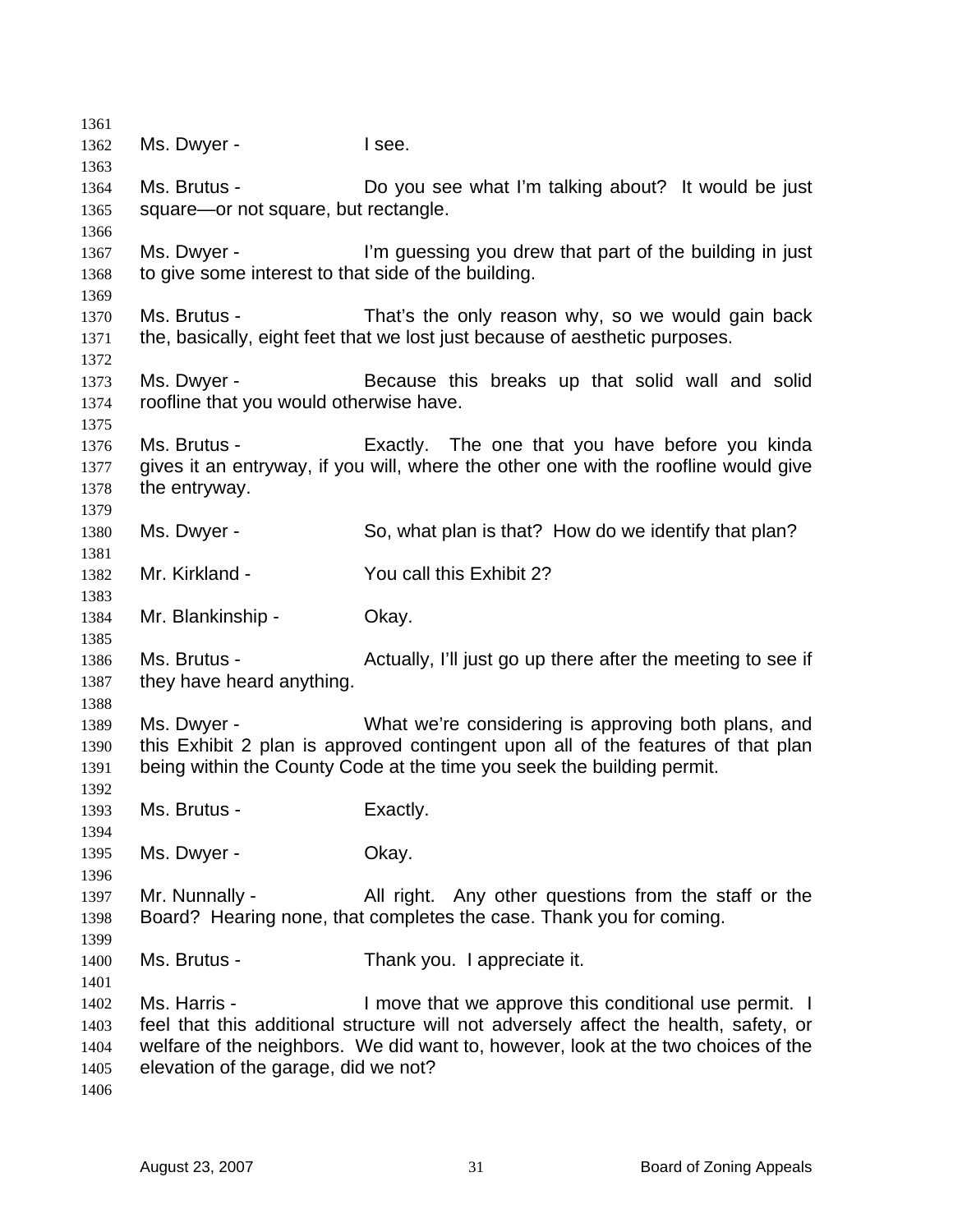Ms. Dwyer - I see.

Ms. Brutus - Do you see what I'm talking about? It would be just square—or not square, but rectangle.

Ms. Dwyer - I'm guessing you drew that part of the building in just to give some interest to that side of the building.

Ms. Brutus - That's the only reason why, so we would gain back the, basically, eight feet that we lost just because of aesthetic purposes.

Ms. Dwyer - Because this breaks up that solid wall and solid roofline that you would otherwise have.

Ms. Brutus - Exactly. The one that you have before you kinda gives it an entryway, if you will, where the other one with the roofline would give the entryway.

Ms. Dwyer - So, what plan is that? How do we identify that plan?

Mr. Kirkland - You call this Exhibit 2?

Mr. Blankinship - Okay.

Ms. Brutus - Actually, I'll just go up there after the meeting to see if they have heard anything.

Ms. Dwyer - What we're considering is approving both plans, and this Exhibit 2 plan is approved contingent upon all of the features of that plan being within the County Code at the time you seek the building permit.

Ms. Brutus - Exactly.

Ms. Dwyer - Okay.

Mr. Nunnally - All right. Any other questions from the staff or the Board? Hearing none, that completes the case. Thank you for coming.

Ms. Brutus - Thank you. I appreciate it.

Ms. Harris - I move that we approve this conditional use permit. I feel that this additional structure will not adversely affect the health, safety, or welfare of the neighbors. We did want to, however, look at the two choices of the elevation of the garage, did we not?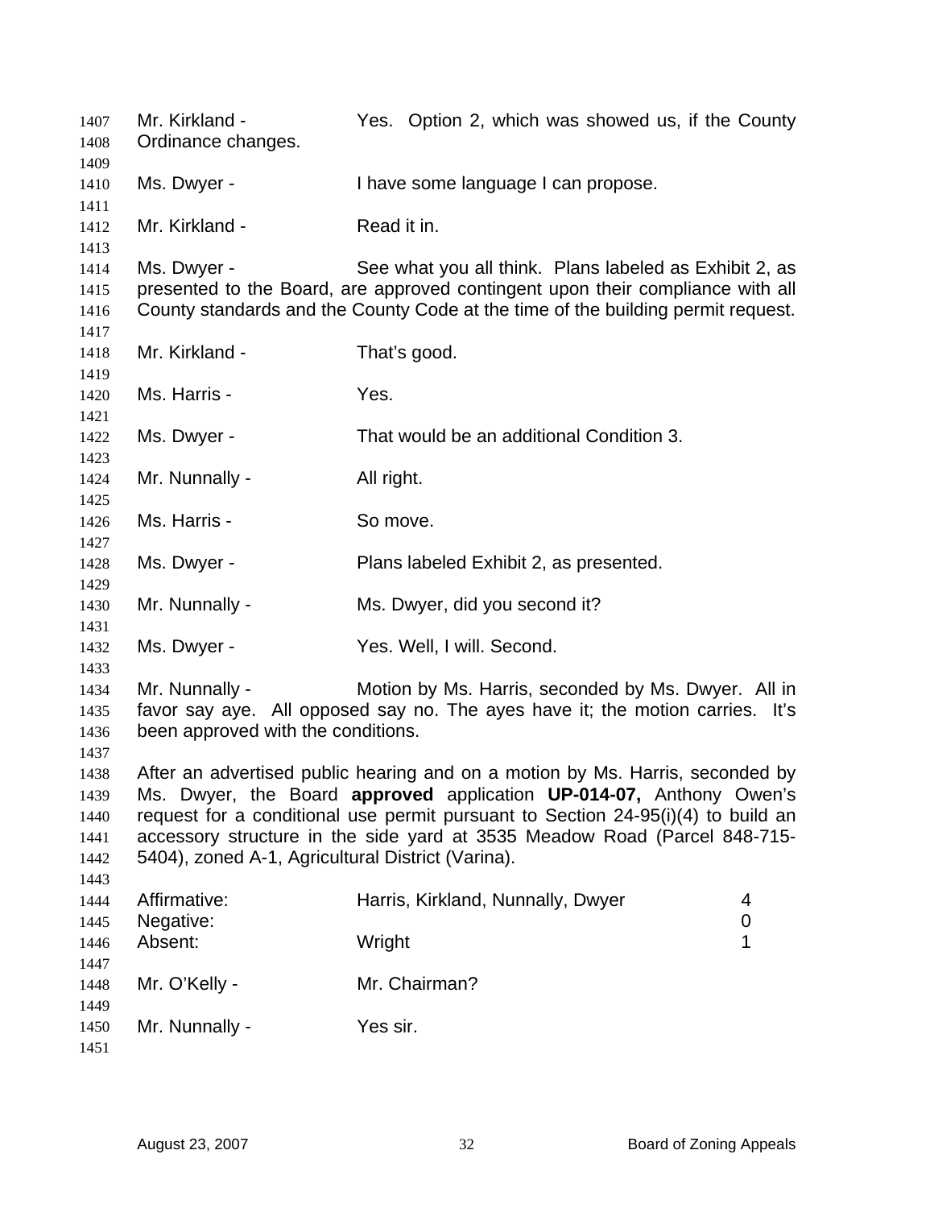Mr. Kirkland - Yes. Option 2, which was showed us, if the County Ordinance changes.

Ms. Dwyer - I have some language I can propose.

Mr. Kirkland - Read it in.

Ms. Dwyer - See what you all think. Plans labeled as Exhibit 2, as presented to the Board, are approved contingent upon their compliance with all County standards and the County Code at the time of the building permit request.

Mr. Kirkland - That's good.

Ms. Harris - Yes.

Ms. Dwyer - That would be an additional Condition 3.

Mr. Nunnally - All right.

Ms. Harris - So move.

Ms. Dwyer - Plans labeled Exhibit 2, as presented.

Mr. Nunnally - Ms. Dwyer, did you second it?

Ms. Dwyer - Yes. Well, I will. Second.

Mr. Nunnally - Motion by Ms. Harris, seconded by Ms. Dwyer. All in favor say aye. All opposed say no. The ayes have it; the motion carries. It's been approved with the conditions.

After an advertised public hearing and on a motion by Ms. Harris, seconded by Ms. Dwyer, the Board **approved** application **UP-014-07,** Anthony Owen's request for a conditional use permit pursuant to Section 24-95(i)(4) to build an accessory structure in the side yard at 3535 Meadow Road (Parcel 848-715-5404), zoned A-1, Agricultural District (Varina).

| | | |
|---|---|---|
| Affirmative: | Harris, Kirkland, Nunnally, Dwyer | 4 |
| Negative: | | 0 |
| Absent: | Wright | 1 |

Mr. O'Kelly - Mr. Chairman?

Mr. Nunnally - Yes sir.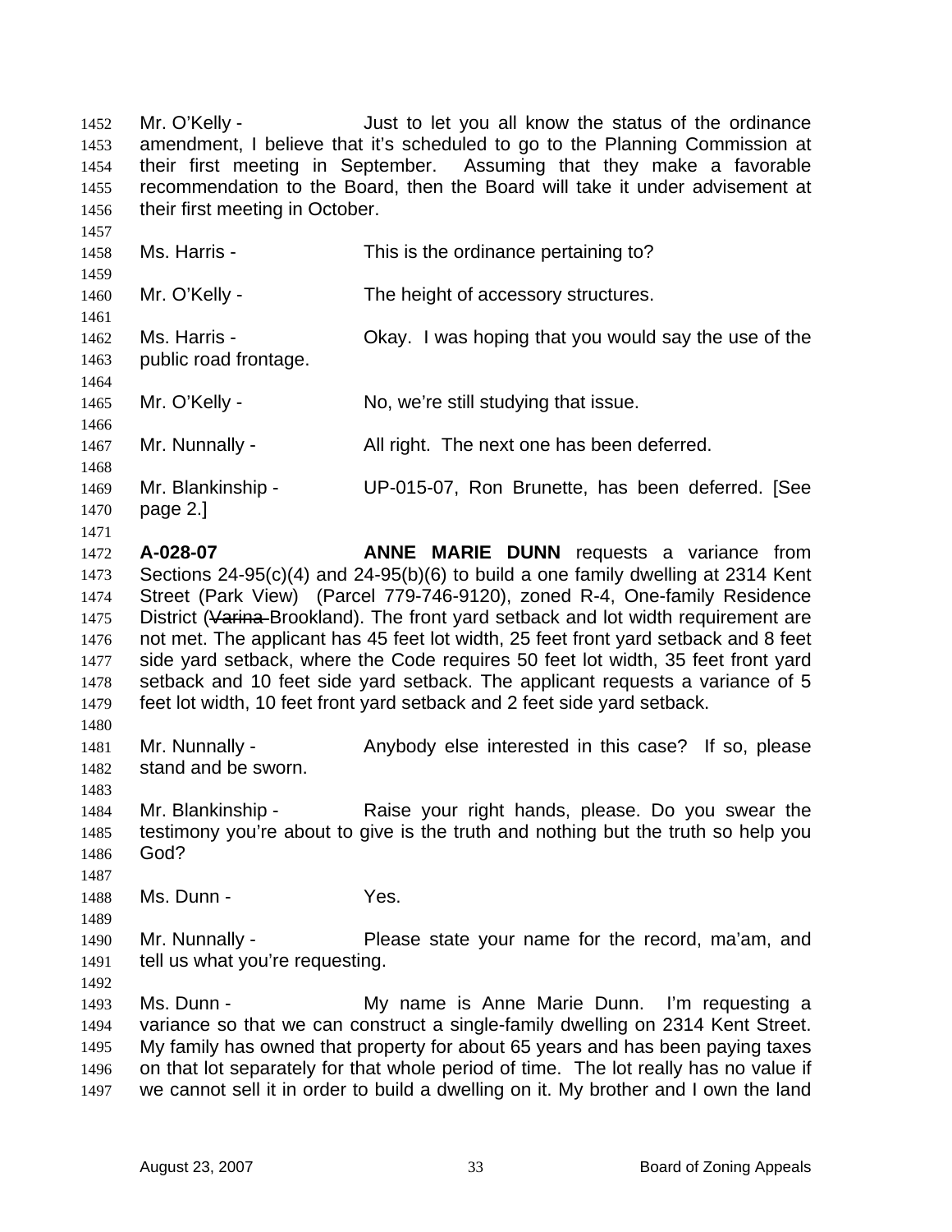Mr. O'Kelly - Just to let you all know the status of the ordinance amendment, I believe that it's scheduled to go to the Planning Commission at their first meeting in September. Assuming that they make a favorable recommendation to the Board, then the Board will take it under advisement at their first meeting in October.

Ms. Harris - This is the ordinance pertaining to?

Mr. O'Kelly - The height of accessory structures.

Ms. Harris - Okay. I was hoping that you would say the use of the public road frontage.

Mr. O'Kelly - No, we're still studying that issue.

Mr. Nunnally - All right. The next one has been deferred.

Mr. Blankinship - UP-015-07, Ron Brunette, has been deferred. [See page 2.]

**A-028-07** **ANNE MARIE DUNN** requests a variance from Sections 24-95(c)(4) and 24-95(b)(6) to build a one family dwelling at 2314 Kent Street (Park View) (Parcel 779-746-9120), zoned R-4, One-family Residence District (~~Varina~~ Brookland). The front yard setback and lot width requirement are not met. The applicant has 45 feet lot width, 25 feet front yard setback and 8 feet side yard setback, where the Code requires 50 feet lot width, 35 feet front yard setback and 10 feet side yard setback. The applicant requests a variance of 5 feet lot width, 10 feet front yard setback and 2 feet side yard setback.

Mr. Nunnally - Anybody else interested in this case? If so, please stand and be sworn.

Mr. Blankinship - Raise your right hands, please. Do you swear the testimony you're about to give is the truth and nothing but the truth so help you God?

Ms. Dunn - Yes.

Mr. Nunnally - Please state your name for the record, ma'am, and tell us what you're requesting.

Ms. Dunn - My name is Anne Marie Dunn. I'm requesting a variance so that we can construct a single-family dwelling on 2314 Kent Street. My family has owned that property for about 65 years and has been paying taxes on that lot separately for that whole period of time. The lot really has no value if we cannot sell it in order to build a dwelling on it. My brother and I own the land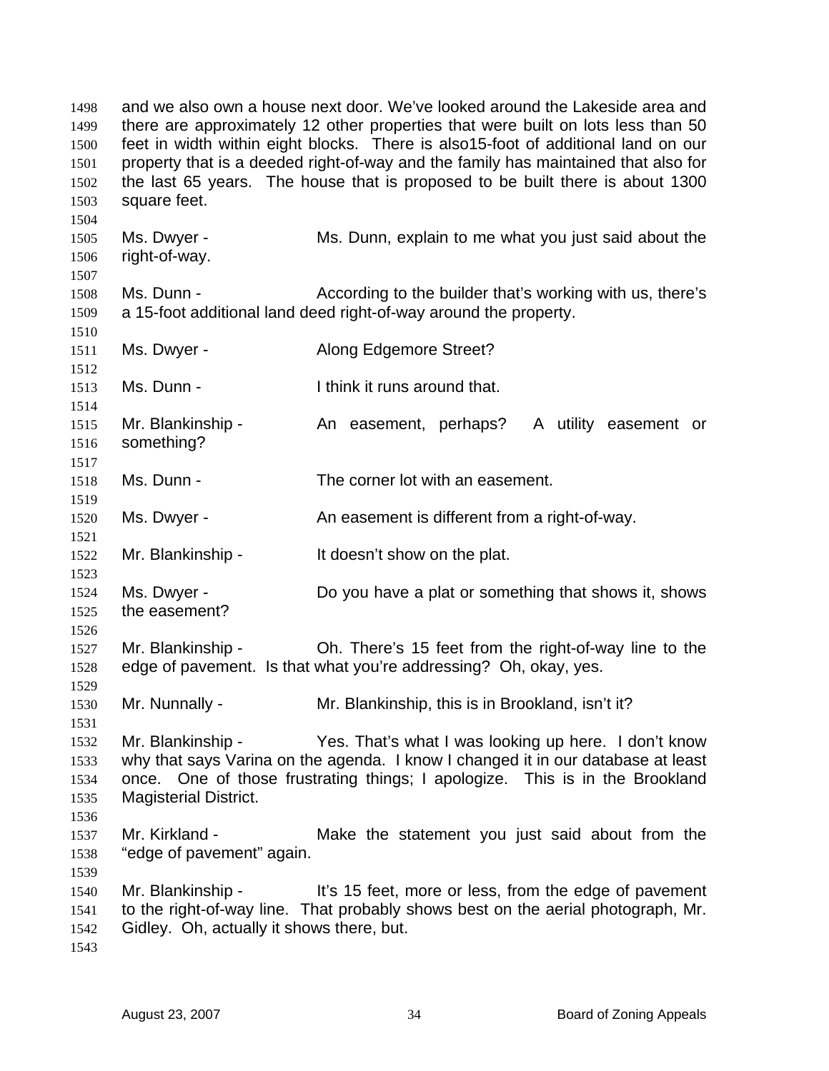and we also own a house next door. We've looked around the Lakeside area and there are approximately 12 other properties that were built on lots less than 50 feet in width within eight blocks. There is also15-foot of additional land on our property that is a deeded right-of-way and the family has maintained that also for the last 65 years. The house that is proposed to be built there is about 1300 square feet.

Ms. Dwyer - Ms. Dunn, explain to me what you just said about the right-of-way.

Ms. Dunn - According to the builder that's working with us, there's a 15-foot additional land deed right-of-way around the property.

Ms. Dwyer - Along Edgemore Street?

Ms. Dunn - I think it runs around that.

Mr. Blankinship - An easement, perhaps? A utility easement or something?

Ms. Dunn - The corner lot with an easement.

Ms. Dwyer - An easement is different from a right-of-way.

Mr. Blankinship - It doesn't show on the plat.

Ms. Dwyer - Do you have a plat or something that shows it, shows the easement?

Mr. Blankinship - Oh. There's 15 feet from the right-of-way line to the edge of pavement. Is that what you're addressing? Oh, okay, yes.

Mr. Nunnally - Mr. Blankinship, this is in Brookland, isn't it?

Mr. Blankinship - Yes. That's what I was looking up here. I don't know why that says Varina on the agenda. I know I changed it in our database at least once. One of those frustrating things; I apologize. This is in the Brookland Magisterial District.

Mr. Kirkland - Make the statement you just said about from the "edge of pavement" again.

Mr. Blankinship - It's 15 feet, more or less, from the edge of pavement to the right-of-way line. That probably shows best on the aerial photograph, Mr. Gidley. Oh, actually it shows there, but.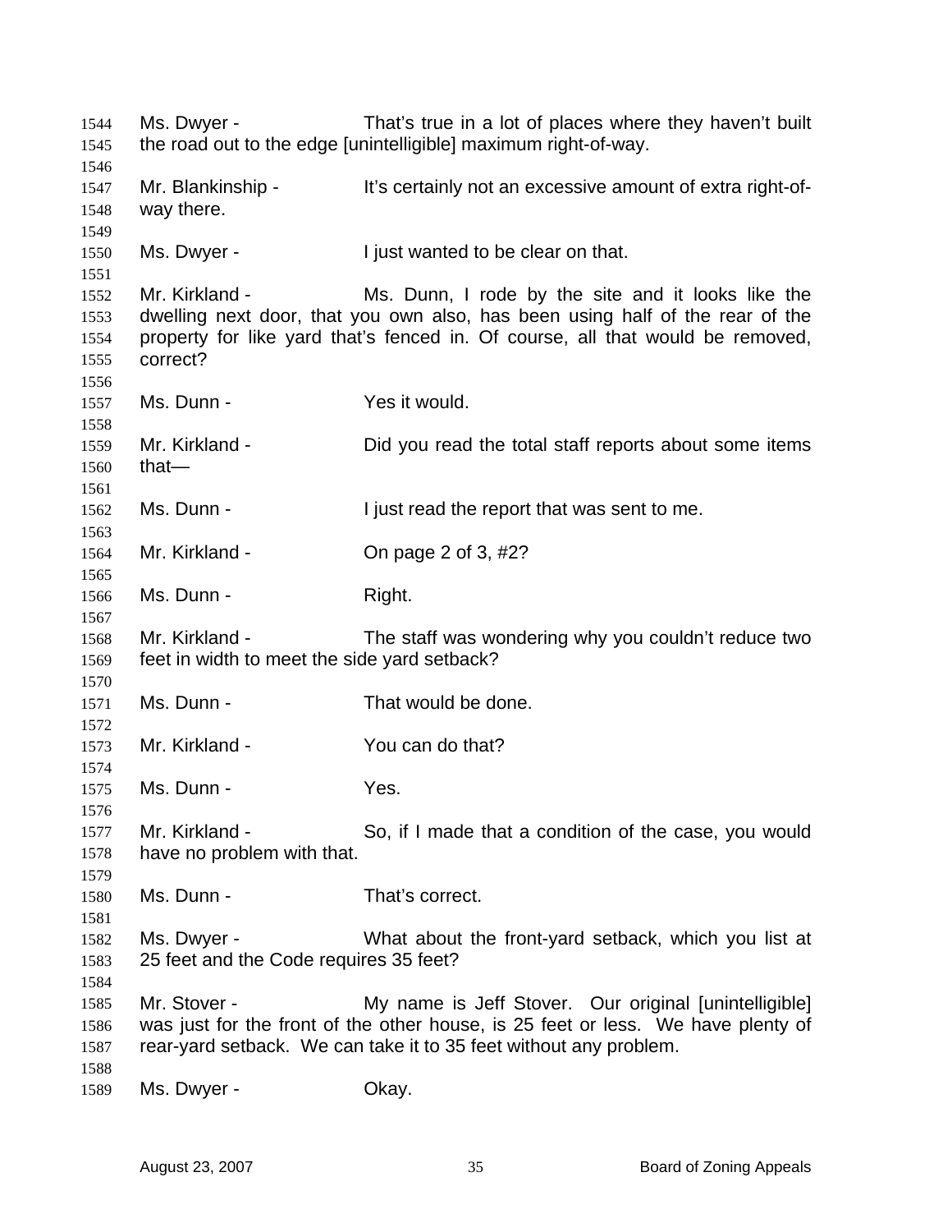Ms. Dwyer - That's true in a lot of places where they haven't built the road out to the edge [unintelligible] maximum right-of-way.

Mr. Blankinship - It's certainly not an excessive amount of extra right-of-way there.

Ms. Dwyer - I just wanted to be clear on that.

Mr. Kirkland - Ms. Dunn, I rode by the site and it looks like the dwelling next door, that you own also, has been using half of the rear of the property for like yard that's fenced in. Of course, all that would be removed, correct?

Ms. Dunn - Yes it would.

Mr. Kirkland - Did you read the total staff reports about some items that—

Ms. Dunn - I just read the report that was sent to me.

Mr. Kirkland - On page 2 of 3, #2?

Ms. Dunn - Right.

Mr. Kirkland - The staff was wondering why you couldn't reduce two feet in width to meet the side yard setback?

Ms. Dunn - That would be done.

Mr. Kirkland - You can do that?

Ms. Dunn - Yes.

Mr. Kirkland - So, if I made that a condition of the case, you would have no problem with that.

Ms. Dunn - That's correct.

Ms. Dwyer - What about the front-yard setback, which you list at 25 feet and the Code requires 35 feet?

Mr. Stover - My name is Jeff Stover. Our original [unintelligible] was just for the front of the other house, is 25 feet or less. We have plenty of rear-yard setback. We can take it to 35 feet without any problem.

Ms. Dwyer - Okay.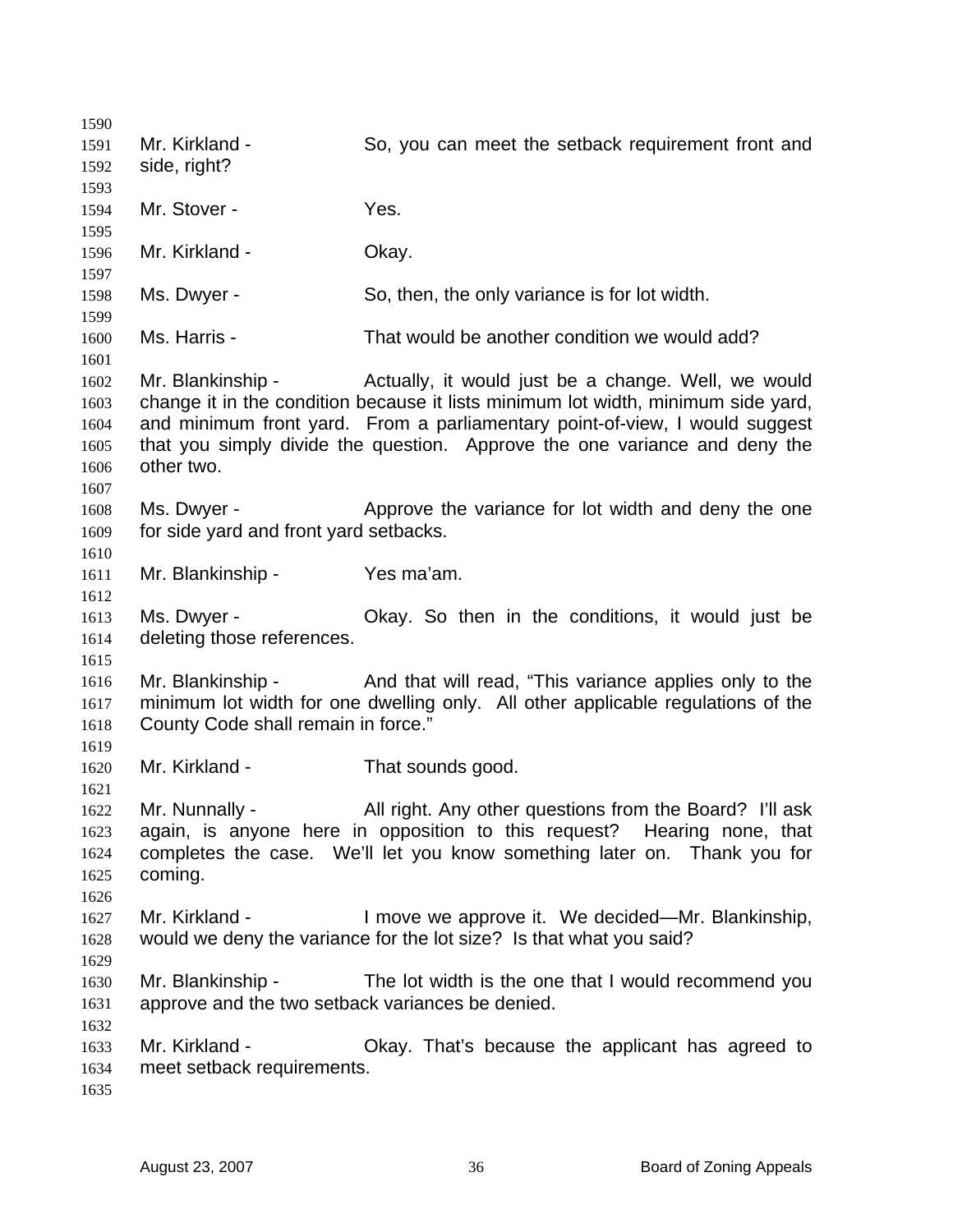Mr. Kirkland - So, you can meet the setback requirement front and side, right?

Mr. Stover - Yes.

Mr. Kirkland - Okay.

Ms. Dwyer - So, then, the only variance is for lot width.

Ms. Harris - That would be another condition we would add?

Mr. Blankinship - Actually, it would just be a change. Well, we would change it in the condition because it lists minimum lot width, minimum side yard, and minimum front yard. From a parliamentary point-of-view, I would suggest that you simply divide the question. Approve the one variance and deny the other two.

Ms. Dwyer - Approve the variance for lot width and deny the one for side yard and front yard setbacks.

Mr. Blankinship - Yes ma'am.

Ms. Dwyer - Okay. So then in the conditions, it would just be deleting those references.

Mr. Blankinship - And that will read, "This variance applies only to the minimum lot width for one dwelling only. All other applicable regulations of the County Code shall remain in force."

Mr. Kirkland - That sounds good.

Mr. Nunnally - All right. Any other questions from the Board? I'll ask again, is anyone here in opposition to this request? Hearing none, that completes the case. We'll let you know something later on. Thank you for coming.

Mr. Kirkland - I move we approve it. We decided—Mr. Blankinship, would we deny the variance for the lot size? Is that what you said?

Mr. Blankinship - The lot width is the one that I would recommend you approve and the two setback variances be denied.

Mr. Kirkland - Okay. That's because the applicant has agreed to meet setback requirements.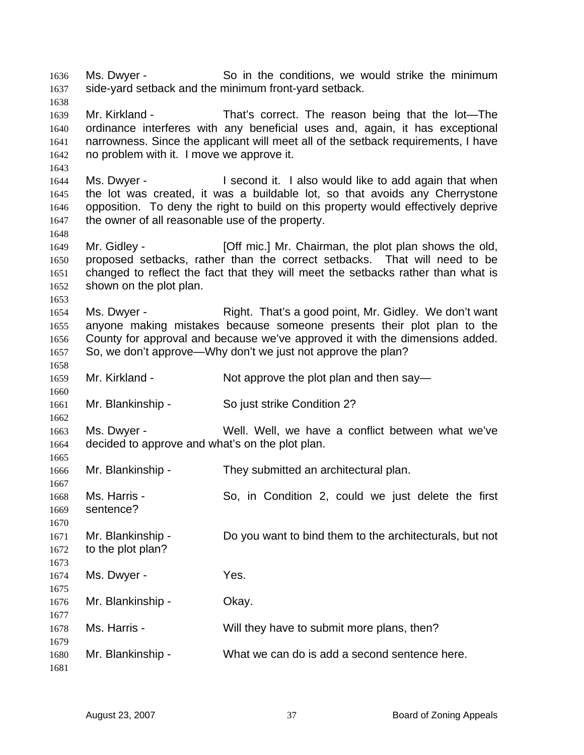1636 Ms. Dwyer - So in the conditions, we would strike the minimum
1637 side-yard setback and the minimum front-yard setback.
1638
1639 Mr. Kirkland - That's correct. The reason being that the lot—The
1640 ordinance interferes with any beneficial uses and, again, it has exceptional
1641 narrowness. Since the applicant will meet all of the setback requirements, I have
1642 no problem with it. I move we approve it.
1643
1644 Ms. Dwyer - I second it. I also would like to add again that when
1645 the lot was created, it was a buildable lot, so that avoids any Cherrystone
1646 opposition. To deny the right to build on this property would effectively deprive
1647 the owner of all reasonable use of the property.
1648
1649 Mr. Gidley - [Off mic.] Mr. Chairman, the plot plan shows the old,
1650 proposed setbacks, rather than the correct setbacks. That will need to be
1651 changed to reflect the fact that they will meet the setbacks rather than what is
1652 shown on the plot plan.
1653
1654 Ms. Dwyer - Right. That's a good point, Mr. Gidley. We don't want
1655 anyone making mistakes because someone presents their plot plan to the
1656 County for approval and because we've approved it with the dimensions added.
1657 So, we don't approve—Why don't we just not approve the plan?
1658
1659 Mr. Kirkland - Not approve the plot plan and then say—
1660
1661 Mr. Blankinship - So just strike Condition 2?
1662
1663 Ms. Dwyer - Well. Well, we have a conflict between what we've
1664 decided to approve and what's on the plot plan.
1665
1666 Mr. Blankinship - They submitted an architectural plan.
1667
1668 Ms. Harris - So, in Condition 2, could we just delete the first
1669 sentence?
1670
1671 Mr. Blankinship - Do you want to bind them to the architecturals, but not
1672 to the plot plan?
1673
1674 Ms. Dwyer - Yes.
1675
1676 Mr. Blankinship - Okay.
1677
1678 Ms. Harris - Will they have to submit more plans, then?
1679
1680 Mr. Blankinship - What we can do is add a second sentence here.
1681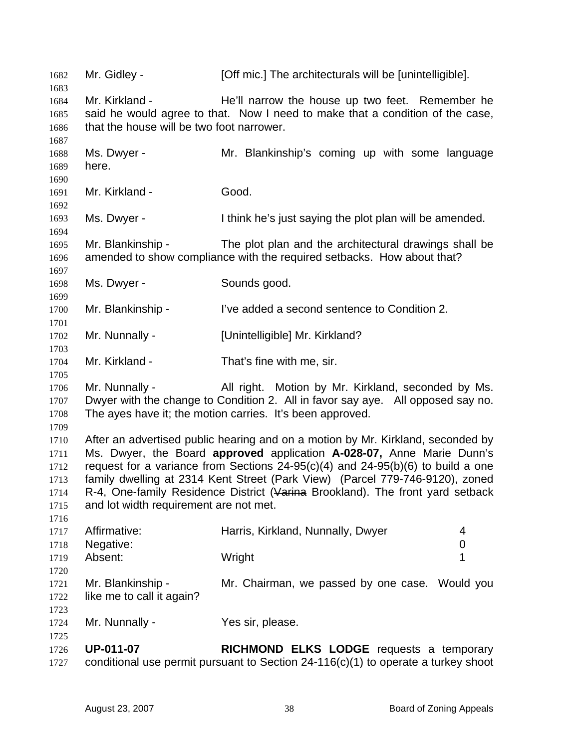Mr. Gidley - [Off mic.] The architecturals will be [unintelligible].

Mr. Kirkland - He'll narrow the house up two feet. Remember he said he would agree to that. Now I need to make that a condition of the case, that the house will be two foot narrower.

Ms. Dwyer - Mr. Blankinship's coming up with some language here.

Mr. Kirkland - Good.

Ms. Dwyer - I think he's just saying the plot plan will be amended.

Mr. Blankinship - The plot plan and the architectural drawings shall be amended to show compliance with the required setbacks. How about that?

Ms. Dwyer - Sounds good.

Mr. Blankinship - I've added a second sentence to Condition 2.

Mr. Nunnally - [Unintelligible] Mr. Kirkland?

Mr. Kirkland - That's fine with me, sir.

Mr. Nunnally - All right. Motion by Mr. Kirkland, seconded by Ms. Dwyer with the change to Condition 2. All in favor say aye. All opposed say no. The ayes have it; the motion carries. It's been approved.

After an advertised public hearing and on a motion by Mr. Kirkland, seconded by Ms. Dwyer, the Board **approved** application **A-028-07,** Anne Marie Dunn's request for a variance from Sections 24-95(c)(4) and 24-95(b)(6) to build a one family dwelling at 2314 Kent Street (Park View) (Parcel 779-746-9120), zoned R-4, One-family Residence District (~~Varina~~ Brookland). The front yard setback and lot width requirement are not met.

| | | |
|---|---|---|
| Affirmative: | Harris, Kirkland, Nunnally, Dwyer | 4 |
| Negative: | | 0 |
| Absent: | Wright | 1 |

Mr. Blankinship - Mr. Chairman, we passed by one case. Would you like me to call it again?

Mr. Nunnally - Yes sir, please.

**UP-011-07** **RICHMOND ELKS LODGE** requests a temporary conditional use permit pursuant to Section 24-116(c)(1) to operate a turkey shoot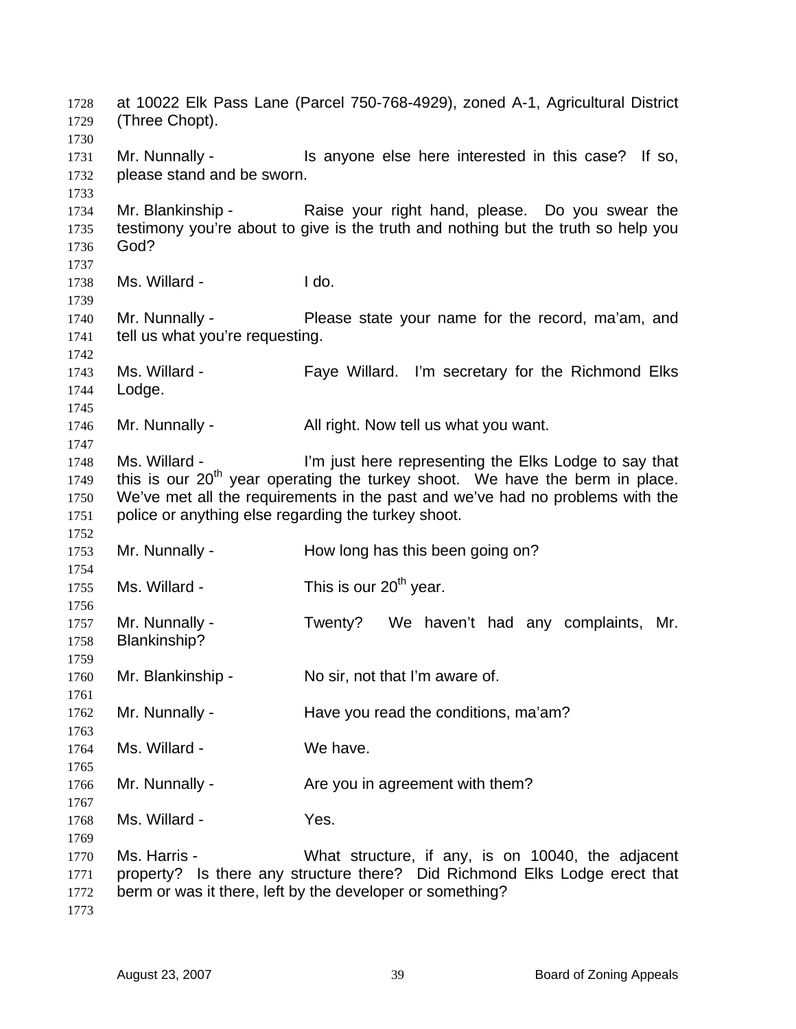at 10022 Elk Pass Lane (Parcel 750-768-4929), zoned A-1, Agricultural District (Three Chopt).

Mr. Nunnally - Is anyone else here interested in this case? If so, please stand and be sworn.

Mr. Blankinship - Raise your right hand, please. Do you swear the testimony you're about to give is the truth and nothing but the truth so help you God?

Ms. Willard - I do.

Mr. Nunnally - Please state your name for the record, ma'am, and tell us what you're requesting.

Ms. Willard - Faye Willard. I'm secretary for the Richmond Elks Lodge.

Mr. Nunnally - All right. Now tell us what you want.

Ms. Willard - I'm just here representing the Elks Lodge to say that this is our 20th year operating the turkey shoot. We have the berm in place. We've met all the requirements in the past and we've had no problems with the police or anything else regarding the turkey shoot.

Mr. Nunnally - How long has this been going on?

Ms. Willard - This is our 20th year.

Mr. Nunnally - Twenty? We haven't had any complaints, Mr. Blankinship?

Mr. Blankinship - No sir, not that I'm aware of.

Mr. Nunnally - Have you read the conditions, ma'am?

Ms. Willard - We have.

Mr. Nunnally - Are you in agreement with them?

Ms. Willard - Yes.

Ms. Harris - What structure, if any, is on 10040, the adjacent property? Is there any structure there? Did Richmond Elks Lodge erect that berm or was it there, left by the developer or something?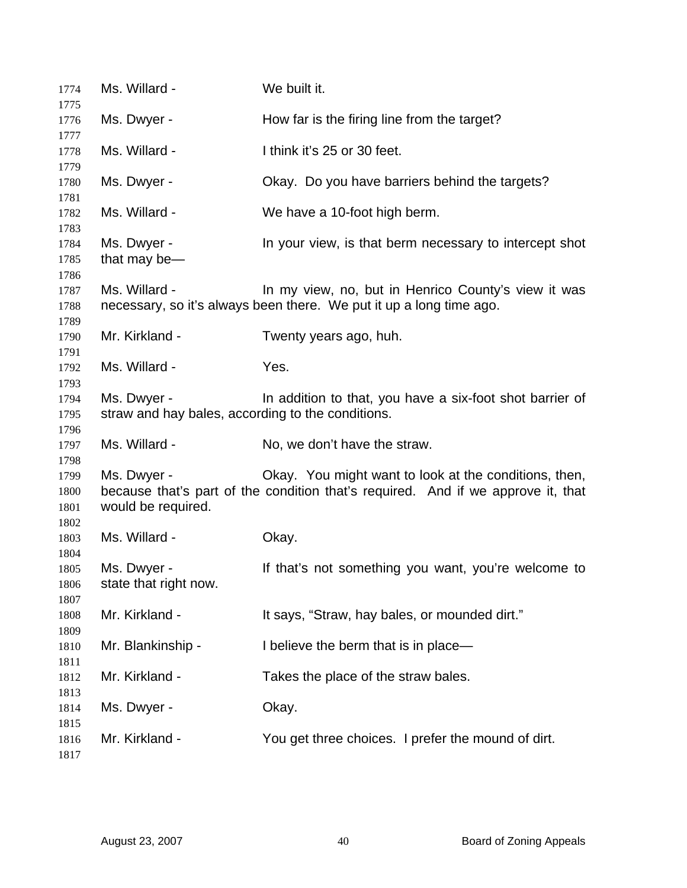Ms. Willard - We built it.

Ms. Dwyer - How far is the firing line from the target?

Ms. Willard - I think it's 25 or 30 feet.

Ms. Dwyer - Okay. Do you have barriers behind the targets?

Ms. Willard - We have a 10-foot high berm.

Ms. Dwyer - In your view, is that berm necessary to intercept shot that may be—

Ms. Willard - In my view, no, but in Henrico County's view it was necessary, so it's always been there. We put it up a long time ago.

Mr. Kirkland - Twenty years ago, huh.

Ms. Willard - Yes.

Ms. Dwyer - In addition to that, you have a six-foot shot barrier of straw and hay bales, according to the conditions.

Ms. Willard - No, we don't have the straw.

Ms. Dwyer - Okay. You might want to look at the conditions, then, because that's part of the condition that's required. And if we approve it, that would be required.

Ms. Willard - Okay.

Ms. Dwyer - If that's not something you want, you're welcome to state that right now.

Mr. Kirkland - It says, "Straw, hay bales, or mounded dirt."

Mr. Blankinship - I believe the berm that is in place—

Mr. Kirkland - Takes the place of the straw bales.

Ms. Dwyer - Okay.

Mr. Kirkland - You get three choices. I prefer the mound of dirt.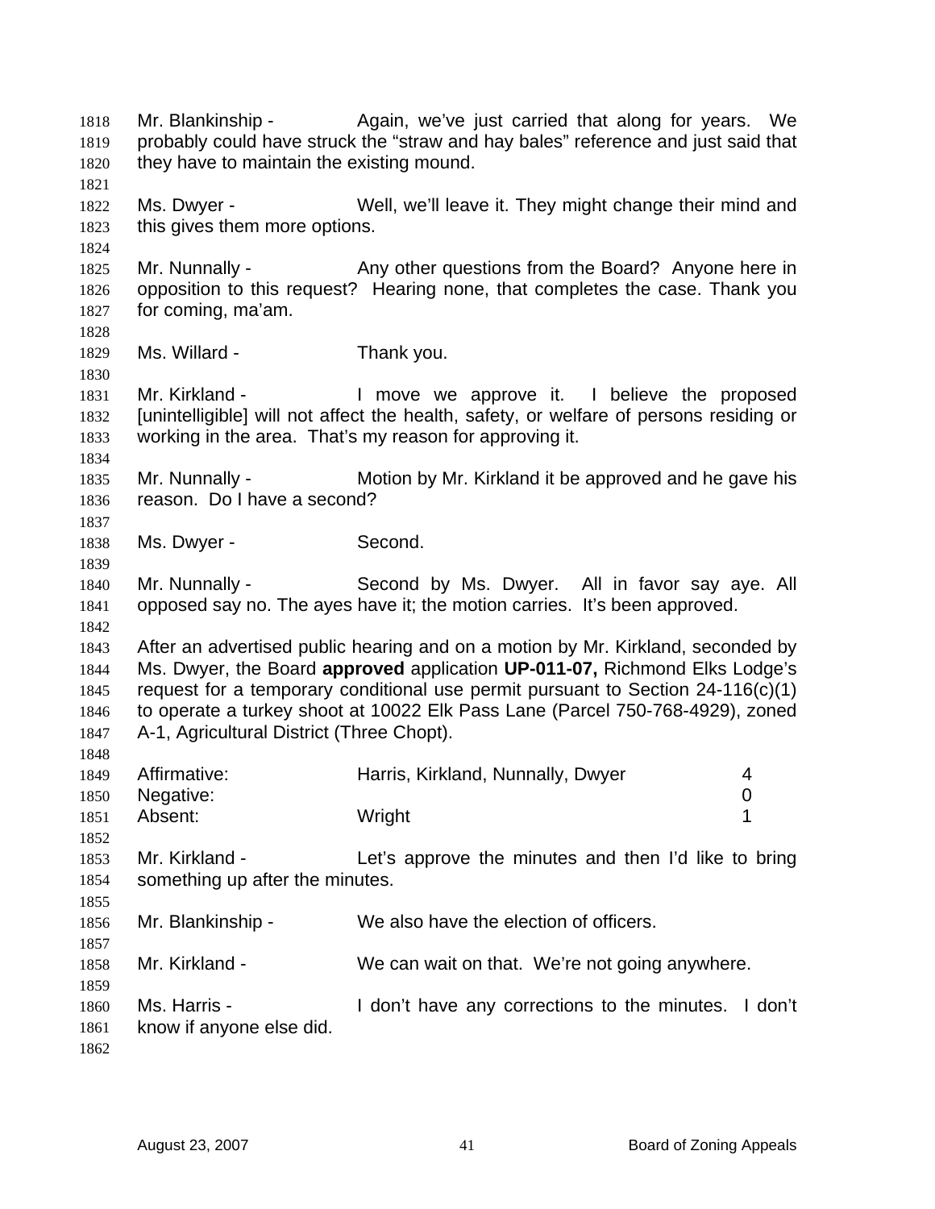Mr. Blankinship - Again, we've just carried that along for years. We probably could have struck the "straw and hay bales" reference and just said that they have to maintain the existing mound.

Ms. Dwyer - Well, we'll leave it. They might change their mind and this gives them more options.

Mr. Nunnally - Any other questions from the Board? Anyone here in opposition to this request? Hearing none, that completes the case. Thank you for coming, ma'am.

Ms. Willard - Thank you.

Mr. Kirkland - I move we approve it. I believe the proposed [unintelligible] will not affect the health, safety, or welfare of persons residing or working in the area. That's my reason for approving it.

Mr. Nunnally - Motion by Mr. Kirkland it be approved and he gave his reason. Do I have a second?

Ms. Dwyer - Second.

Mr. Nunnally - Second by Ms. Dwyer. All in favor say aye. All opposed say no. The ayes have it; the motion carries. It's been approved.

After an advertised public hearing and on a motion by Mr. Kirkland, seconded by Ms. Dwyer, the Board **approved** application **UP-011-07,** Richmond Elks Lodge's request for a temporary conditional use permit pursuant to Section 24-116(c)(1) to operate a turkey shoot at 10022 Elk Pass Lane (Parcel 750-768-4929), zoned A-1, Agricultural District (Three Chopt).

| | | |
|---|---|---|
| Affirmative: | Harris, Kirkland, Nunnally, Dwyer | 4 |
| Negative: | | 0 |
| Absent: | Wright | 1 |

Mr. Kirkland - Let's approve the minutes and then I'd like to bring something up after the minutes.

Mr. Blankinship - We also have the election of officers.

Mr. Kirkland - We can wait on that. We're not going anywhere.

Ms. Harris - I don't have any corrections to the minutes. I don't know if anyone else did.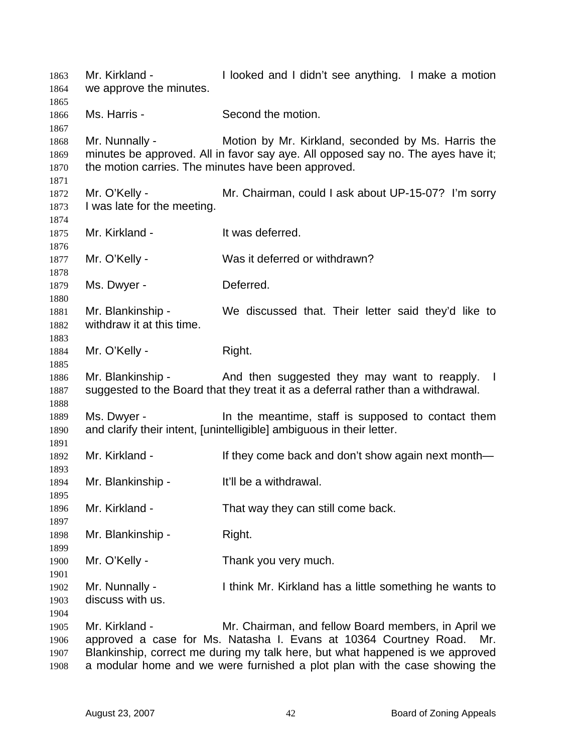Mr. Kirkland - I looked and I didn't see anything. I make a motion we approve the minutes.

Ms. Harris - Second the motion.

Mr. Nunnally - Motion by Mr. Kirkland, seconded by Ms. Harris the minutes be approved. All in favor say aye. All opposed say no. The ayes have it; the motion carries. The minutes have been approved.

Mr. O'Kelly - Mr. Chairman, could I ask about UP-15-07? I'm sorry I was late for the meeting.

Mr. Kirkland - It was deferred.

Mr. O'Kelly - Was it deferred or withdrawn?

Ms. Dwyer - Deferred.

Mr. Blankinship - We discussed that. Their letter said they'd like to withdraw it at this time.

Mr. O'Kelly - Right.

Mr. Blankinship - And then suggested they may want to reapply. I suggested to the Board that they treat it as a deferral rather than a withdrawal.

Ms. Dwyer - In the meantime, staff is supposed to contact them and clarify their intent, [unintelligible] ambiguous in their letter.

Mr. Kirkland - If they come back and don't show again next month—

Mr. Blankinship - It'll be a withdrawal.

Mr. Kirkland - That way they can still come back.

Mr. Blankinship - Right.

Mr. O'Kelly - Thank you very much.

Mr. Nunnally - I think Mr. Kirkland has a little something he wants to discuss with us.

Mr. Kirkland - Mr. Chairman, and fellow Board members, in April we approved a case for Ms. Natasha I. Evans at 10364 Courtney Road. Mr. Blankinship, correct me during my talk here, but what happened is we approved a modular home and we were furnished a plot plan with the case showing the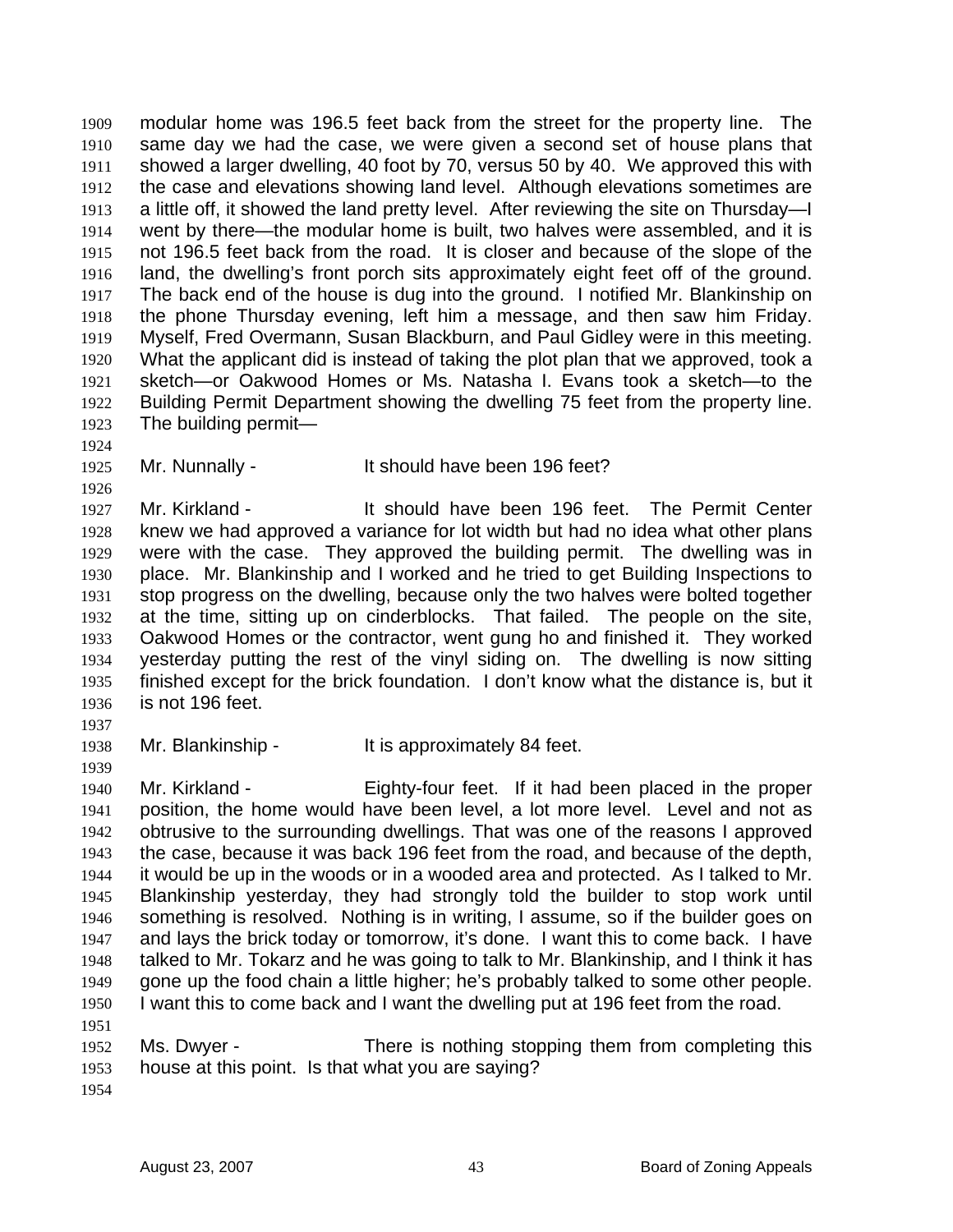modular home was 196.5 feet back from the street for the property line. The same day we had the case, we were given a second set of house plans that showed a larger dwelling, 40 foot by 70, versus 50 by 40. We approved this with the case and elevations showing land level. Although elevations sometimes are a little off, it showed the land pretty level. After reviewing the site on Thursday—I went by there—the modular home is built, two halves were assembled, and it is not 196.5 feet back from the road. It is closer and because of the slope of the land, the dwelling's front porch sits approximately eight feet off of the ground. The back end of the house is dug into the ground. I notified Mr. Blankinship on the phone Thursday evening, left him a message, and then saw him Friday. Myself, Fred Overmann, Susan Blackburn, and Paul Gidley were in this meeting. What the applicant did is instead of taking the plot plan that we approved, took a sketch—or Oakwood Homes or Ms. Natasha I. Evans took a sketch—to the Building Permit Department showing the dwelling 75 feet from the property line. The building permit—

Mr. Nunnally - It should have been 196 feet?

Mr. Kirkland - It should have been 196 feet. The Permit Center knew we had approved a variance for lot width but had no idea what other plans were with the case. They approved the building permit. The dwelling was in place. Mr. Blankinship and I worked and he tried to get Building Inspections to stop progress on the dwelling, because only the two halves were bolted together at the time, sitting up on cinderblocks. That failed. The people on the site, Oakwood Homes or the contractor, went gung ho and finished it. They worked yesterday putting the rest of the vinyl siding on. The dwelling is now sitting finished except for the brick foundation. I don't know what the distance is, but it is not 196 feet.

Mr. Blankinship - It is approximately 84 feet.

Mr. Kirkland - Eighty-four feet. If it had been placed in the proper position, the home would have been level, a lot more level. Level and not as obtrusive to the surrounding dwellings. That was one of the reasons I approved the case, because it was back 196 feet from the road, and because of the depth, it would be up in the woods or in a wooded area and protected. As I talked to Mr. Blankinship yesterday, they had strongly told the builder to stop work until something is resolved. Nothing is in writing, I assume, so if the builder goes on and lays the brick today or tomorrow, it's done. I want this to come back. I have talked to Mr. Tokarz and he was going to talk to Mr. Blankinship, and I think it has gone up the food chain a little higher; he's probably talked to some other people. I want this to come back and I want the dwelling put at 196 feet from the road.

Ms. Dwyer - There is nothing stopping them from completing this house at this point. Is that what you are saying?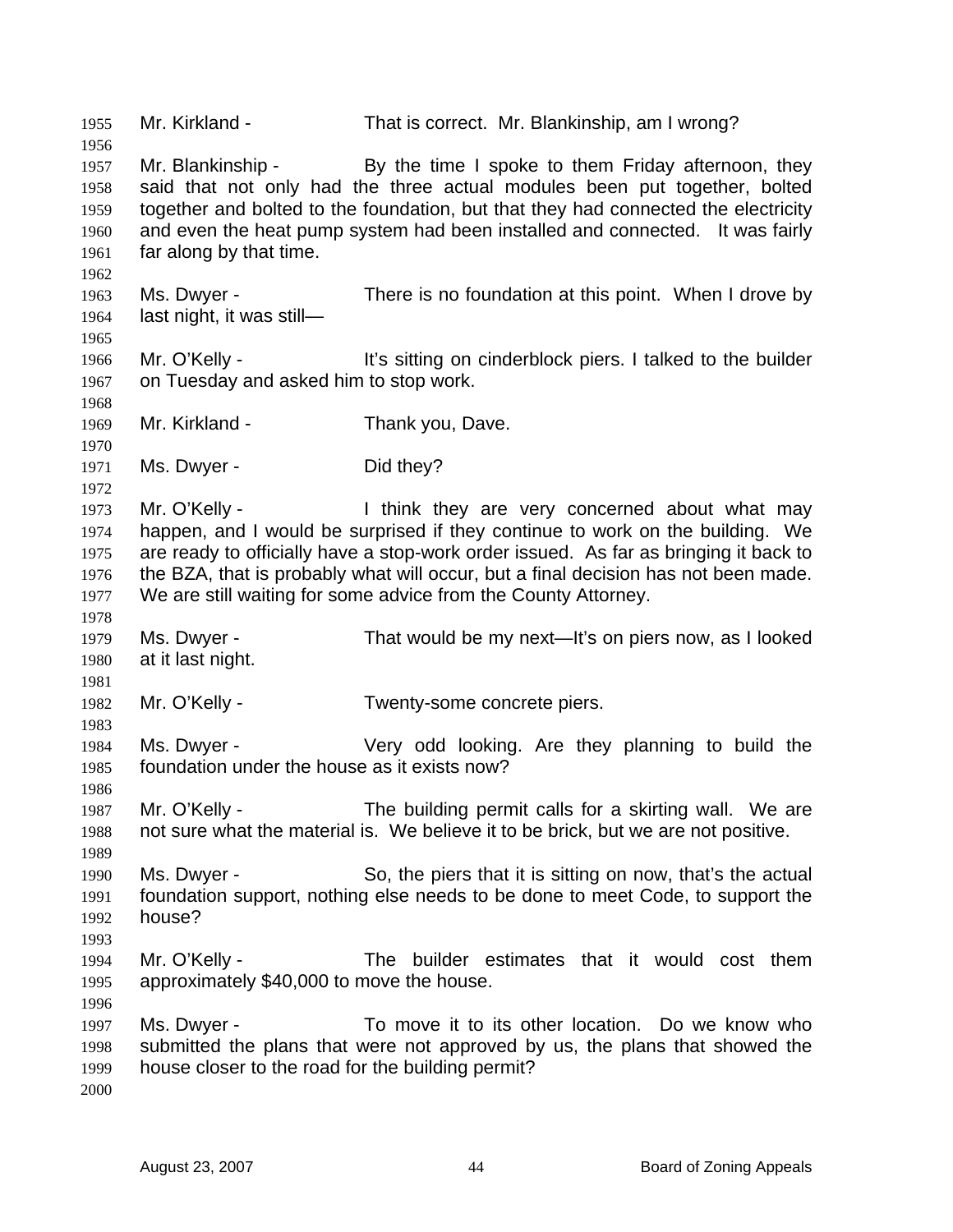Mr. Kirkland - That is correct. Mr. Blankinship, am I wrong?

Mr. Blankinship - By the time I spoke to them Friday afternoon, they said that not only had the three actual modules been put together, bolted together and bolted to the foundation, but that they had connected the electricity and even the heat pump system had been installed and connected. It was fairly far along by that time.

Ms. Dwyer - There is no foundation at this point. When I drove by last night, it was still—

Mr. O'Kelly - It's sitting on cinderblock piers. I talked to the builder on Tuesday and asked him to stop work.

Mr. Kirkland - Thank you, Dave.

Ms. Dwyer - Did they?

Mr. O'Kelly - I think they are very concerned about what may happen, and I would be surprised if they continue to work on the building. We are ready to officially have a stop-work order issued. As far as bringing it back to the BZA, that is probably what will occur, but a final decision has not been made. We are still waiting for some advice from the County Attorney.

Ms. Dwyer - That would be my next—It's on piers now, as I looked at it last night.

Mr. O'Kelly - Twenty-some concrete piers.

Ms. Dwyer - Very odd looking. Are they planning to build the foundation under the house as it exists now?

Mr. O'Kelly - The building permit calls for a skirting wall. We are not sure what the material is. We believe it to be brick, but we are not positive.

Ms. Dwyer - So, the piers that it is sitting on now, that's the actual foundation support, nothing else needs to be done to meet Code, to support the house?

Mr. O'Kelly - The builder estimates that it would cost them approximately $40,000 to move the house.

Ms. Dwyer - To move it to its other location. Do we know who submitted the plans that were not approved by us, the plans that showed the house closer to the road for the building permit?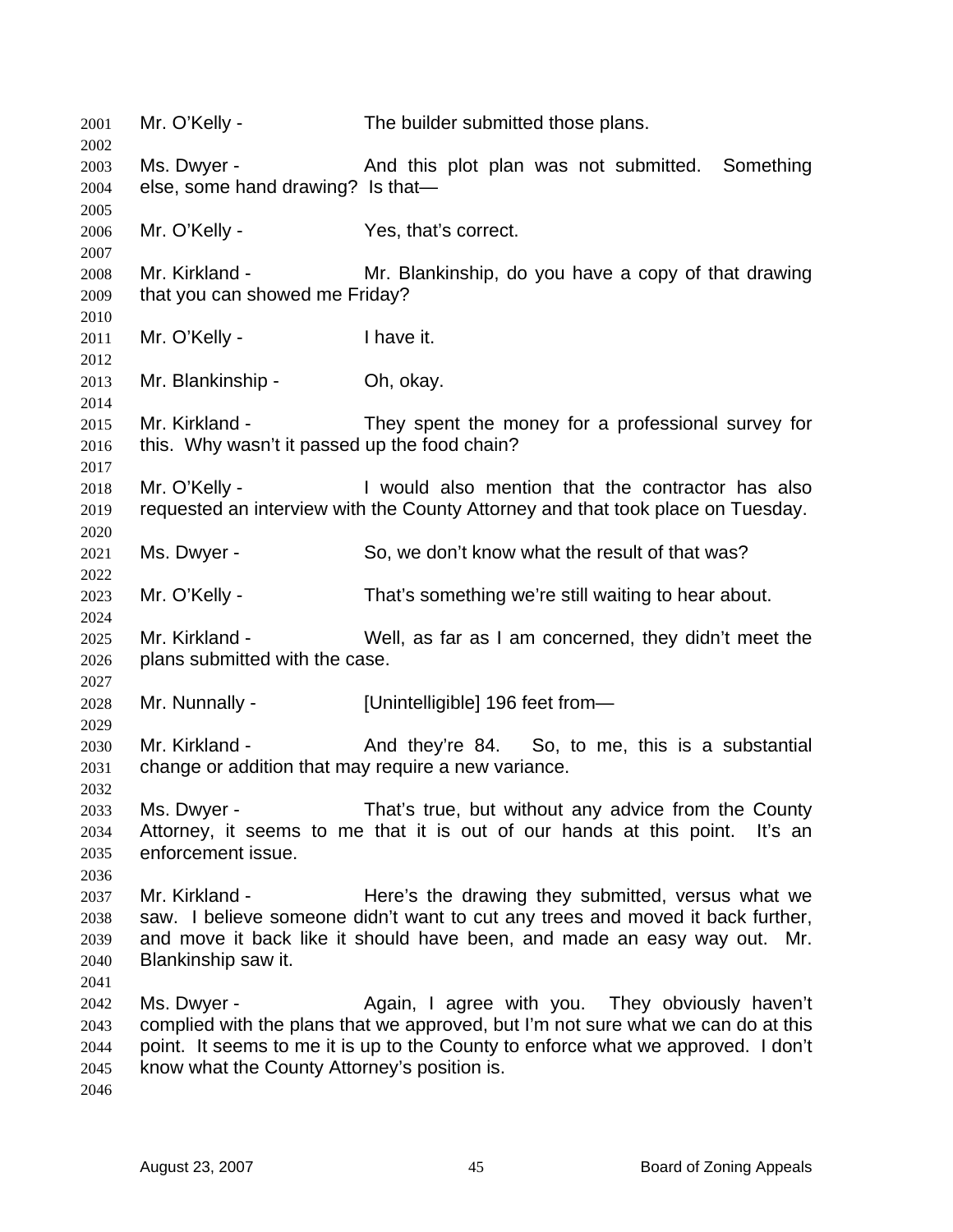Mr. O'Kelly - The builder submitted those plans.

Ms. Dwyer - And this plot plan was not submitted. Something else, some hand drawing? Is that—

Mr. O'Kelly - Yes, that's correct.

Mr. Kirkland - Mr. Blankinship, do you have a copy of that drawing that you can showed me Friday?

Mr. O'Kelly - I have it.

Mr. Blankinship - Oh, okay.

Mr. Kirkland - They spent the money for a professional survey for this. Why wasn't it passed up the food chain?

Mr. O'Kelly - I would also mention that the contractor has also requested an interview with the County Attorney and that took place on Tuesday.

Ms. Dwyer - So, we don't know what the result of that was?

Mr. O'Kelly - That's something we're still waiting to hear about.

Mr. Kirkland - Well, as far as I am concerned, they didn't meet the plans submitted with the case.

Mr. Nunnally - [Unintelligible] 196 feet from—

Mr. Kirkland - And they're 84. So, to me, this is a substantial change or addition that may require a new variance.

Ms. Dwyer - That's true, but without any advice from the County Attorney, it seems to me that it is out of our hands at this point. It's an enforcement issue.

Mr. Kirkland - Here's the drawing they submitted, versus what we saw. I believe someone didn't want to cut any trees and moved it back further, and move it back like it should have been, and made an easy way out. Mr. Blankinship saw it.

Ms. Dwyer - Again, I agree with you. They obviously haven't complied with the plans that we approved, but I'm not sure what we can do at this point. It seems to me it is up to the County to enforce what we approved. I don't know what the County Attorney's position is.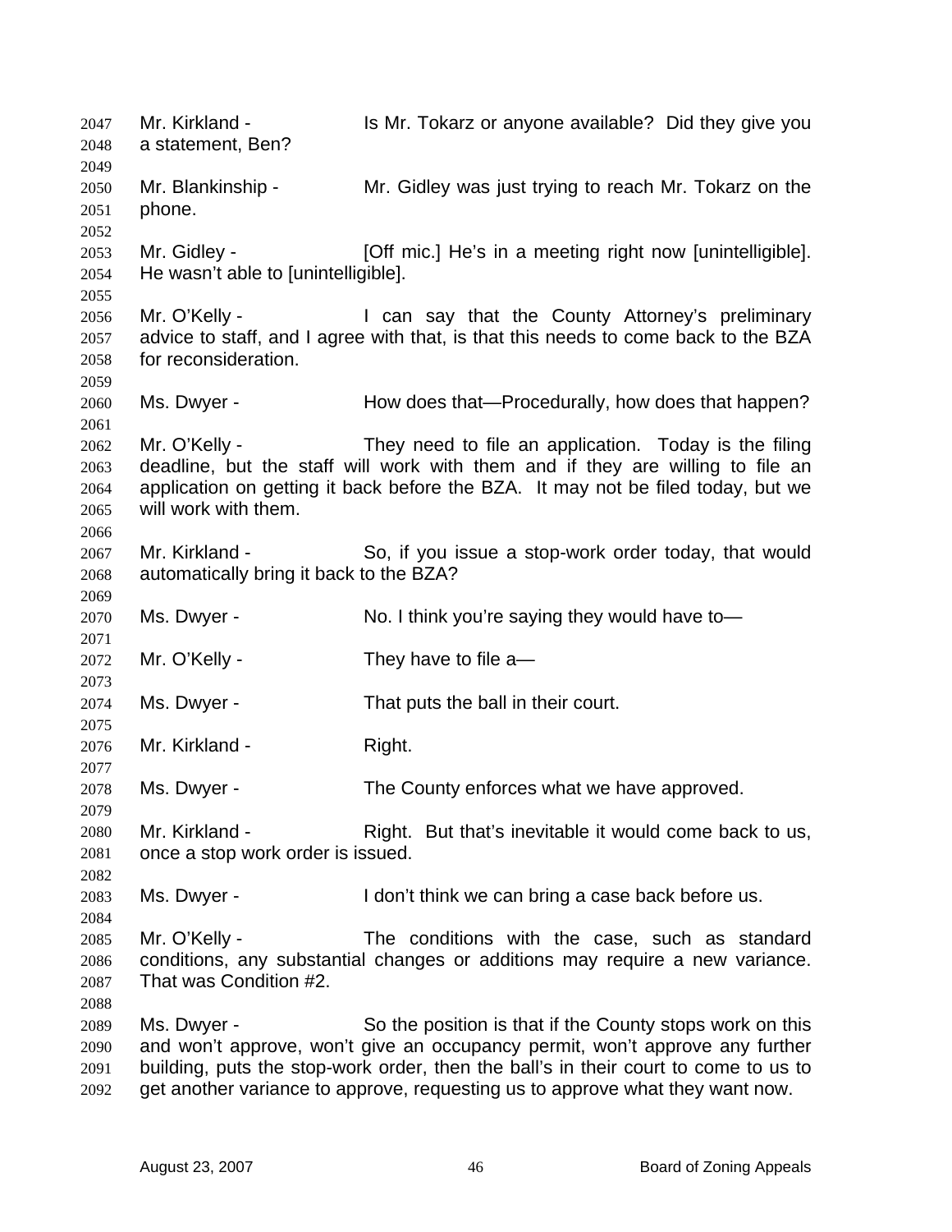2047 Mr. Kirkland - Is Mr. Tokarz or anyone available? Did they give you
2048 a statement, Ben?
2049
2050 Mr. Blankinship - Mr. Gidley was just trying to reach Mr. Tokarz on the
2051 phone.
2052
2053 Mr. Gidley - [Off mic.] He's in a meeting right now [unintelligible].
2054 He wasn't able to [unintelligible].
2055
2056 Mr. O'Kelly - I can say that the County Attorney's preliminary
2057 advice to staff, and I agree with that, is that this needs to come back to the BZA
2058 for reconsideration.
2059
2060 Ms. Dwyer - How does that—Procedurally, how does that happen?
2061
2062 Mr. O'Kelly - They need to file an application. Today is the filing
2063 deadline, but the staff will work with them and if they are willing to file an
2064 application on getting it back before the BZA. It may not be filed today, but we
2065 will work with them.
2066
2067 Mr. Kirkland - So, if you issue a stop-work order today, that would
2068 automatically bring it back to the BZA?
2069
2070 Ms. Dwyer - No. I think you're saying they would have to—
2071
2072 Mr. O'Kelly - They have to file a—
2073
2074 Ms. Dwyer - That puts the ball in their court.
2075
2076 Mr. Kirkland - Right.
2077
2078 Ms. Dwyer - The County enforces what we have approved.
2079
2080 Mr. Kirkland - Right. But that's inevitable it would come back to us,
2081 once a stop work order is issued.
2082
2083 Ms. Dwyer - I don't think we can bring a case back before us.
2084
2085 Mr. O'Kelly - The conditions with the case, such as standard
2086 conditions, any substantial changes or additions may require a new variance.
2087 That was Condition #2.
2088
2089 Ms. Dwyer - So the position is that if the County stops work on this
2090 and won't approve, won't give an occupancy permit, won't approve any further
2091 building, puts the stop-work order, then the ball's in their court to come to us to
2092 get another variance to approve, requesting us to approve what they want now.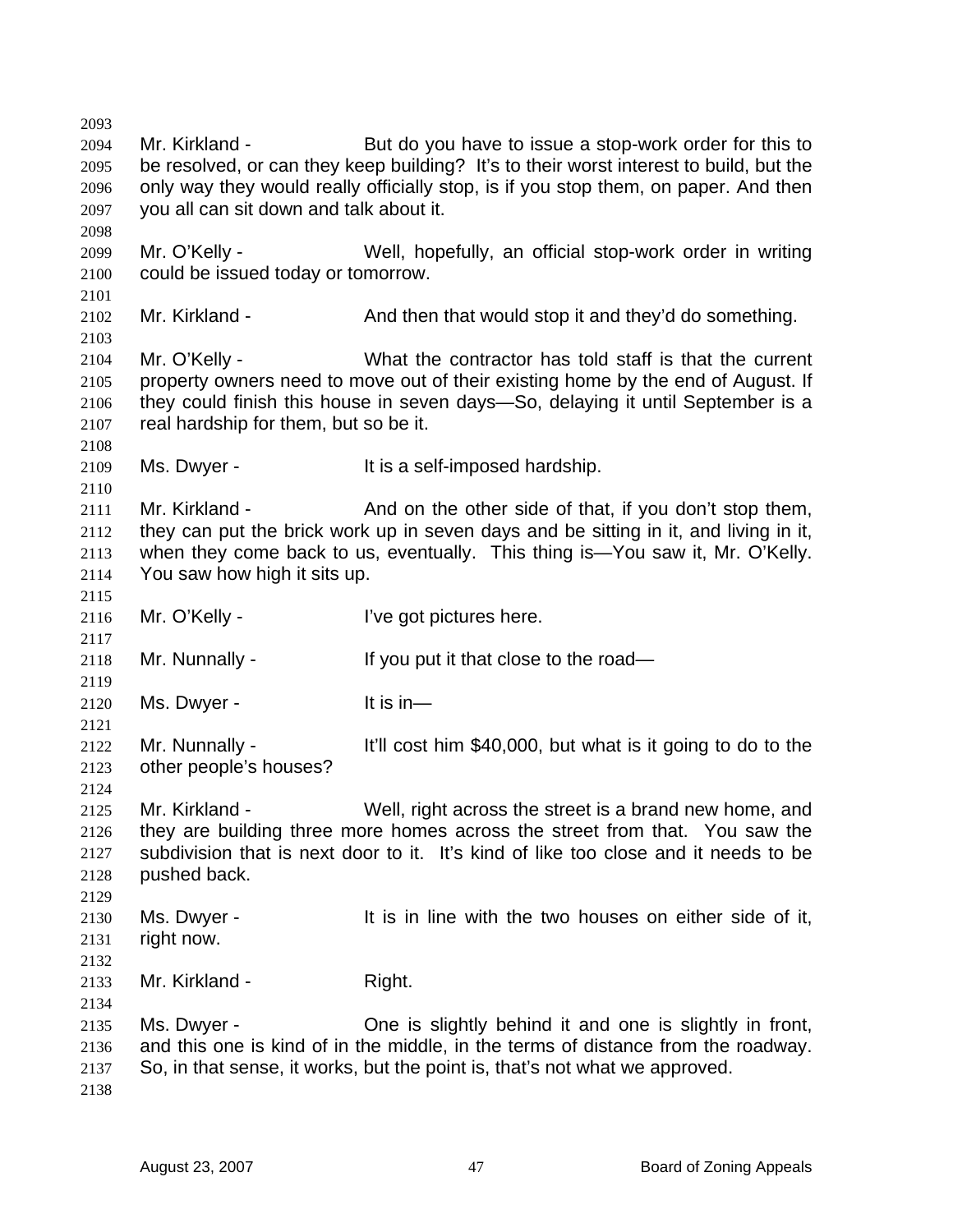Mr. Kirkland - But do you have to issue a stop-work order for this to be resolved, or can they keep building? It's to their worst interest to build, but the only way they would really officially stop, is if you stop them, on paper. And then you all can sit down and talk about it.

Mr. O'Kelly - Well, hopefully, an official stop-work order in writing could be issued today or tomorrow.

Mr. Kirkland - And then that would stop it and they'd do something.

Mr. O'Kelly - What the contractor has told staff is that the current property owners need to move out of their existing home by the end of August. If they could finish this house in seven days—So, delaying it until September is a real hardship for them, but so be it.

Ms. Dwyer - It is a self-imposed hardship.

Mr. Kirkland - And on the other side of that, if you don't stop them, they can put the brick work up in seven days and be sitting in it, and living in it, when they come back to us, eventually. This thing is—You saw it, Mr. O'Kelly. You saw how high it sits up.

Mr. O'Kelly - I've got pictures here.

Mr. Nunnally - If you put it that close to the road—

Ms. Dwyer - It is in—

Mr. Nunnally - It'll cost him $40,000, but what is it going to do to the other people's houses?

Mr. Kirkland - Well, right across the street is a brand new home, and they are building three more homes across the street from that. You saw the subdivision that is next door to it. It's kind of like too close and it needs to be pushed back.

Ms. Dwyer - It is in line with the two houses on either side of it, right now.

Mr. Kirkland - Right.

Ms. Dwyer - One is slightly behind it and one is slightly in front, and this one is kind of in the middle, in the terms of distance from the roadway. So, in that sense, it works, but the point is, that's not what we approved.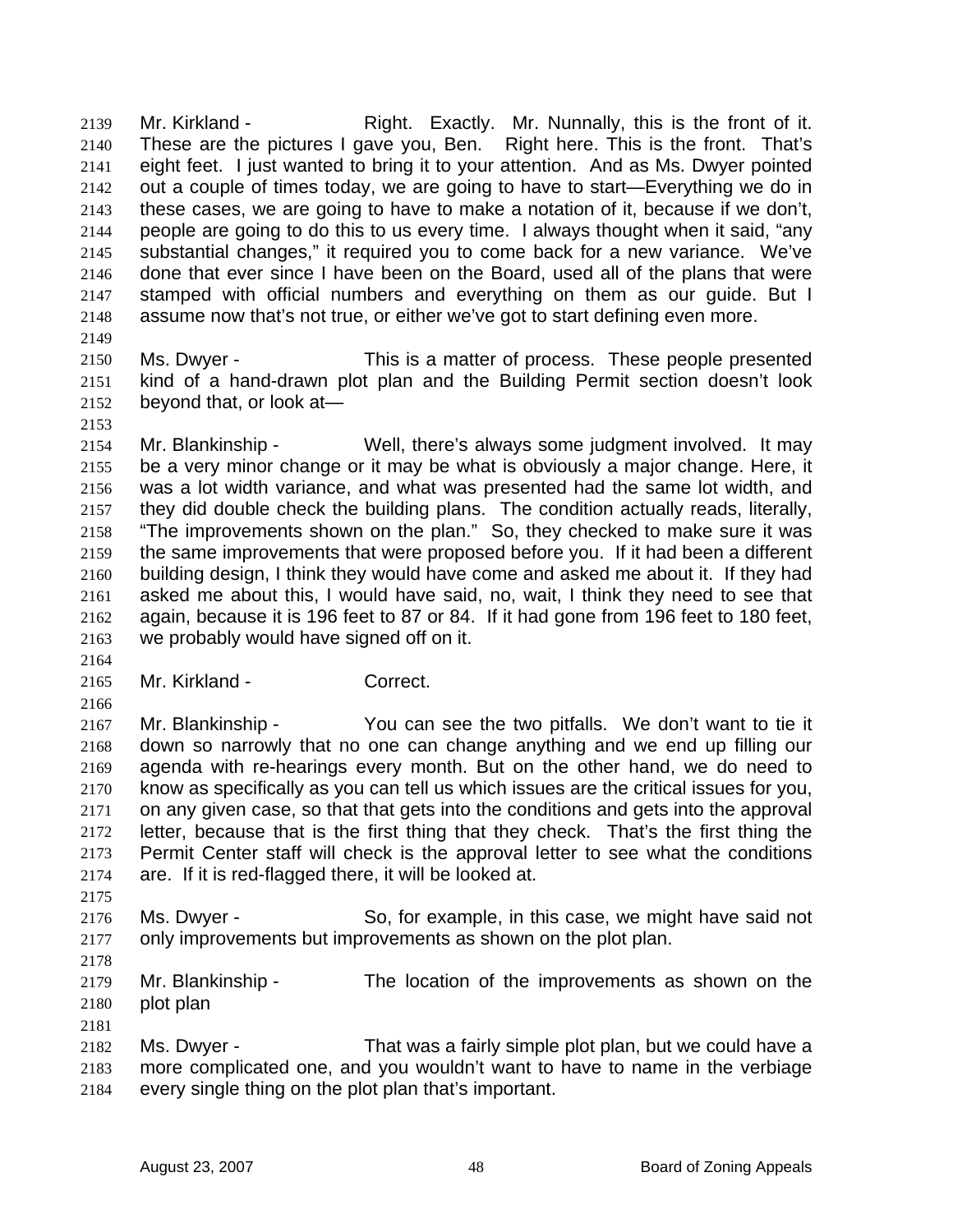Mr. Kirkland - Right. Exactly. Mr. Nunnally, this is the front of it. These are the pictures I gave you, Ben. Right here. This is the front. That's eight feet. I just wanted to bring it to your attention. And as Ms. Dwyer pointed out a couple of times today, we are going to have to start—Everything we do in these cases, we are going to have to make a notation of it, because if we don't, people are going to do this to us every time. I always thought when it said, "any substantial changes," it required you to come back for a new variance. We've done that ever since I have been on the Board, used all of the plans that were stamped with official numbers and everything on them as our guide. But I assume now that's not true, or either we've got to start defining even more.

Ms. Dwyer - This is a matter of process. These people presented kind of a hand-drawn plot plan and the Building Permit section doesn't look beyond that, or look at—

Mr. Blankinship - Well, there's always some judgment involved. It may be a very minor change or it may be what is obviously a major change. Here, it was a lot width variance, and what was presented had the same lot width, and they did double check the building plans. The condition actually reads, literally, "The improvements shown on the plan." So, they checked to make sure it was the same improvements that were proposed before you. If it had been a different building design, I think they would have come and asked me about it. If they had asked me about this, I would have said, no, wait, I think they need to see that again, because it is 196 feet to 87 or 84. If it had gone from 196 feet to 180 feet, we probably would have signed off on it.

Mr. Kirkland - Correct.

Mr. Blankinship - You can see the two pitfalls. We don't want to tie it down so narrowly that no one can change anything and we end up filling our agenda with re-hearings every month. But on the other hand, we do need to know as specifically as you can tell us which issues are the critical issues for you, on any given case, so that that gets into the conditions and gets into the approval letter, because that is the first thing that they check. That's the first thing the Permit Center staff will check is the approval letter to see what the conditions are. If it is red-flagged there, it will be looked at.

Ms. Dwyer - So, for example, in this case, we might have said not only improvements but improvements as shown on the plot plan.

Mr. Blankinship - The location of the improvements as shown on the plot plan

Ms. Dwyer - That was a fairly simple plot plan, but we could have a more complicated one, and you wouldn't want to have to name in the verbiage every single thing on the plot plan that's important.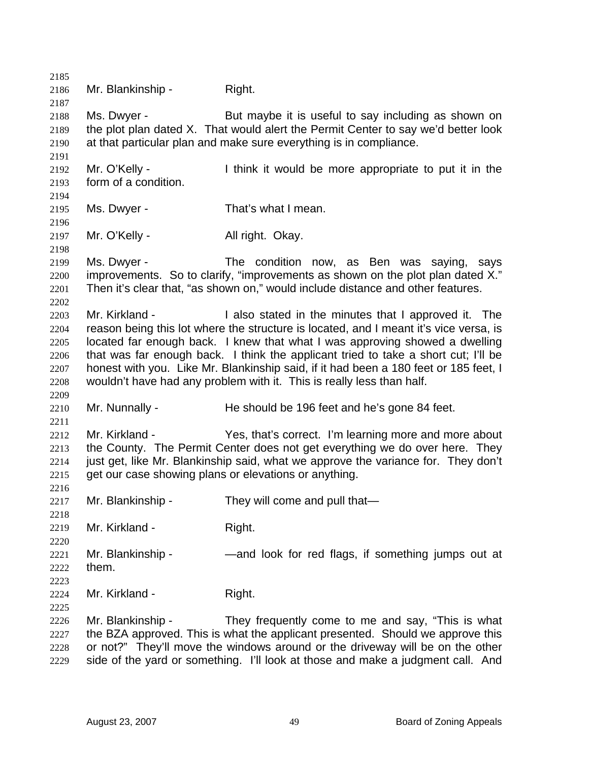Mr. Blankinship - Right.

Ms. Dwyer - But maybe it is useful to say including as shown on the plot plan dated X. That would alert the Permit Center to say we'd better look at that particular plan and make sure everything is in compliance.

Mr. O'Kelly - I think it would be more appropriate to put it in the form of a condition.

Ms. Dwyer - That's what I mean.

Mr. O'Kelly - All right. Okay.

Ms. Dwyer - The condition now, as Ben was saying, says improvements. So to clarify, "improvements as shown on the plot plan dated X." Then it's clear that, "as shown on," would include distance and other features.

Mr. Kirkland - I also stated in the minutes that I approved it. The reason being this lot where the structure is located, and I meant it's vice versa, is located far enough back. I knew that what I was approving showed a dwelling that was far enough back. I think the applicant tried to take a short cut; I'll be honest with you. Like Mr. Blankinship said, if it had been a 180 feet or 185 feet, I wouldn't have had any problem with it. This is really less than half.

Mr. Nunnally - He should be 196 feet and he's gone 84 feet.

Mr. Kirkland - Yes, that's correct. I'm learning more and more about the County. The Permit Center does not get everything we do over here. They just get, like Mr. Blankinship said, what we approve the variance for. They don't get our case showing plans or elevations or anything.

Mr. Blankinship - They will come and pull that—

Mr. Kirkland - Right.

Mr. Blankinship - —and look for red flags, if something jumps out at them.

Mr. Kirkland - Right.

Mr. Blankinship - They frequently come to me and say, "This is what the BZA approved. This is what the applicant presented. Should we approve this or not?" They'll move the windows around or the driveway will be on the other side of the yard or something. I'll look at those and make a judgment call. And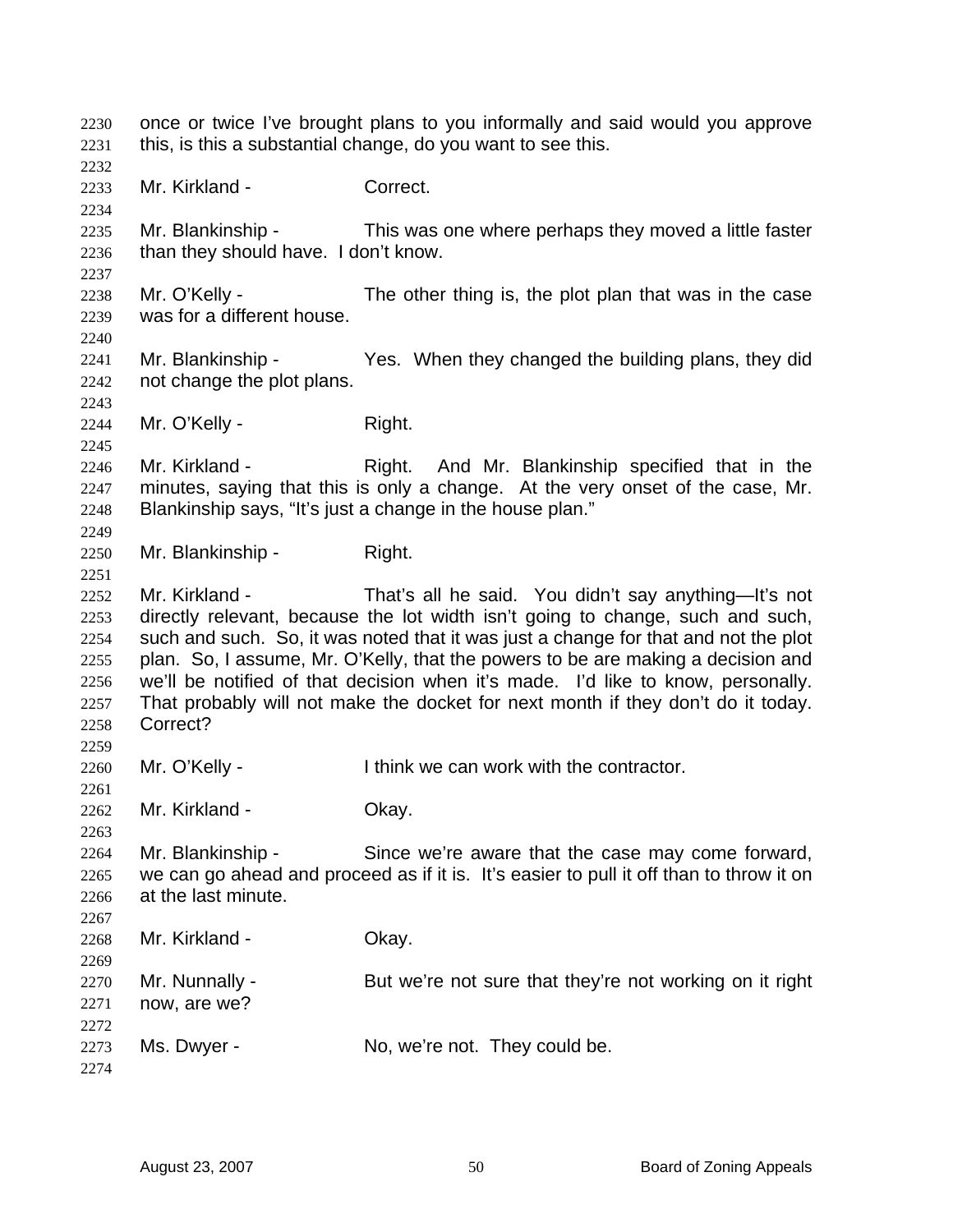once or twice I've brought plans to you informally and said would you approve this, is this a substantial change, do you want to see this.

Mr. Kirkland - Correct.

Mr. Blankinship - This was one where perhaps they moved a little faster than they should have. I don't know.

Mr. O'Kelly - The other thing is, the plot plan that was in the case was for a different house.

Mr. Blankinship - Yes. When they changed the building plans, they did not change the plot plans.

Mr. O'Kelly - Right.

Mr. Kirkland - Right. And Mr. Blankinship specified that in the minutes, saying that this is only a change. At the very onset of the case, Mr. Blankinship says, "It's just a change in the house plan."

Mr. Blankinship - Right.

Mr. Kirkland - That's all he said. You didn't say anything—It's not directly relevant, because the lot width isn't going to change, such and such, such and such. So, it was noted that it was just a change for that and not the plot plan. So, I assume, Mr. O'Kelly, that the powers to be are making a decision and we'll be notified of that decision when it's made. I'd like to know, personally. That probably will not make the docket for next month if they don't do it today. Correct?

Mr. O'Kelly - I think we can work with the contractor.

Mr. Kirkland - Okay.

Mr. Blankinship - Since we're aware that the case may come forward, we can go ahead and proceed as if it is. It's easier to pull it off than to throw it on at the last minute.

Mr. Kirkland - Okay.

Mr. Nunnally - But we're not sure that they're not working on it right now, are we?

Ms. Dwyer - No, we're not. They could be.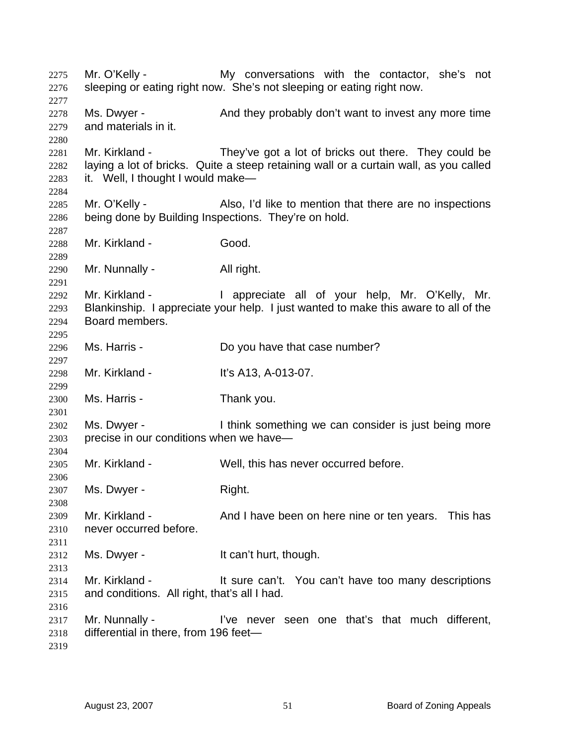Mr. O'Kelly - My conversations with the contactor, she's not sleeping or eating right now. She's not sleeping or eating right now.

Ms. Dwyer - And they probably don't want to invest any more time and materials in it.

Mr. Kirkland - They've got a lot of bricks out there. They could be laying a lot of bricks. Quite a steep retaining wall or a curtain wall, as you called it. Well, I thought I would make—

Mr. O'Kelly - Also, I'd like to mention that there are no inspections being done by Building Inspections. They're on hold.

Mr. Kirkland - Good.

Mr. Nunnally - All right.

Mr. Kirkland - I appreciate all of your help, Mr. O'Kelly, Mr. Blankinship. I appreciate your help. I just wanted to make this aware to all of the Board members.

Ms. Harris - Do you have that case number?

Mr. Kirkland - It's A13, A-013-07.

Ms. Harris - Thank you.

Ms. Dwyer - I think something we can consider is just being more precise in our conditions when we have—

Mr. Kirkland - Well, this has never occurred before.

Ms. Dwyer - Right.

Mr. Kirkland - And I have been on here nine or ten years. This has never occurred before.

Ms. Dwyer - It can't hurt, though.

Mr. Kirkland - It sure can't. You can't have too many descriptions and conditions. All right, that's all I had.

Mr. Nunnally - I've never seen one that's that much different, differential in there, from 196 feet—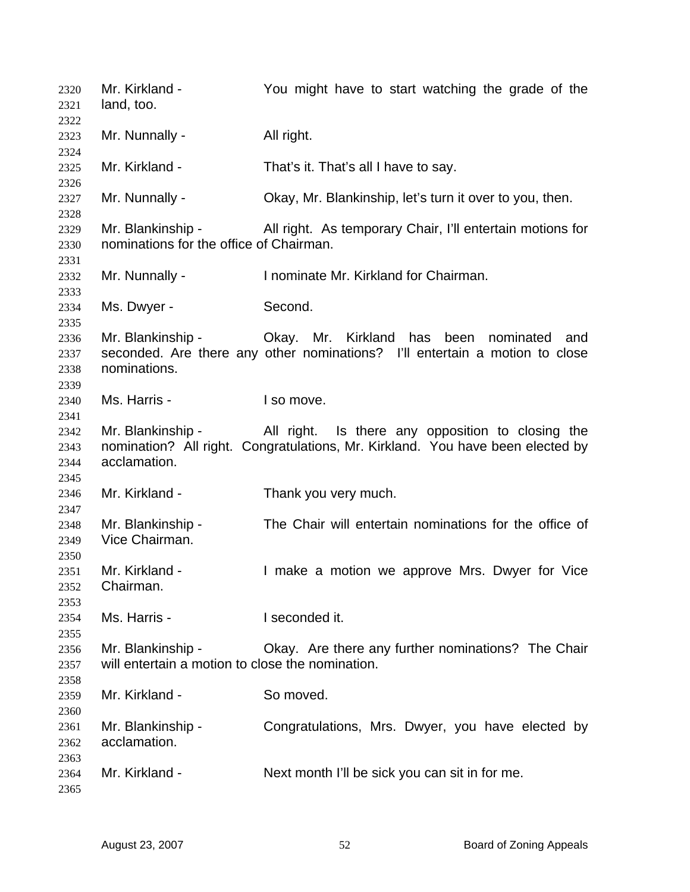Mr. Kirkland - You might have to start watching the grade of the land, too.

Mr. Nunnally - All right.

Mr. Kirkland - That's it. That's all I have to say.

Mr. Nunnally - Okay, Mr. Blankinship, let's turn it over to you, then.

Mr. Blankinship - All right. As temporary Chair, I'll entertain motions for nominations for the office of Chairman.

Mr. Nunnally - I nominate Mr. Kirkland for Chairman.

Ms. Dwyer - Second.

Mr. Blankinship - Okay. Mr. Kirkland has been nominated and seconded. Are there any other nominations? I'll entertain a motion to close nominations.

Ms. Harris - I so move.

Mr. Blankinship - All right. Is there any opposition to closing the nomination? All right. Congratulations, Mr. Kirkland. You have been elected by acclamation.

Mr. Kirkland - Thank you very much.

Mr. Blankinship - The Chair will entertain nominations for the office of Vice Chairman.

Mr. Kirkland - I make a motion we approve Mrs. Dwyer for Vice Chairman.

Ms. Harris - I seconded it.

Mr. Blankinship - Okay. Are there any further nominations? The Chair will entertain a motion to close the nomination.

Mr. Kirkland - So moved.

Mr. Blankinship - Congratulations, Mrs. Dwyer, you have elected by acclamation.

Mr. Kirkland - Next month I'll be sick you can sit in for me.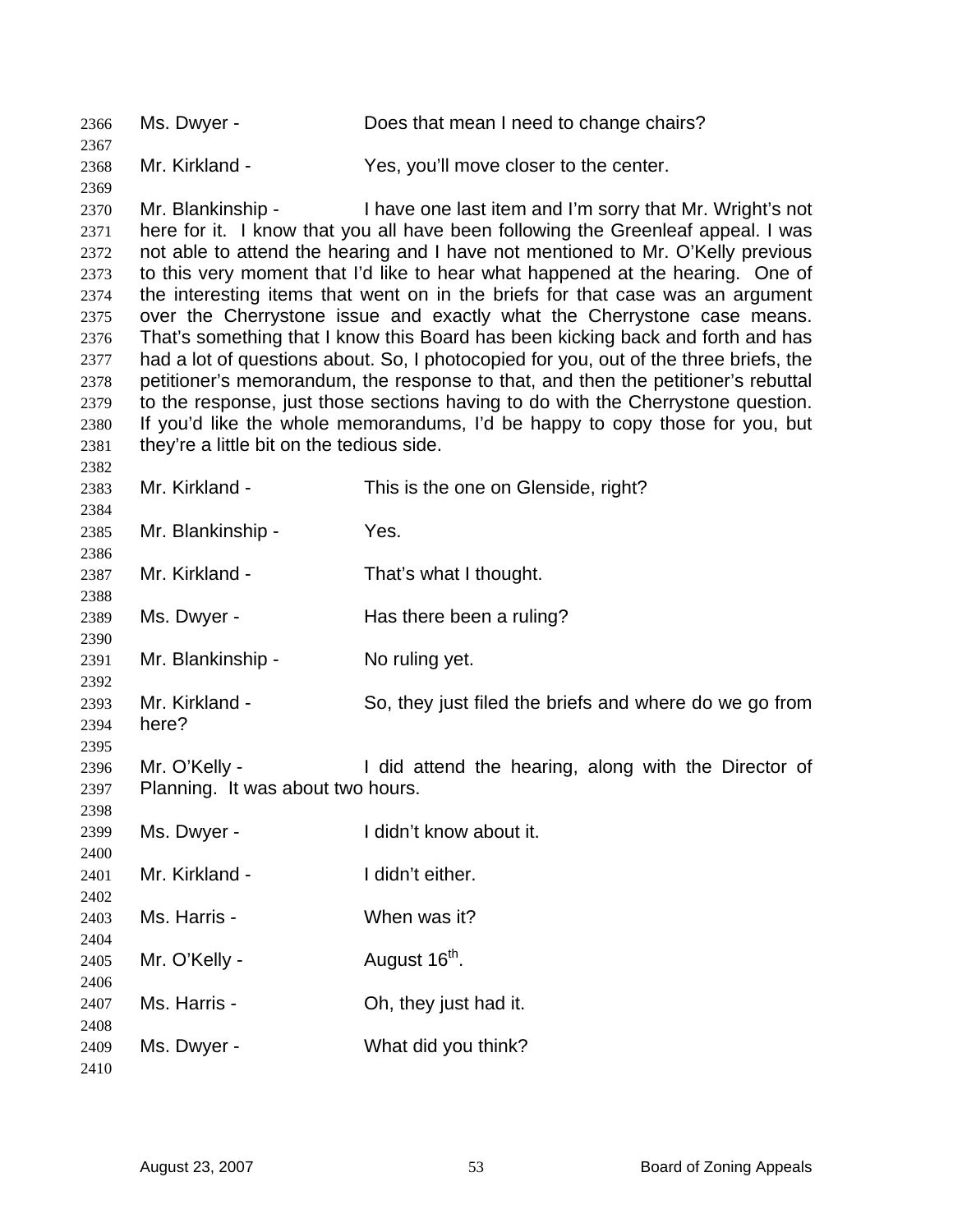Ms. Dwyer - Does that mean I need to change chairs?

Mr. Kirkland - Yes, you'll move closer to the center.

Mr. Blankinship - I have one last item and I'm sorry that Mr. Wright's not here for it. I know that you all have been following the Greenleaf appeal. I was not able to attend the hearing and I have not mentioned to Mr. O'Kelly previous to this very moment that I'd like to hear what happened at the hearing. One of the interesting items that went on in the briefs for that case was an argument over the Cherrystone issue and exactly what the Cherrystone case means. That's something that I know this Board has been kicking back and forth and has had a lot of questions about. So, I photocopied for you, out of the three briefs, the petitioner's memorandum, the response to that, and then the petitioner's rebuttal to the response, just those sections having to do with the Cherrystone question. If you'd like the whole memorandums, I'd be happy to copy those for you, but they're a little bit on the tedious side.

Mr. Kirkland - This is the one on Glenside, right?

Mr. Blankinship - Yes.

Mr. Kirkland - That's what I thought.

Ms. Dwyer - Has there been a ruling?

Mr. Blankinship - No ruling yet.

Mr. Kirkland - So, they just filed the briefs and where do we go from here?

Mr. O'Kelly - I did attend the hearing, along with the Director of Planning. It was about two hours.

Ms. Dwyer - I didn't know about it.

Mr. Kirkland - I didn't either.

Ms. Harris - When was it?

Mr. O'Kelly - August 16th.

Ms. Harris - Oh, they just had it.

Ms. Dwyer - What did you think?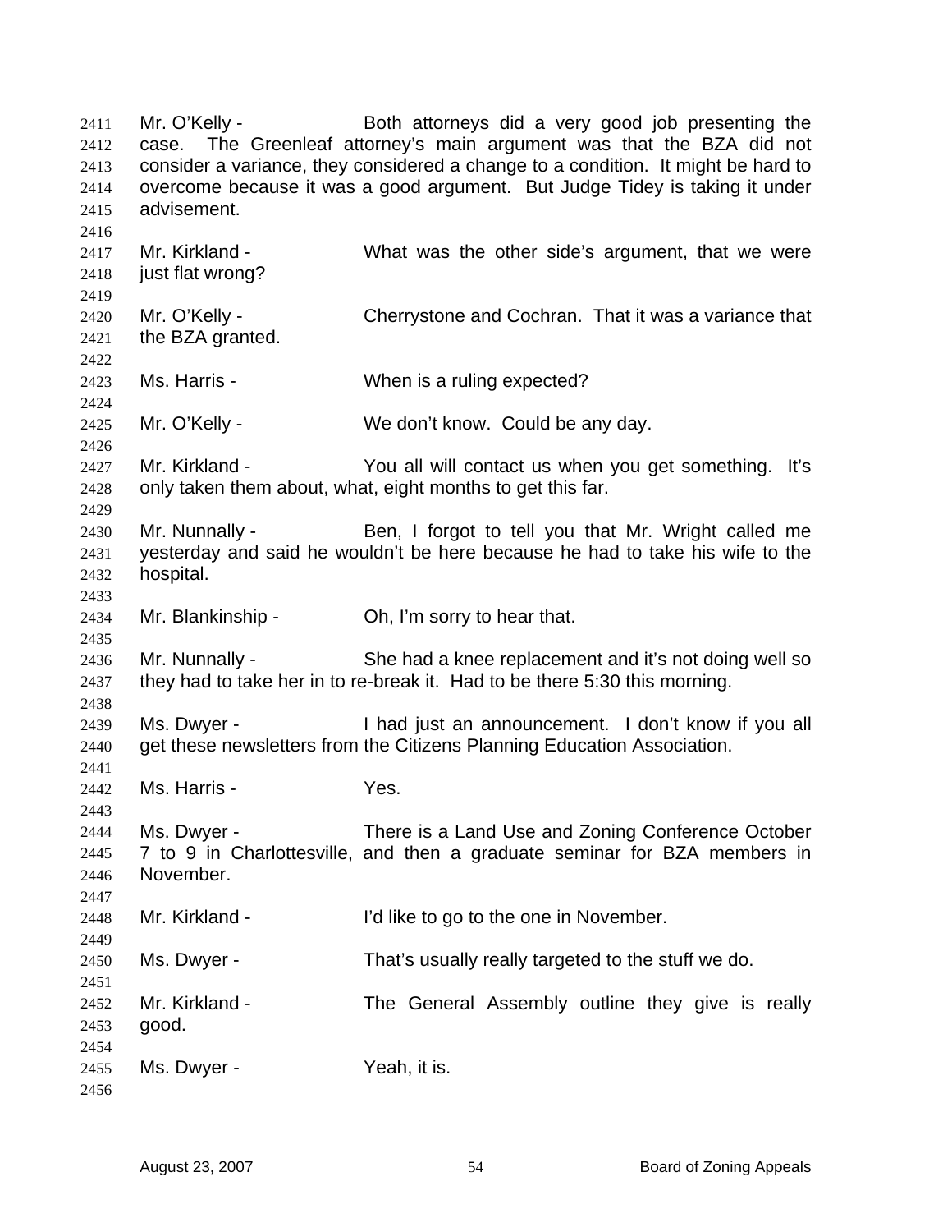Mr. O'Kelly - Both attorneys did a very good job presenting the case. The Greenleaf attorney's main argument was that the BZA did not consider a variance, they considered a change to a condition. It might be hard to overcome because it was a good argument. But Judge Tidey is taking it under advisement.

Mr. Kirkland - What was the other side's argument, that we were just flat wrong?

Mr. O'Kelly - Cherrystone and Cochran. That it was a variance that the BZA granted.

Ms. Harris - When is a ruling expected?

Mr. O'Kelly - We don't know. Could be any day.

Mr. Kirkland - You all will contact us when you get something. It's only taken them about, what, eight months to get this far.

Mr. Nunnally - Ben, I forgot to tell you that Mr. Wright called me yesterday and said he wouldn't be here because he had to take his wife to the hospital.

Mr. Blankinship - Oh, I'm sorry to hear that.

Mr. Nunnally - She had a knee replacement and it's not doing well so they had to take her in to re-break it. Had to be there 5:30 this morning.

Ms. Dwyer - I had just an announcement. I don't know if you all get these newsletters from the Citizens Planning Education Association.

Ms. Harris - Yes.

Ms. Dwyer - There is a Land Use and Zoning Conference October 7 to 9 in Charlottesville, and then a graduate seminar for BZA members in November.

Mr. Kirkland - I'd like to go to the one in November.

Ms. Dwyer - That's usually really targeted to the stuff we do.

Mr. Kirkland - The General Assembly outline they give is really good.

Ms. Dwyer - Yeah, it is.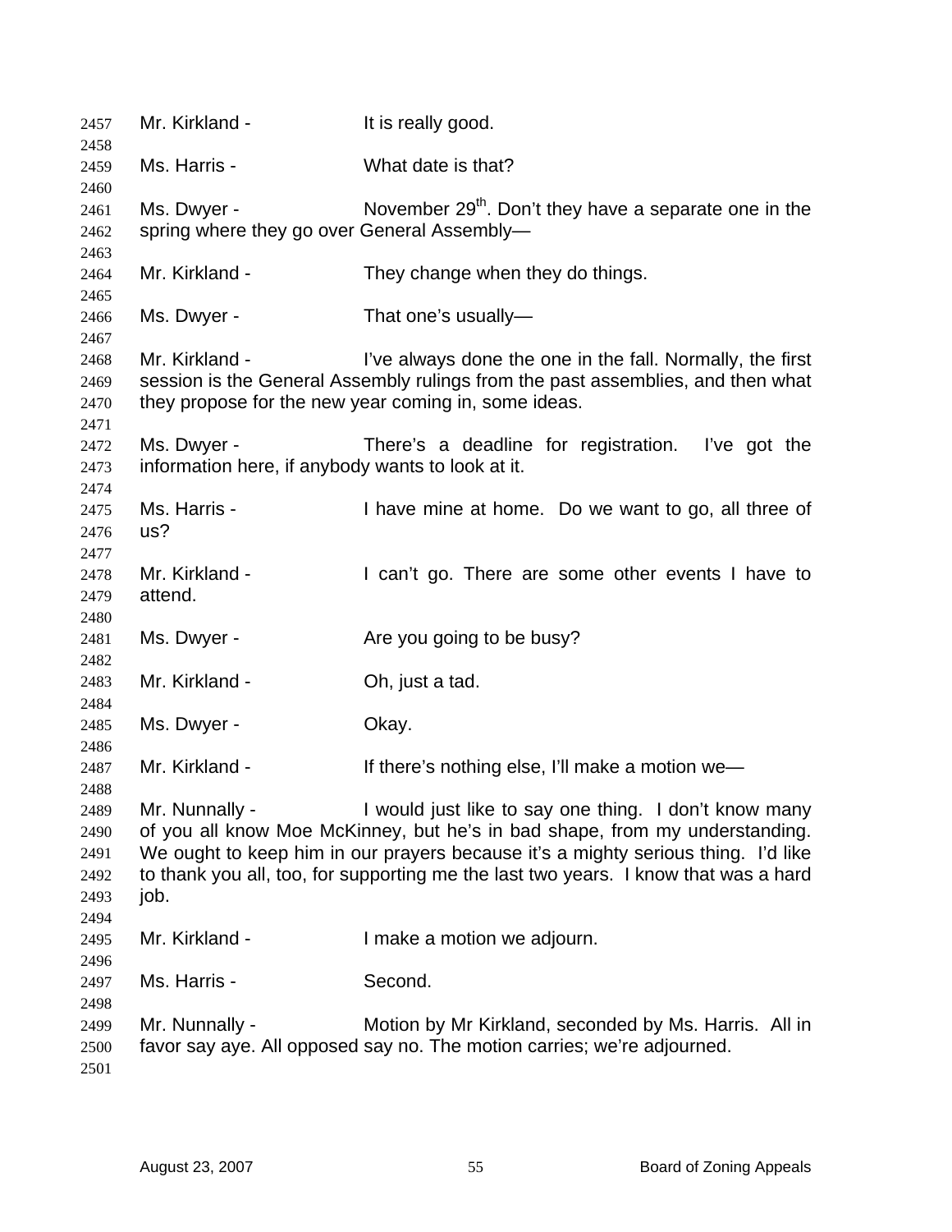2457 Mr. Kirkland - It is really good.
2458
2459 Ms. Harris - What date is that?
2460
2461 Ms. Dwyer - November 29th. Don't they have a separate one in the
2462 spring where they go over General Assembly—
2463
2464 Mr. Kirkland - They change when they do things.
2465
2466 Ms. Dwyer - That one's usually—
2467
2468 Mr. Kirkland - I've always done the one in the fall. Normally, the first
2469 session is the General Assembly rulings from the past assemblies, and then what
2470 they propose for the new year coming in, some ideas.
2471
2472 Ms. Dwyer - There's a deadline for registration. I've got the
2473 information here, if anybody wants to look at it.
2474
2475 Ms. Harris - I have mine at home. Do we want to go, all three of
2476 us?
2477
2478 Mr. Kirkland - I can't go. There are some other events I have to
2479 attend.
2480
2481 Ms. Dwyer - Are you going to be busy?
2482
2483 Mr. Kirkland - Oh, just a tad.
2484
2485 Ms. Dwyer - Okay.
2486
2487 Mr. Kirkland - If there's nothing else, I'll make a motion we—
2488
2489 Mr. Nunnally - I would just like to say one thing. I don't know many
2490 of you all know Moe McKinney, but he's in bad shape, from my understanding.
2491 We ought to keep him in our prayers because it's a mighty serious thing. I'd like
2492 to thank you all, too, for supporting me the last two years. I know that was a hard
2493 job.
2494
2495 Mr. Kirkland - I make a motion we adjourn.
2496
2497 Ms. Harris - Second.
2498
2499 Mr. Nunnally - Motion by Mr Kirkland, seconded by Ms. Harris. All in
2500 favor say aye. All opposed say no. The motion carries; we're adjourned.
2501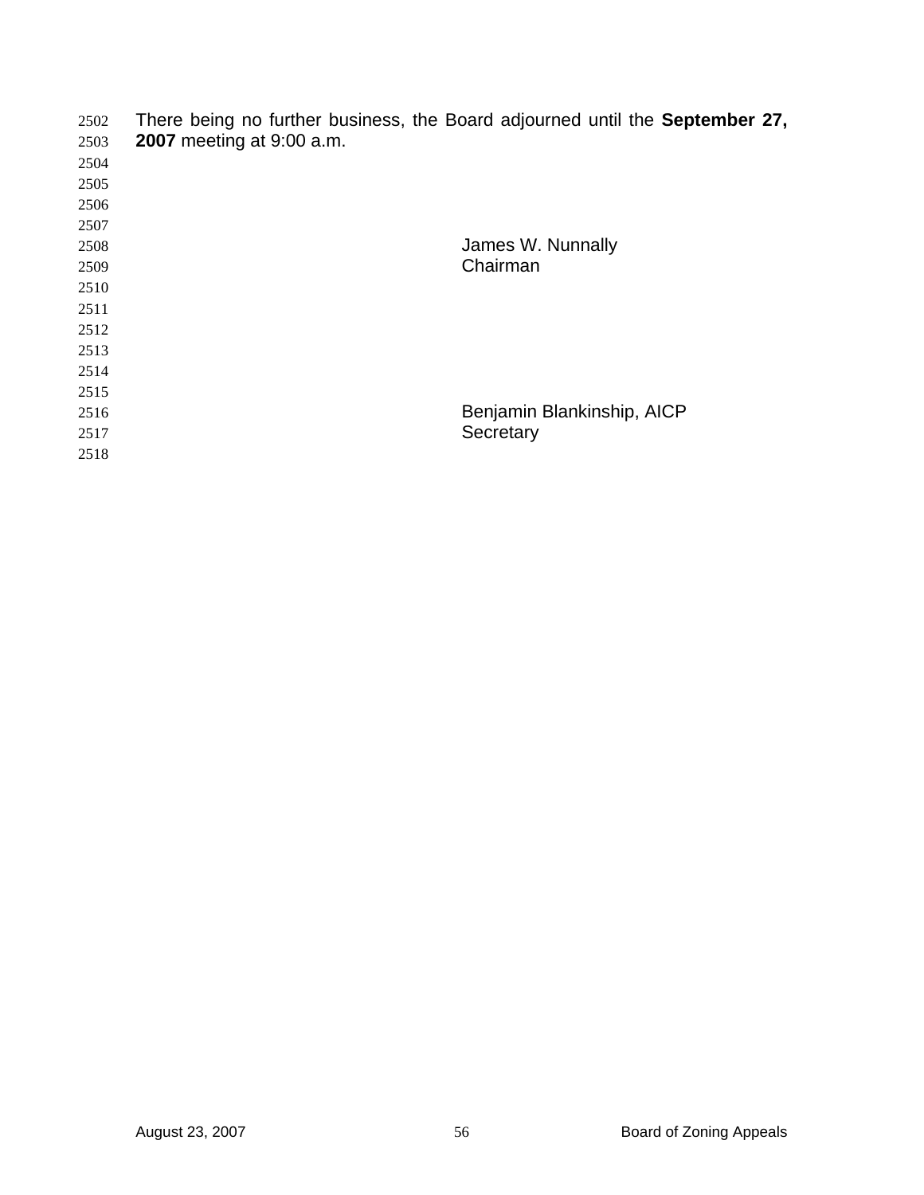There being no further business, the Board adjourned until the **September 27, 2007** meeting at 9:00 a.m.

James W. Nunnally
Chairman

Benjamin Blankinship, AICP
Secretary